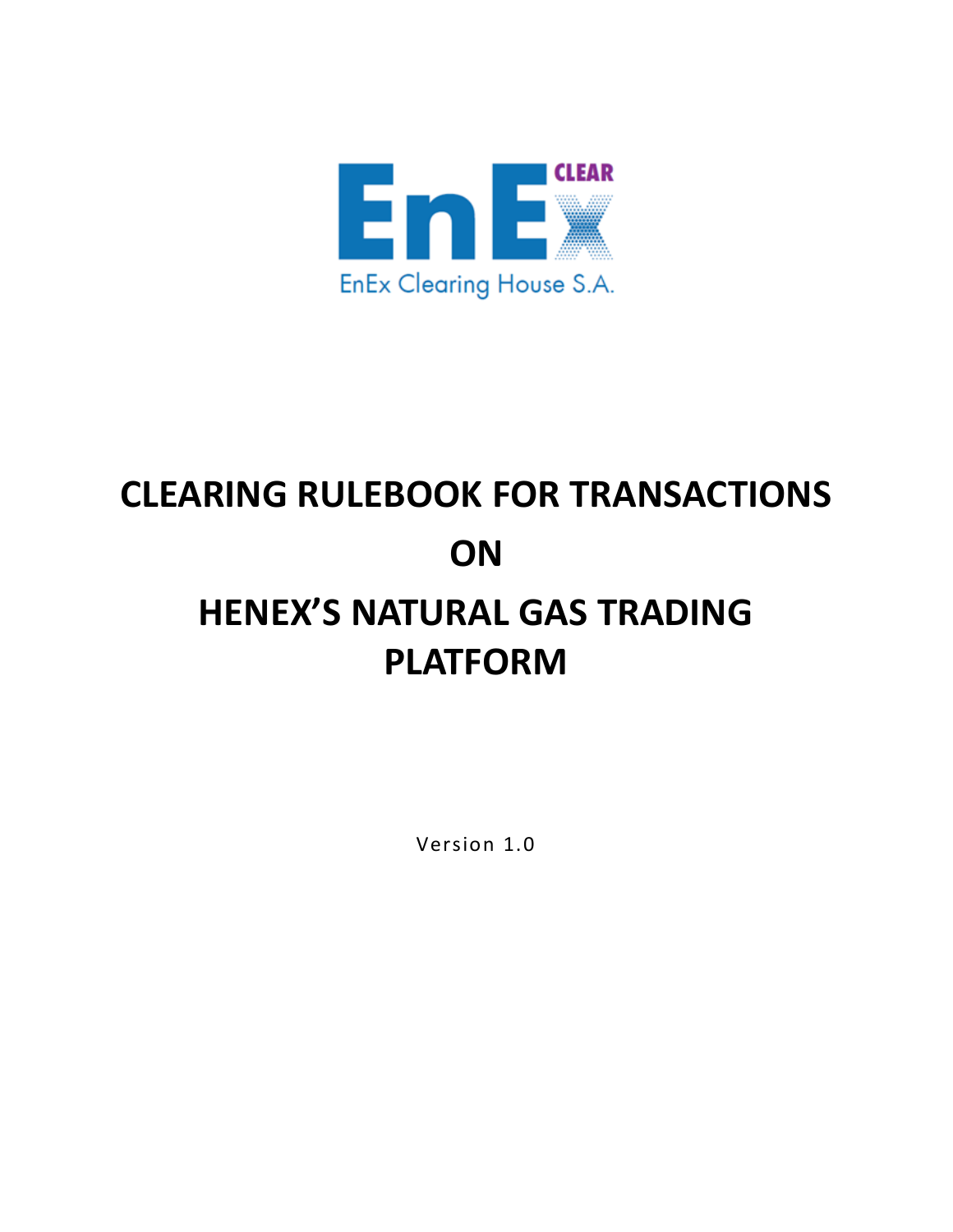EnEx CLEAR

EnEx Clearing House S.A.

# CLEARING RULEBOOK FOR TRANSACTIONS ON HENEX'S NATURAL GAS TRADING PLATFORM

Version 1.0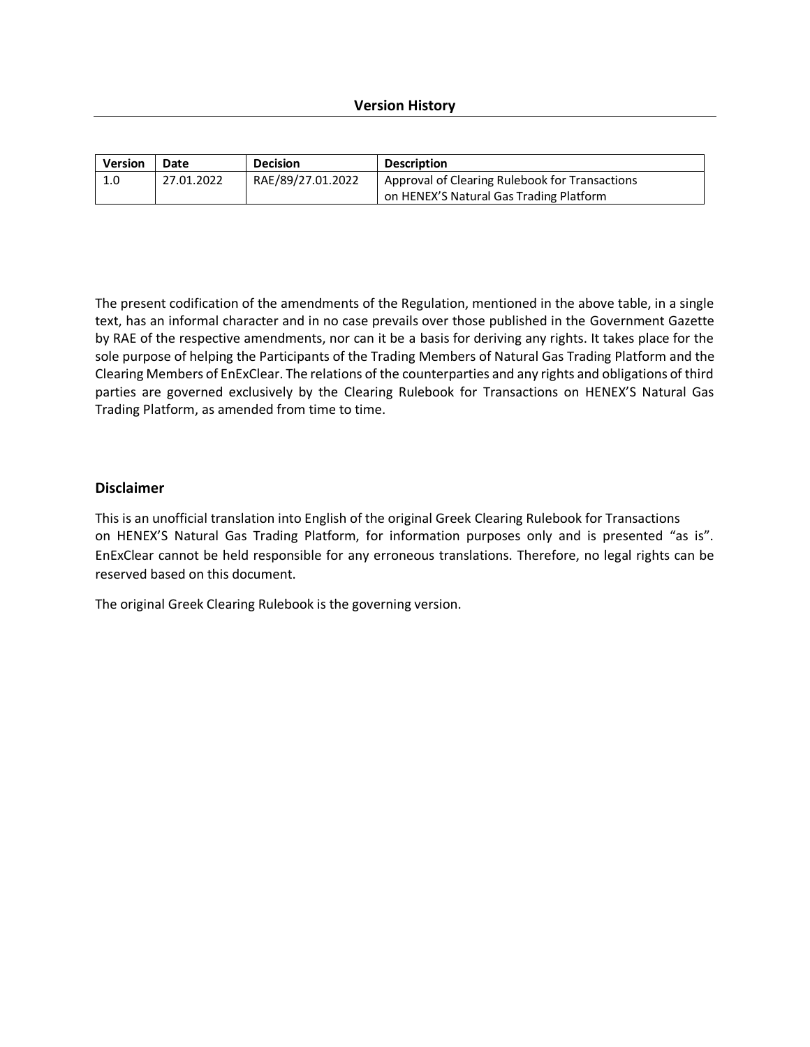## Version History

| Version | Date | Decision | Description |
| --- | --- | --- | --- |
| 1.0 | 27.01.2022 | RAE/89/27.01.2022 | Approval of Clearing Rulebook for Transactions on HENEX'S Natural Gas Trading Platform |

The present codification of the amendments of the Regulation, mentioned in the above table, in a single text, has an informal character and in no case prevails over those published in the Government Gazette by RAE of the respective amendments, nor can it be a basis for deriving any rights. It takes place for the sole purpose of helping the Participants of the Trading Members of Natural Gas Trading Platform and the Clearing Members of EnExClear. The relations of the counterparties and any rights and obligations of third parties are governed exclusively by the Clearing Rulebook for Transactions on HENEX'S Natural Gas Trading Platform, as amended from time to time.

### Disclaimer

This is an unofficial translation into English of the original Greek Clearing Rulebook for Transactions on HENEX'S Natural Gas Trading Platform, for information purposes only and is presented "as is". EnExClear cannot be held responsible for any erroneous translations. Therefore, no legal rights can be reserved based on this document.

The original Greek Clearing Rulebook is the governing version.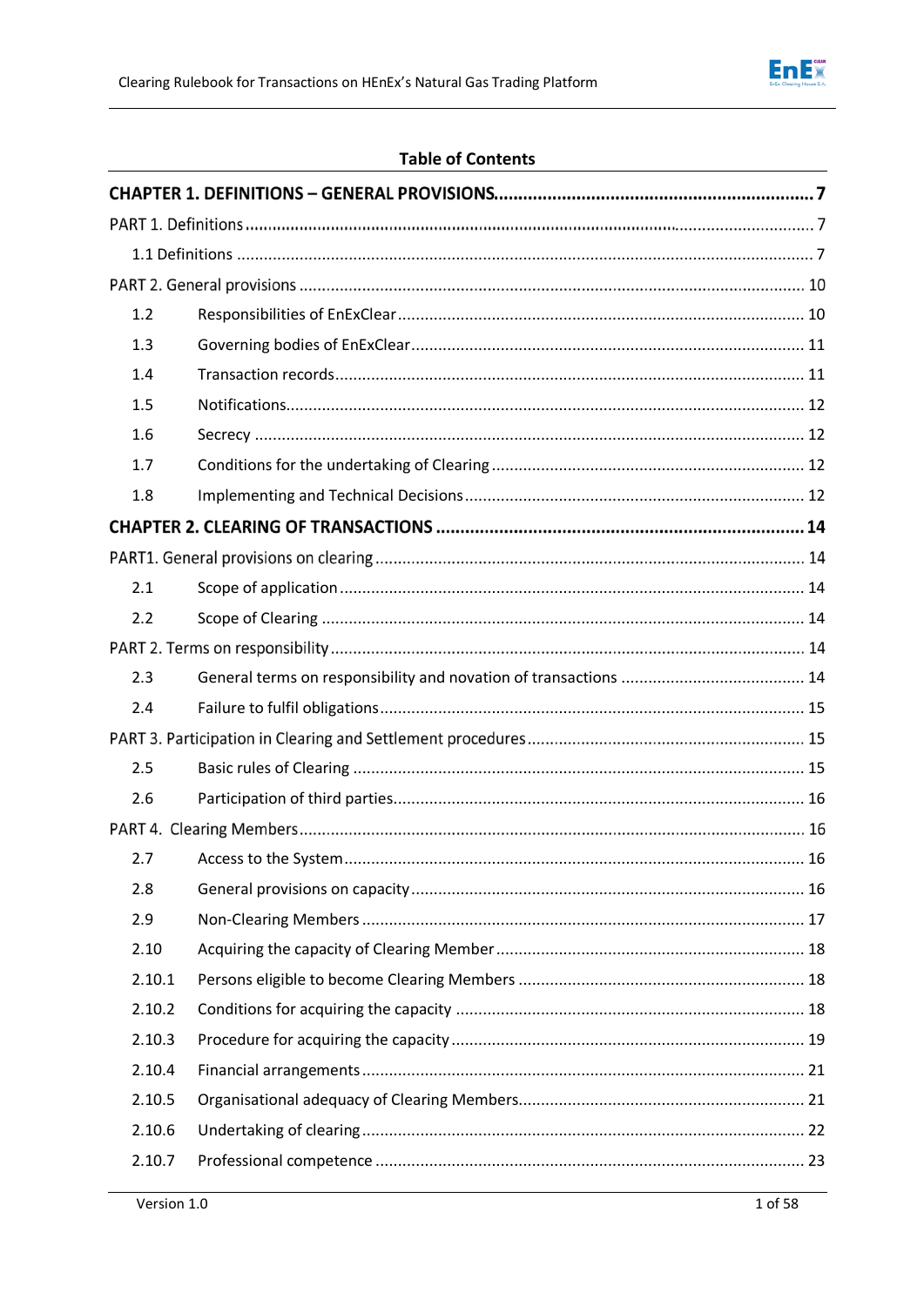**Table of Contents**

| | | |
|---|---|---|
| **CHAPTER 1. DEFINITIONS – GENERAL PROVISIONS** | | **7** |
| PART 1. Definitions | | 7 |
| 1.1 Definitions | | 7 |
| PART 2. General provisions | | 10 |
| 1.2 | Responsibilities of EnExClear | 10 |
| 1.3 | Governing bodies of EnExClear | 11 |
| 1.4 | Transaction records | 11 |
| 1.5 | Notifications | 12 |
| 1.6 | Secrecy | 12 |
| 1.7 | Conditions for the undertaking of Clearing | 12 |
| 1.8 | Implementing and Technical Decisions | 12 |
| **CHAPTER 2. CLEARING OF TRANSACTIONS** | | **14** |
| PART1. General provisions on clearing | | 14 |
| 2.1 | Scope of application | 14 |
| 2.2 | Scope of Clearing | 14 |
| PART 2. Terms on responsibility | | 14 |
| 2.3 | General terms on responsibility and novation of transactions | 14 |
| 2.4 | Failure to fulfil obligations | 15 |
| PART 3. Participation in Clearing and Settlement procedures | | 15 |
| 2.5 | Basic rules of Clearing | 15 |
| 2.6 | Participation of third parties | 16 |
| PART 4. Clearing Members | | 16 |
| 2.7 | Access to the System | 16 |
| 2.8 | General provisions on capacity | 16 |
| 2.9 | Non-Clearing Members | 17 |
| 2.10 | Acquiring the capacity of Clearing Member | 18 |
| 2.10.1 | Persons eligible to become Clearing Members | 18 |
| 2.10.2 | Conditions for acquiring the capacity | 18 |
| 2.10.3 | Procedure for acquiring the capacity | 19 |
| 2.10.4 | Financial arrangements | 21 |
| 2.10.5 | Organisational adequacy of Clearing Members | 21 |
| 2.10.6 | Undertaking of clearing | 22 |
| 2.10.7 | Professional competence | 23 |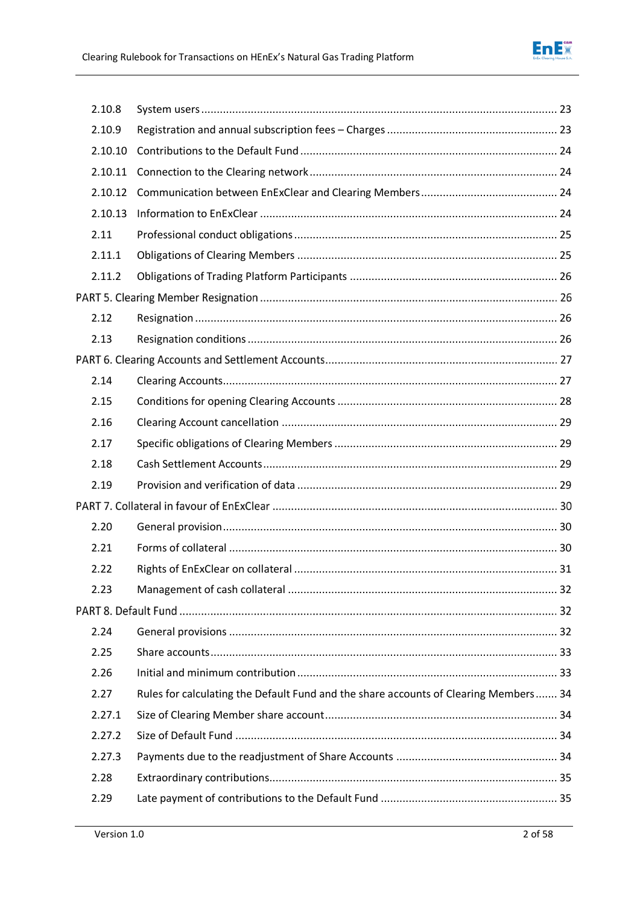| | | |
|---|---|---|
| 2.10.8 | System users | 23 |
| 2.10.9 | Registration and annual subscription fees – Charges | 23 |
| 2.10.10 | Contributions to the Default Fund | 24 |
| 2.10.11 | Connection to the Clearing network | 24 |
| 2.10.12 | Communication between EnExClear and Clearing Members | 24 |
| 2.10.13 | Information to EnExClear | 24 |
| 2.11 | Professional conduct obligations | 25 |
| 2.11.1 | Obligations of Clearing Members | 25 |
| 2.11.2 | Obligations of Trading Platform Participants | 26 |
| PART 5. Clearing Member Resignation | | 26 |
| 2.12 | Resignation | 26 |
| 2.13 | Resignation conditions | 26 |
| PART 6. Clearing Accounts and Settlement Accounts | | 27 |
| 2.14 | Clearing Accounts | 27 |
| 2.15 | Conditions for opening Clearing Accounts | 28 |
| 2.16 | Clearing Account cancellation | 29 |
| 2.17 | Specific obligations of Clearing Members | 29 |
| 2.18 | Cash Settlement Accounts | 29 |
| 2.19 | Provision and verification of data | 29 |
| PART 7. Collateral in favour of EnExClear | | 30 |
| 2.20 | General provision | 30 |
| 2.21 | Forms of collateral | 30 |
| 2.22 | Rights of EnExClear on collateral | 31 |
| 2.23 | Management of cash collateral | 32 |
| PART 8. Default Fund | | 32 |
| 2.24 | General provisions | 32 |
| 2.25 | Share accounts | 33 |
| 2.26 | Initial and minimum contribution | 33 |
| 2.27 | Rules for calculating the Default Fund and the share accounts of Clearing Members | 34 |
| 2.27.1 | Size of Clearing Member share account | 34 |
| 2.27.2 | Size of Default Fund | 34 |
| 2.27.3 | Payments due to the readjustment of Share Accounts | 34 |
| 2.28 | Extraordinary contributions | 35 |
| 2.29 | Late payment of contributions to the Default Fund | 35 |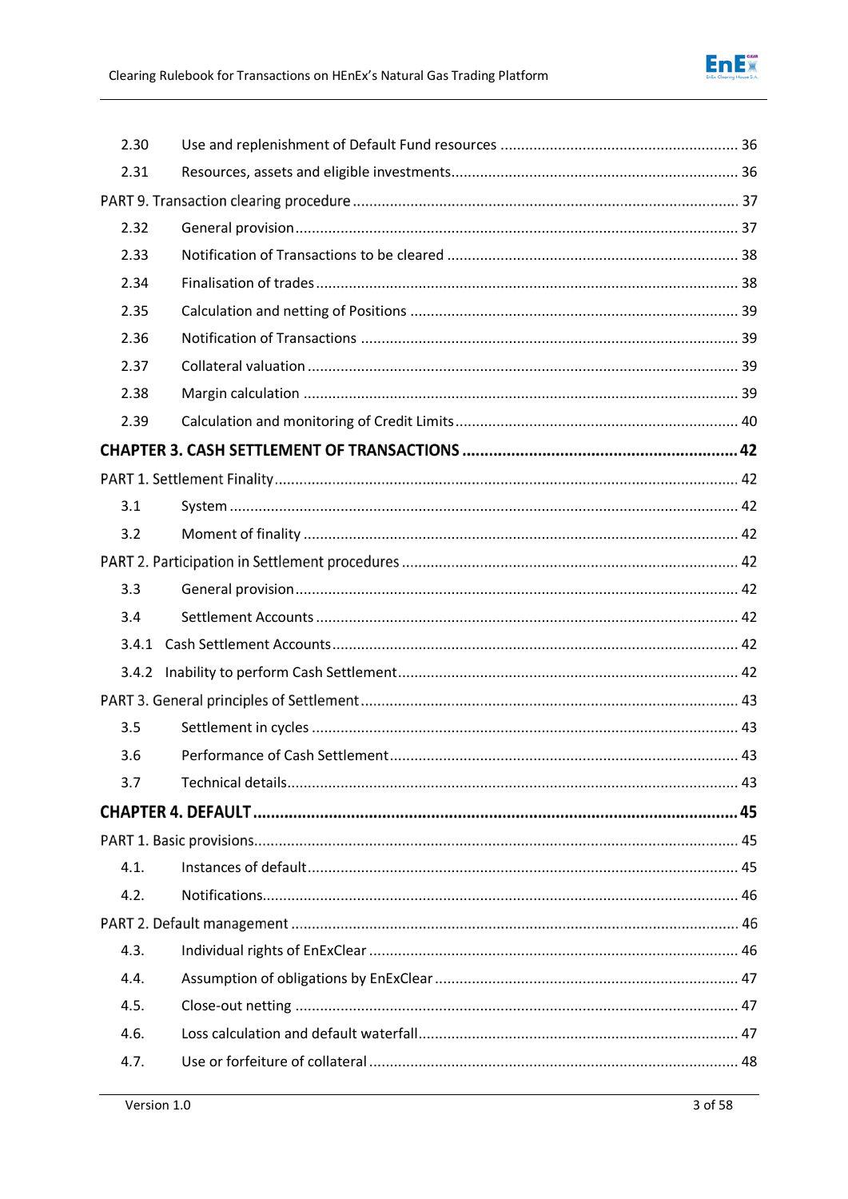| | | |
|---|---|---|
| 2.30 | Use and replenishment of Default Fund resources | 36 |
| 2.31 | Resources, assets and eligible investments | 36 |
| PART 9. Transaction clearing procedure | | 37 |
| 2.32 | General provision | 37 |
| 2.33 | Notification of Transactions to be cleared | 38 |
| 2.34 | Finalisation of trades | 38 |
| 2.35 | Calculation and netting of Positions | 39 |
| 2.36 | Notification of Transactions | 39 |
| 2.37 | Collateral valuation | 39 |
| 2.38 | Margin calculation | 39 |
| 2.39 | Calculation and monitoring of Credit Limits | 40 |
| **CHAPTER 3. CASH SETTLEMENT OF TRANSACTIONS** | | **42** |
| PART 1. Settlement Finality | | 42 |
| 3.1 | System | 42 |
| 3.2 | Moment of finality | 42 |
| PART 2. Participation in Settlement procedures | | 42 |
| 3.3 | General provision | 42 |
| 3.4 | Settlement Accounts | 42 |
| 3.4.1 | Cash Settlement Accounts | 42 |
| 3.4.2 | Inability to perform Cash Settlement | 42 |
| PART 3. General principles of Settlement | | 43 |
| 3.5 | Settlement in cycles | 43 |
| 3.6 | Performance of Cash Settlement | 43 |
| 3.7 | Technical details | 43 |
| **CHAPTER 4. DEFAULT** | | **45** |
| PART 1. Basic provisions | | 45 |
| 4.1. | Instances of default | 45 |
| 4.2. | Notifications | 46 |
| PART 2. Default management | | 46 |
| 4.3. | Individual rights of EnExClear | 46 |
| 4.4. | Assumption of obligations by EnExClear | 47 |
| 4.5. | Close-out netting | 47 |
| 4.6. | Loss calculation and default waterfall | 47 |
| 4.7. | Use or forfeiture of collateral | 48 |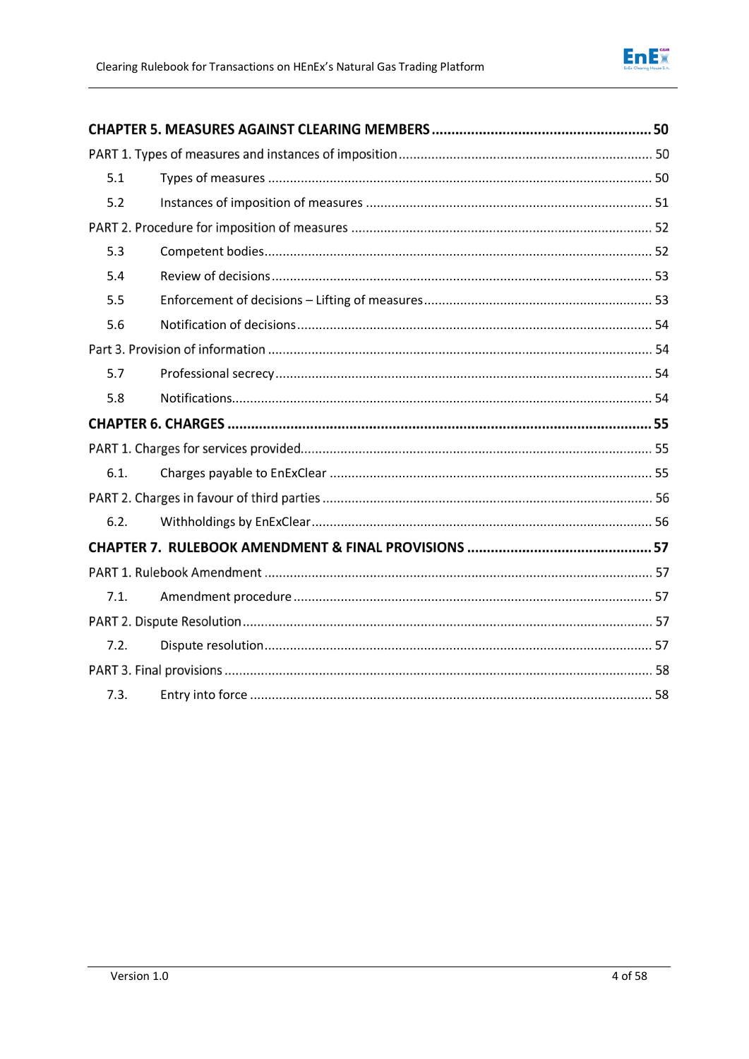**CHAPTER 5. MEASURES AGAINST CLEARING MEMBERS** ........ 50

PART 1. Types of measures and instances of imposition ........ 50

5.1 Types of measures ........ 50

5.2 Instances of imposition of measures ........ 51

PART 2. Procedure for imposition of measures ........ 52

5.3 Competent bodies ........ 52

5.4 Review of decisions ........ 53

5.5 Enforcement of decisions – Lifting of measures ........ 53

5.6 Notification of decisions ........ 54

Part 3. Provision of information ........ 54

5.7 Professional secrecy ........ 54

5.8 Notifications ........ 54

**CHAPTER 6. CHARGES** ........ 55

PART 1. Charges for services provided ........ 55

6.1. Charges payable to EnExClear ........ 55

PART 2. Charges in favour of third parties ........ 56

6.2. Withholdings by EnExClear ........ 56

**CHAPTER 7. RULEBOOK AMENDMENT & FINAL PROVISIONS** ........ 57

PART 1. Rulebook Amendment ........ 57

7.1. Amendment procedure ........ 57

PART 2. Dispute Resolution ........ 57

7.2. Dispute resolution ........ 57

PART 3. Final provisions ........ 58

7.3. Entry into force ........ 58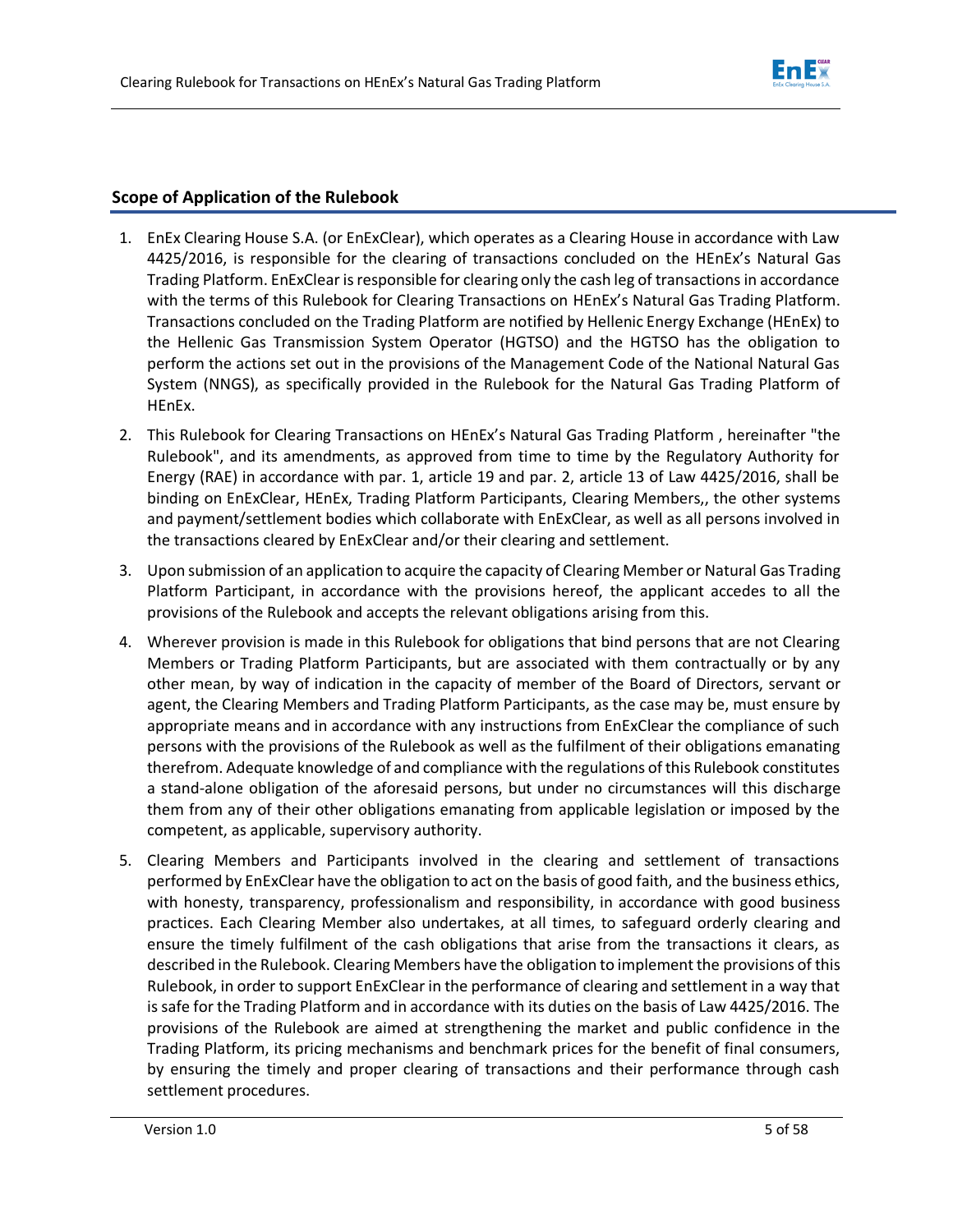## Scope of Application of the Rulebook

1. EnEx Clearing House S.A. (or EnExClear), which operates as a Clearing House in accordance with Law 4425/2016, is responsible for the clearing of transactions concluded on the HEnEx's Natural Gas Trading Platform. EnExClear is responsible for clearing only the cash leg of transactions in accordance with the terms of this Rulebook for Clearing Transactions on HEnEx's Natural Gas Trading Platform. Transactions concluded on the Trading Platform are notified by Hellenic Energy Exchange (HEnEx) to the Hellenic Gas Transmission System Operator (HGTSO) and the HGTSO has the obligation to perform the actions set out in the provisions of the Management Code of the National Natural Gas System (NNGS), as specifically provided in the Rulebook for the Natural Gas Trading Platform of HEnEx.
2. This Rulebook for Clearing Transactions on HEnEx's Natural Gas Trading Platform , hereinafter "the Rulebook", and its amendments, as approved from time to time by the Regulatory Authority for Energy (RAE) in accordance with par. 1, article 19 and par. 2, article 13 of Law 4425/2016, shall be binding on EnExClear, HEnEx, Trading Platform Participants, Clearing Members,, the other systems and payment/settlement bodies which collaborate with EnExClear, as well as all persons involved in the transactions cleared by EnExClear and/or their clearing and settlement.
3. Upon submission of an application to acquire the capacity of Clearing Member or Natural Gas Trading Platform Participant, in accordance with the provisions hereof, the applicant accedes to all the provisions of the Rulebook and accepts the relevant obligations arising from this.
4. Wherever provision is made in this Rulebook for obligations that bind persons that are not Clearing Members or Trading Platform Participants, but are associated with them contractually or by any other mean, by way of indication in the capacity of member of the Board of Directors, servant or agent, the Clearing Members and Trading Platform Participants, as the case may be, must ensure by appropriate means and in accordance with any instructions from EnExClear the compliance of such persons with the provisions of the Rulebook as well as the fulfilment of their obligations emanating therefrom. Adequate knowledge of and compliance with the regulations of this Rulebook constitutes a stand-alone obligation of the aforesaid persons, but under no circumstances will this discharge them from any of their other obligations emanating from applicable legislation or imposed by the competent, as applicable, supervisory authority.
5. Clearing Members and Participants involved in the clearing and settlement of transactions performed by EnExClear have the obligation to act on the basis of good faith, and the business ethics, with honesty, transparency, professionalism and responsibility, in accordance with good business practices. Each Clearing Member also undertakes, at all times, to safeguard orderly clearing and ensure the timely fulfilment of the cash obligations that arise from the transactions it clears, as described in the Rulebook. Clearing Members have the obligation to implement the provisions of this Rulebook, in order to support EnExClear in the performance of clearing and settlement in a way that is safe for the Trading Platform and in accordance with its duties on the basis of Law 4425/2016. The provisions of the Rulebook are aimed at strengthening the market and public confidence in the Trading Platform, its pricing mechanisms and benchmark prices for the benefit of final consumers, by ensuring the timely and proper clearing of transactions and their performance through cash settlement procedures.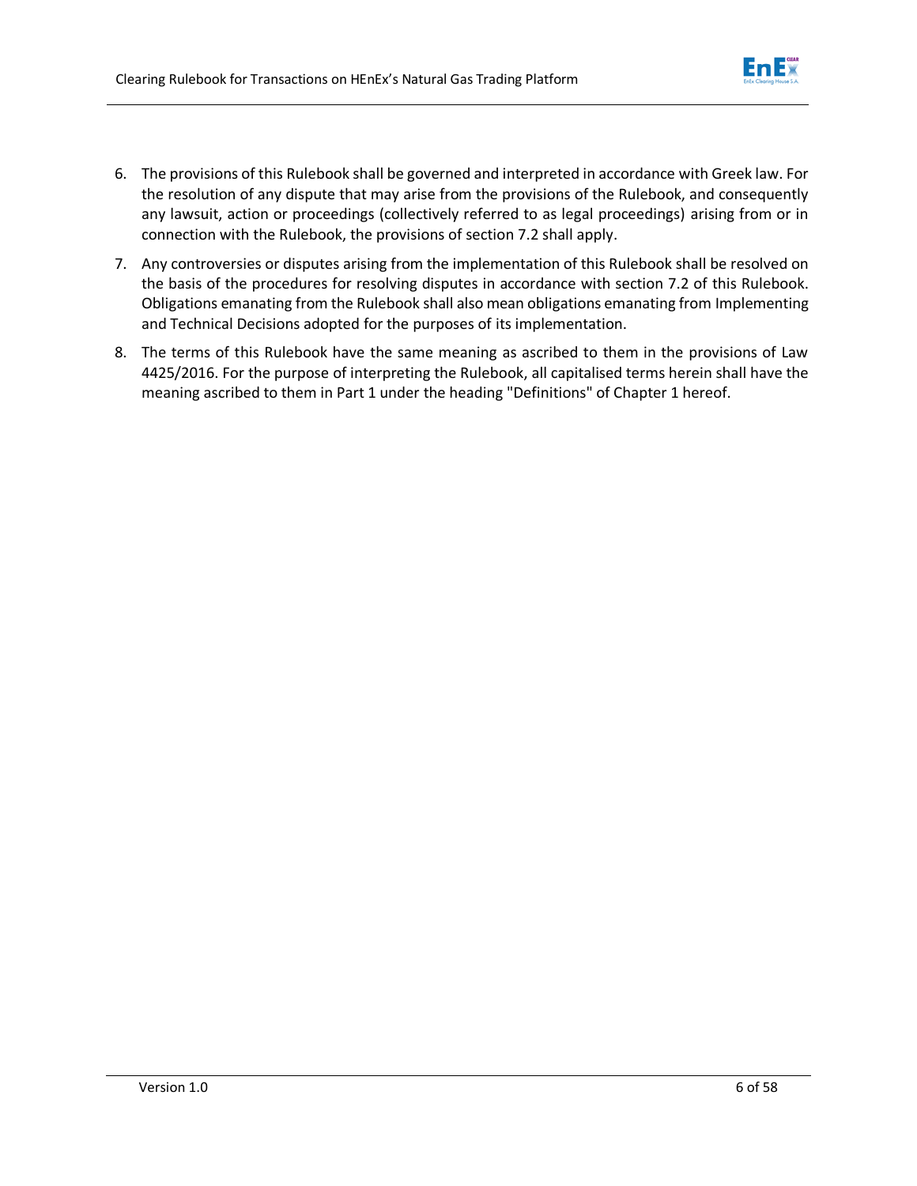6. The provisions of this Rulebook shall be governed and interpreted in accordance with Greek law. For the resolution of any dispute that may arise from the provisions of the Rulebook, and consequently any lawsuit, action or proceedings (collectively referred to as legal proceedings) arising from or in connection with the Rulebook, the provisions of section 7.2 shall apply.
7. Any controversies or disputes arising from the implementation of this Rulebook shall be resolved on the basis of the procedures for resolving disputes in accordance with section 7.2 of this Rulebook. Obligations emanating from the Rulebook shall also mean obligations emanating from Implementing and Technical Decisions adopted for the purposes of its implementation.
8. The terms of this Rulebook have the same meaning as ascribed to them in the provisions of Law 4425/2016. For the purpose of interpreting the Rulebook, all capitalised terms herein shall have the meaning ascribed to them in Part 1 under the heading "Definitions" of Chapter 1 hereof.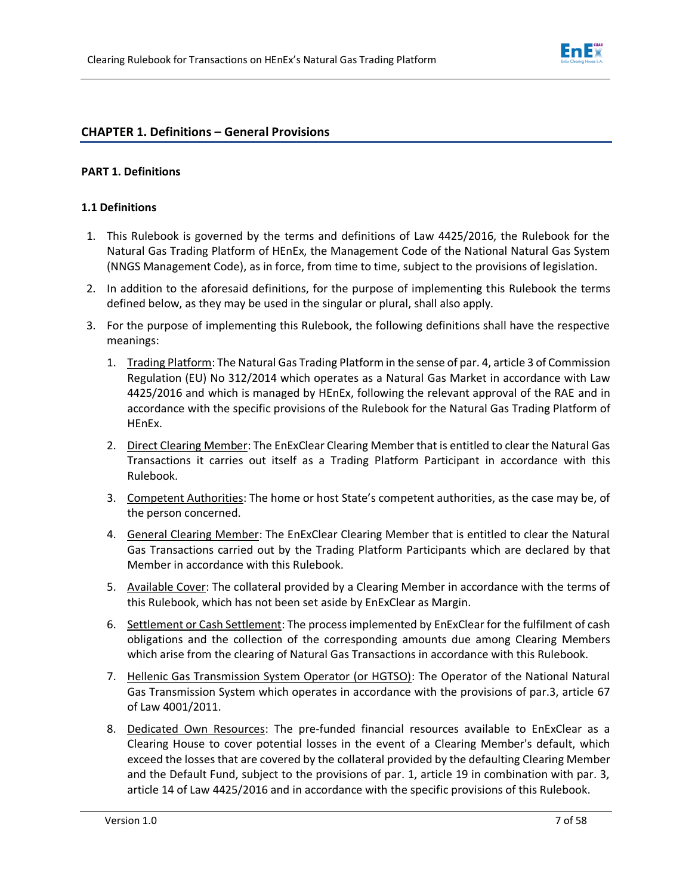## CHAPTER 1. Definitions – General Provisions

### PART 1. Definitions

#### 1.1 Definitions

1. This Rulebook is governed by the terms and definitions of Law 4425/2016, the Rulebook for the Natural Gas Trading Platform of HEnEx, the Management Code of the National Natural Gas System (NNGS Management Code), as in force, from time to time, subject to the provisions of legislation.

2. In addition to the aforesaid definitions, for the purpose of implementing this Rulebook the terms defined below, as they may be used in the singular or plural, shall also apply.

3. For the purpose of implementing this Rulebook, the following definitions shall have the respective meanings:

    1. Trading Platform: The Natural Gas Trading Platform in the sense of par. 4, article 3 of Commission Regulation (EU) No 312/2014 which operates as a Natural Gas Market in accordance with Law 4425/2016 and which is managed by HEnEx, following the relevant approval of the RAE and in accordance with the specific provisions of the Rulebook for the Natural Gas Trading Platform of HEnEx.

    2. Direct Clearing Member: The EnExClear Clearing Member that is entitled to clear the Natural Gas Transactions it carries out itself as a Trading Platform Participant in accordance with this Rulebook.

    3. Competent Authorities: The home or host State's competent authorities, as the case may be, of the person concerned.

    4. General Clearing Member: The EnExClear Clearing Member that is entitled to clear the Natural Gas Transactions carried out by the Trading Platform Participants which are declared by that Member in accordance with this Rulebook.

    5. Available Cover: The collateral provided by a Clearing Member in accordance with the terms of this Rulebook, which has not been set aside by EnExClear as Margin.

    6. Settlement or Cash Settlement: The process implemented by EnExClear for the fulfilment of cash obligations and the collection of the corresponding amounts due among Clearing Members which arise from the clearing of Natural Gas Transactions in accordance with this Rulebook.

    7. Hellenic Gas Transmission System Operator (or HGTSO): The Operator of the National Natural Gas Transmission System which operates in accordance with the provisions of par.3, article 67 of Law 4001/2011.

    8. Dedicated Own Resources: The pre-funded financial resources available to EnExClear as a Clearing House to cover potential losses in the event of a Clearing Member's default, which exceed the losses that are covered by the collateral provided by the defaulting Clearing Member and the Default Fund, subject to the provisions of par. 1, article 19 in combination with par. 3, article 14 of Law 4425/2016 and in accordance with the specific provisions of this Rulebook.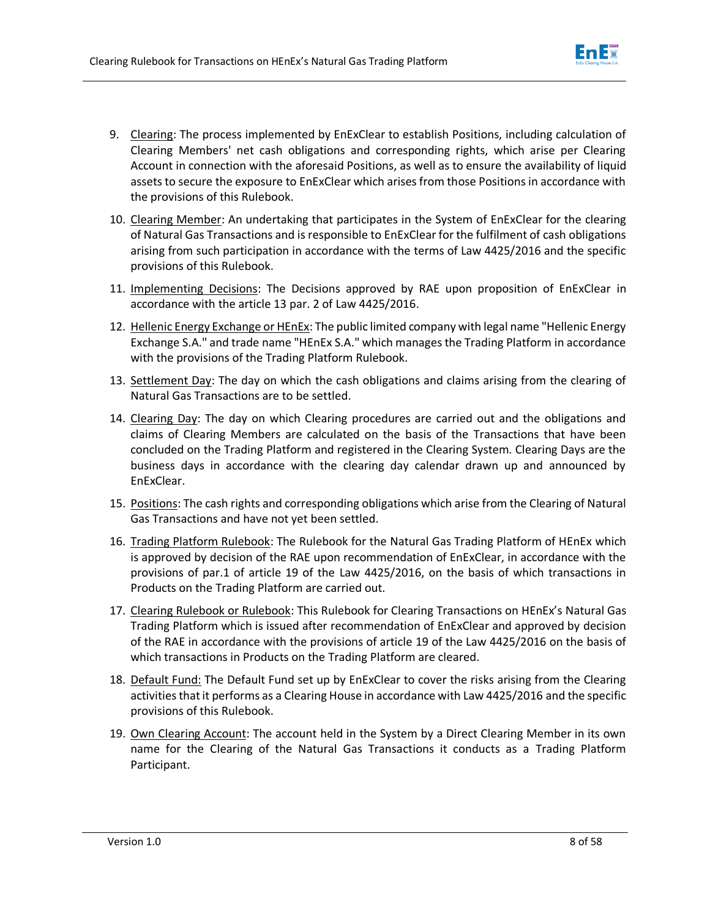9. Clearing: The process implemented by EnExClear to establish Positions, including calculation of Clearing Members' net cash obligations and corresponding rights, which arise per Clearing Account in connection with the aforesaid Positions, as well as to ensure the availability of liquid assets to secure the exposure to EnExClear which arises from those Positions in accordance with the provisions of this Rulebook.

10. Clearing Member: An undertaking that participates in the System of EnExClear for the clearing of Natural Gas Transactions and is responsible to EnExClear for the fulfilment of cash obligations arising from such participation in accordance with the terms of Law 4425/2016 and the specific provisions of this Rulebook.

11. Implementing Decisions: The Decisions approved by RAE upon proposition of EnExClear in accordance with the article 13 par. 2 of Law 4425/2016.

12. Hellenic Energy Exchange or HEnEx: The public limited company with legal name "Hellenic Energy Exchange S.A." and trade name "HEnEx S.A." which manages the Trading Platform in accordance with the provisions of the Trading Platform Rulebook.

13. Settlement Day: The day on which the cash obligations and claims arising from the clearing of Natural Gas Transactions are to be settled.

14. Clearing Day: The day on which Clearing procedures are carried out and the obligations and claims of Clearing Members are calculated on the basis of the Transactions that have been concluded on the Trading Platform and registered in the Clearing System. Clearing Days are the business days in accordance with the clearing day calendar drawn up and announced by EnExClear.

15. Positions: The cash rights and corresponding obligations which arise from the Clearing of Natural Gas Transactions and have not yet been settled.

16. Trading Platform Rulebook: The Rulebook for the Natural Gas Trading Platform of HEnEx which is approved by decision of the RAE upon recommendation of EnExClear, in accordance with the provisions of par.1 of article 19 of the Law 4425/2016, on the basis of which transactions in Products on the Trading Platform are carried out.

17. Clearing Rulebook or Rulebook: This Rulebook for Clearing Transactions on HEnEx's Natural Gas Trading Platform which is issued after recommendation of EnExClear and approved by decision of the RAE in accordance with the provisions of article 19 of the Law 4425/2016 on the basis of which transactions in Products on the Trading Platform are cleared.

18. Default Fund: The Default Fund set up by EnExClear to cover the risks arising from the Clearing activities that it performs as a Clearing House in accordance with Law 4425/2016 and the specific provisions of this Rulebook.

19. Own Clearing Account: The account held in the System by a Direct Clearing Member in its own name for the Clearing of the Natural Gas Transactions it conducts as a Trading Platform Participant.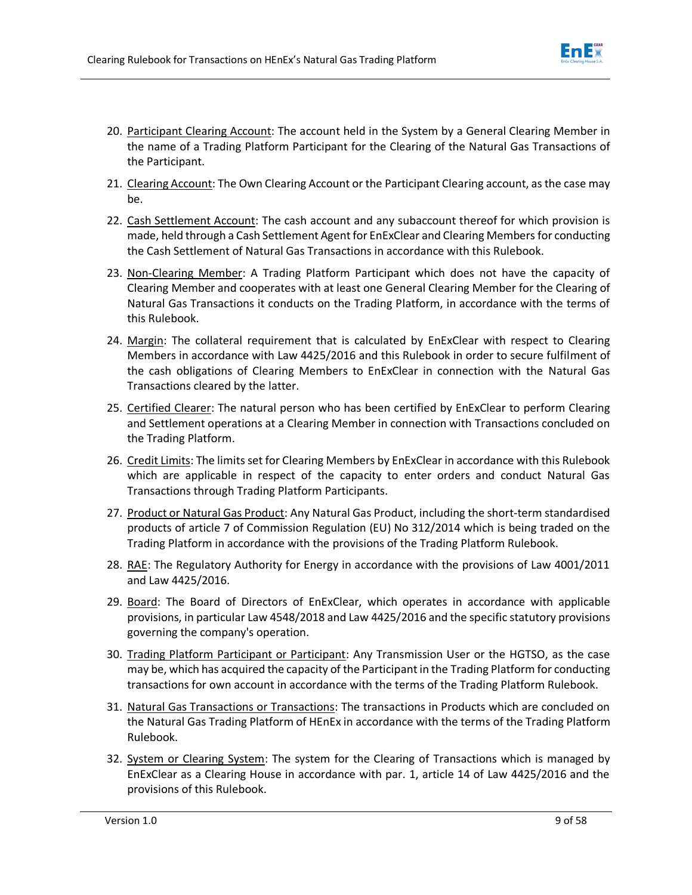20. Participant Clearing Account: The account held in the System by a General Clearing Member in the name of a Trading Platform Participant for the Clearing of the Natural Gas Transactions of the Participant.

21. Clearing Account: The Own Clearing Account or the Participant Clearing account, as the case may be.

22. Cash Settlement Account: The cash account and any subaccount thereof for which provision is made, held through a Cash Settlement Agent for EnExClear and Clearing Members for conducting the Cash Settlement of Natural Gas Transactions in accordance with this Rulebook.

23. Non-Clearing Member: A Trading Platform Participant which does not have the capacity of Clearing Member and cooperates with at least one General Clearing Member for the Clearing of Natural Gas Transactions it conducts on the Trading Platform, in accordance with the terms of this Rulebook.

24. Margin: The collateral requirement that is calculated by EnExClear with respect to Clearing Members in accordance with Law 4425/2016 and this Rulebook in order to secure fulfilment of the cash obligations of Clearing Members to EnExClear in connection with the Natural Gas Transactions cleared by the latter.

25. Certified Clearer: The natural person who has been certified by EnExClear to perform Clearing and Settlement operations at a Clearing Member in connection with Transactions concluded on the Trading Platform.

26. Credit Limits: The limits set for Clearing Members by EnExClear in accordance with this Rulebook which are applicable in respect of the capacity to enter orders and conduct Natural Gas Transactions through Trading Platform Participants.

27. Product or Natural Gas Product: Any Natural Gas Product, including the short-term standardised products of article 7 of Commission Regulation (EU) No 312/2014 which is being traded on the Trading Platform in accordance with the provisions of the Trading Platform Rulebook.

28. RAE: The Regulatory Authority for Energy in accordance with the provisions of Law 4001/2011 and Law 4425/2016.

29. Board: The Board of Directors of EnExClear, which operates in accordance with applicable provisions, in particular Law 4548/2018 and Law 4425/2016 and the specific statutory provisions governing the company's operation.

30. Trading Platform Participant or Participant: Any Transmission User or the HGTSO, as the case may be, which has acquired the capacity of the Participant in the Trading Platform for conducting transactions for own account in accordance with the terms of the Trading Platform Rulebook.

31. Natural Gas Transactions or Transactions: The transactions in Products which are concluded on the Natural Gas Trading Platform of HEnEx in accordance with the terms of the Trading Platform Rulebook.

32. System or Clearing System: The system for the Clearing of Transactions which is managed by EnExClear as a Clearing House in accordance with par. 1, article 14 of Law 4425/2016 and the provisions of this Rulebook.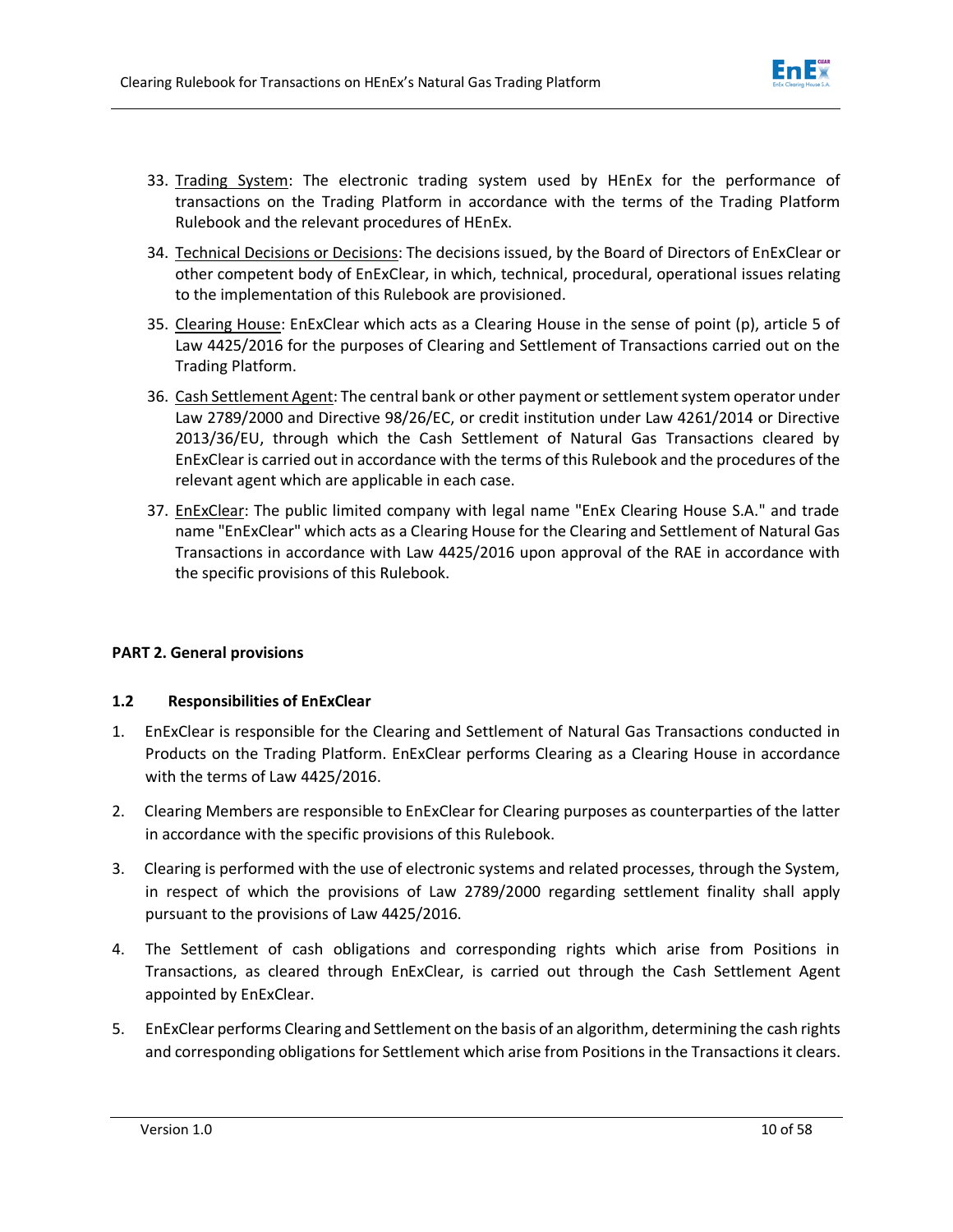33. Trading System: The electronic trading system used by HEnEx for the performance of transactions on the Trading Platform in accordance with the terms of the Trading Platform Rulebook and the relevant procedures of HEnEx.

34. Technical Decisions or Decisions: The decisions issued, by the Board of Directors of EnExClear or other competent body of EnExClear, in which, technical, procedural, operational issues relating to the implementation of this Rulebook are provisioned.

35. Clearing House: EnExClear which acts as a Clearing House in the sense of point (p), article 5 of Law 4425/2016 for the purposes of Clearing and Settlement of Transactions carried out on the Trading Platform.

36. Cash Settlement Agent: The central bank or other payment or settlement system operator under Law 2789/2000 and Directive 98/26/EC, or credit institution under Law 4261/2014 or Directive 2013/36/EU, through which the Cash Settlement of Natural Gas Transactions cleared by EnExClear is carried out in accordance with the terms of this Rulebook and the procedures of the relevant agent which are applicable in each case.

37. EnExClear: The public limited company with legal name "EnEx Clearing House S.A." and trade name "EnExClear" which acts as a Clearing House for the Clearing and Settlement of Natural Gas Transactions in accordance with Law 4425/2016 upon approval of the RAE in accordance with the specific provisions of this Rulebook.

## PART 2. General provisions

### 1.2 Responsibilities of EnExClear

1. EnExClear is responsible for the Clearing and Settlement of Natural Gas Transactions conducted in Products on the Trading Platform. EnExClear performs Clearing as a Clearing House in accordance with the terms of Law 4425/2016.

2. Clearing Members are responsible to EnExClear for Clearing purposes as counterparties of the latter in accordance with the specific provisions of this Rulebook.

3. Clearing is performed with the use of electronic systems and related processes, through the System, in respect of which the provisions of Law 2789/2000 regarding settlement finality shall apply pursuant to the provisions of Law 4425/2016.

4. The Settlement of cash obligations and corresponding rights which arise from Positions in Transactions, as cleared through EnExClear, is carried out through the Cash Settlement Agent appointed by EnExClear.

5. EnExClear performs Clearing and Settlement on the basis of an algorithm, determining the cash rights and corresponding obligations for Settlement which arise from Positions in the Transactions it clears.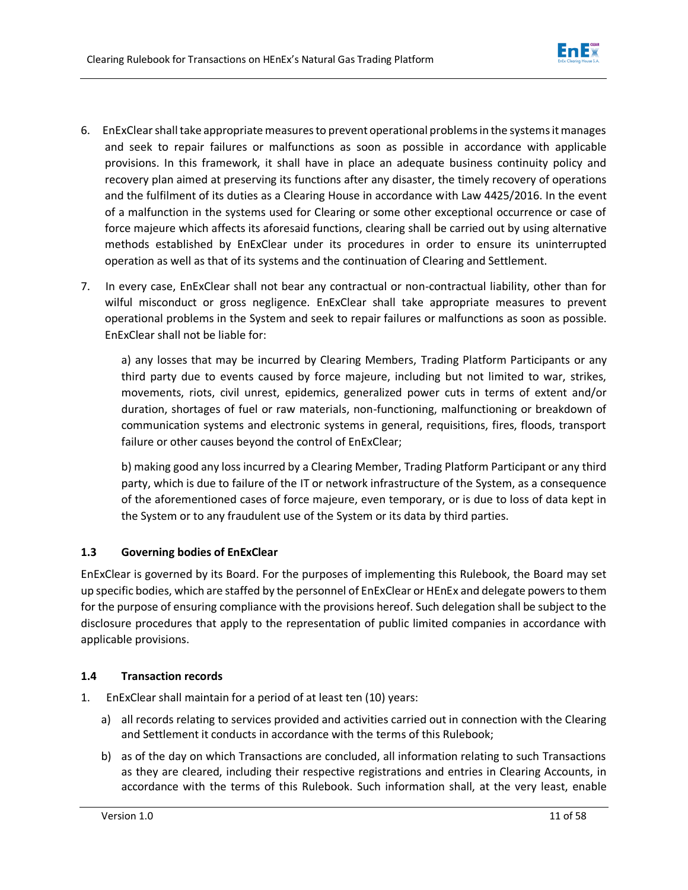6. EnExClear shall take appropriate measures to prevent operational problems in the systems it manages and seek to repair failures or malfunctions as soon as possible in accordance with applicable provisions. In this framework, it shall have in place an adequate business continuity policy and recovery plan aimed at preserving its functions after any disaster, the timely recovery of operations and the fulfilment of its duties as a Clearing House in accordance with Law 4425/2016. In the event of a malfunction in the systems used for Clearing or some other exceptional occurrence or case of force majeure which affects its aforesaid functions, clearing shall be carried out by using alternative methods established by EnExClear under its procedures in order to ensure its uninterrupted operation as well as that of its systems and the continuation of Clearing and Settlement.

7. In every case, EnExClear shall not bear any contractual or non-contractual liability, other than for wilful misconduct or gross negligence. EnExClear shall take appropriate measures to prevent operational problems in the System and seek to repair failures or malfunctions as soon as possible. EnExClear shall not be liable for:

   a) any losses that may be incurred by Clearing Members, Trading Platform Participants or any third party due to events caused by force majeure, including but not limited to war, strikes, movements, riots, civil unrest, epidemics, generalized power cuts in terms of extent and/or duration, shortages of fuel or raw materials, non-functioning, malfunctioning or breakdown of communication systems and electronic systems in general, requisitions, fires, floods, transport failure or other causes beyond the control of EnExClear;

   b) making good any loss incurred by a Clearing Member, Trading Platform Participant or any third party, which is due to failure of the IT or network infrastructure of the System, as a consequence of the aforementioned cases of force majeure, even temporary, or is due to loss of data kept in the System or to any fraudulent use of the System or its data by third parties.

### 1.3 Governing bodies of EnExClear

EnExClear is governed by its Board. For the purposes of implementing this Rulebook, the Board may set up specific bodies, which are staffed by the personnel of EnExClear or HEnEx and delegate powers to them for the purpose of ensuring compliance with the provisions hereof. Such delegation shall be subject to the disclosure procedures that apply to the representation of public limited companies in accordance with applicable provisions.

### 1.4 Transaction records

1. EnExClear shall maintain for a period of at least ten (10) years:

   a) all records relating to services provided and activities carried out in connection with the Clearing and Settlement it conducts in accordance with the terms of this Rulebook;

   b) as of the day on which Transactions are concluded, all information relating to such Transactions as they are cleared, including their respective registrations and entries in Clearing Accounts, in accordance with the terms of this Rulebook. Such information shall, at the very least, enable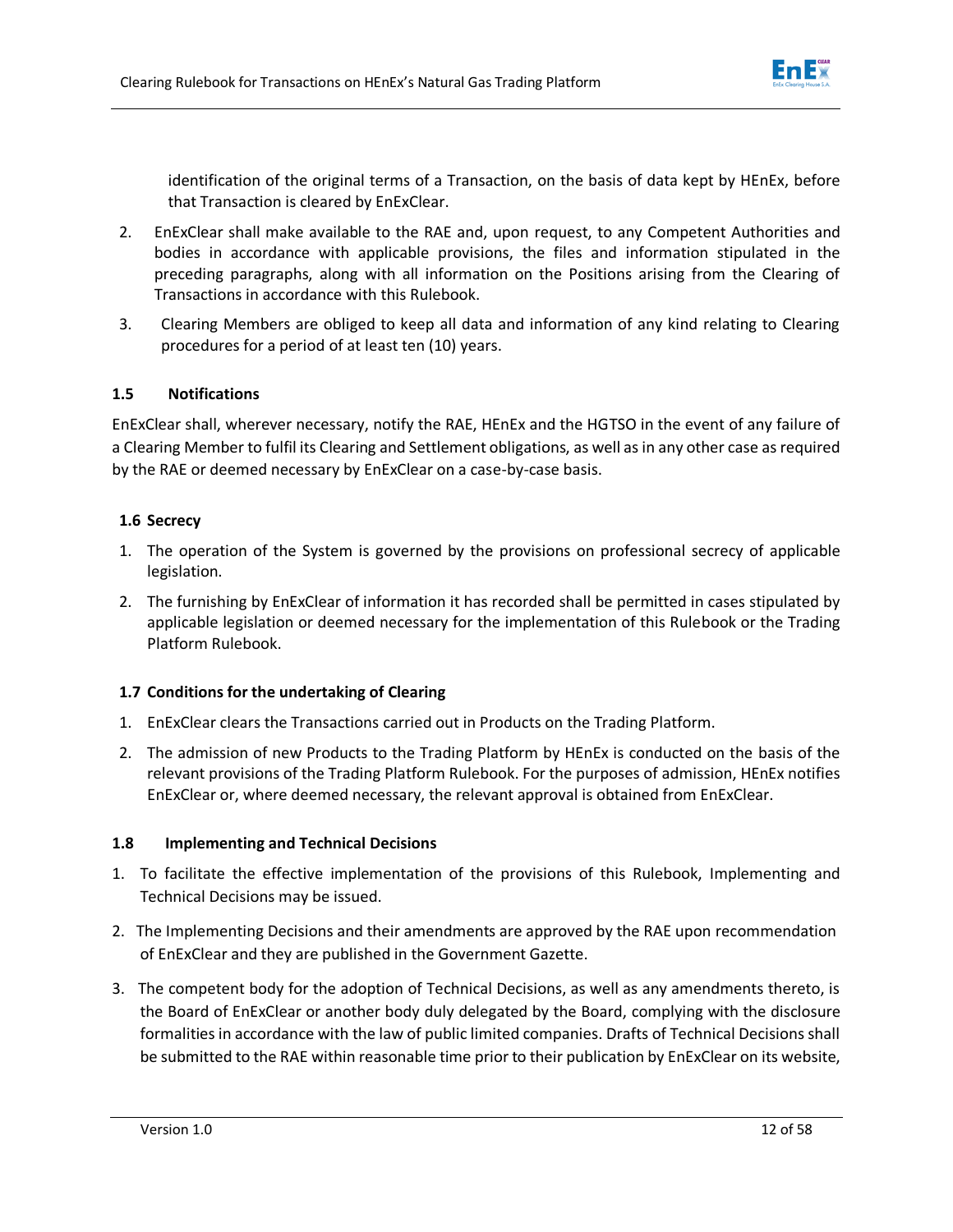identification of the original terms of a Transaction, on the basis of data kept by HEnEx, before that Transaction is cleared by EnExClear.

2. EnExClear shall make available to the RAE and, upon request, to any Competent Authorities and bodies in accordance with applicable provisions, the files and information stipulated in the preceding paragraphs, along with all information on the Positions arising from the Clearing of Transactions in accordance with this Rulebook.

3. Clearing Members are obliged to keep all data and information of any kind relating to Clearing procedures for a period of at least ten (10) years.

### 1.5 Notifications

EnExClear shall, wherever necessary, notify the RAE, HEnEx and the HGTSO in the event of any failure of a Clearing Member to fulfil its Clearing and Settlement obligations, as well as in any other case as required by the RAE or deemed necessary by EnExClear on a case-by-case basis.

### 1.6 Secrecy

1. The operation of the System is governed by the provisions on professional secrecy of applicable legislation.
2. The furnishing by EnExClear of information it has recorded shall be permitted in cases stipulated by applicable legislation or deemed necessary for the implementation of this Rulebook or the Trading Platform Rulebook.

### 1.7 Conditions for the undertaking of Clearing

1. EnExClear clears the Transactions carried out in Products on the Trading Platform.
2. The admission of new Products to the Trading Platform by HEnEx is conducted on the basis of the relevant provisions of the Trading Platform Rulebook. For the purposes of admission, HEnEx notifies EnExClear or, where deemed necessary, the relevant approval is obtained from EnExClear.

### 1.8 Implementing and Technical Decisions

1. To facilitate the effective implementation of the provisions of this Rulebook, Implementing and Technical Decisions may be issued.
2. The Implementing Decisions and their amendments are approved by the RAE upon recommendation of EnExClear and they are published in the Government Gazette.
3. The competent body for the adoption of Technical Decisions, as well as any amendments thereto, is the Board of EnExClear or another body duly delegated by the Board, complying with the disclosure formalities in accordance with the law of public limited companies. Drafts of Technical Decisions shall be submitted to the RAE within reasonable time prior to their publication by EnExClear on its website,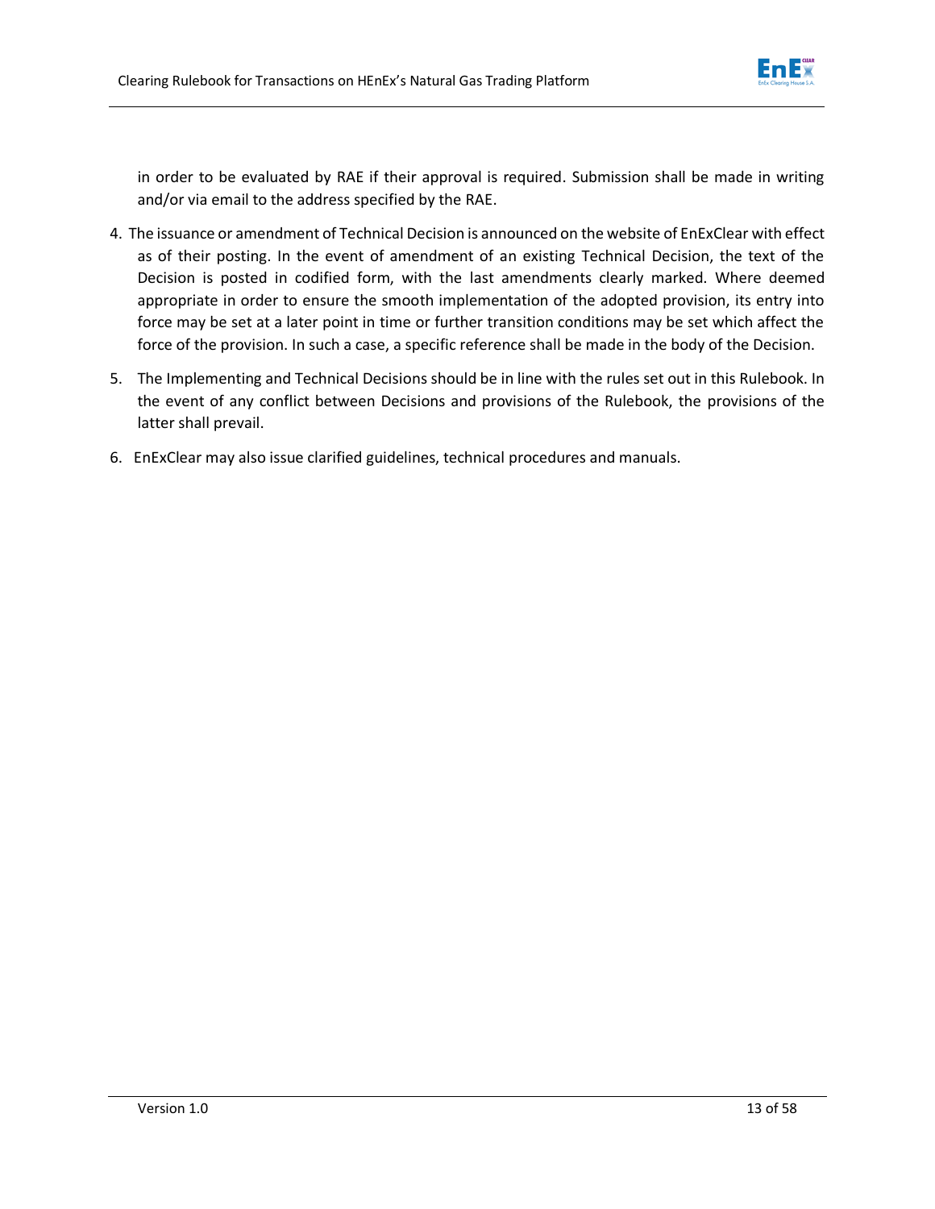in order to be evaluated by RAE if their approval is required. Submission shall be made in writing and/or via email to the address specified by the RAE.

4. The issuance or amendment of Technical Decision is announced on the website of EnExClear with effect as of their posting. In the event of amendment of an existing Technical Decision, the text of the Decision is posted in codified form, with the last amendments clearly marked. Where deemed appropriate in order to ensure the smooth implementation of the adopted provision, its entry into force may be set at a later point in time or further transition conditions may be set which affect the force of the provision. In such a case, a specific reference shall be made in the body of the Decision.

5. The Implementing and Technical Decisions should be in line with the rules set out in this Rulebook. In the event of any conflict between Decisions and provisions of the Rulebook, the provisions of the latter shall prevail.

6. EnExClear may also issue clarified guidelines, technical procedures and manuals.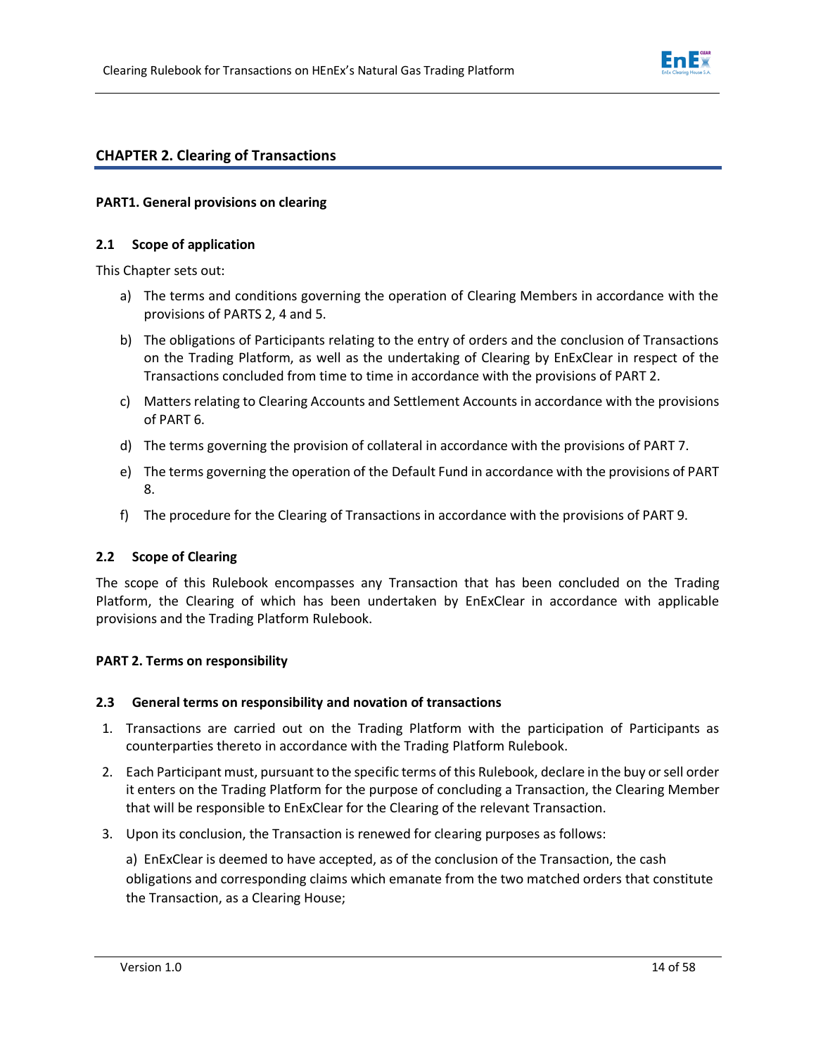## CHAPTER 2. Clearing of Transactions

### PART1. General provisions on clearing

#### 2.1 Scope of application

This Chapter sets out:

a) The terms and conditions governing the operation of Clearing Members in accordance with the provisions of PARTS 2, 4 and 5.

b) The obligations of Participants relating to the entry of orders and the conclusion of Transactions on the Trading Platform, as well as the undertaking of Clearing by EnExClear in respect of the Transactions concluded from time to time in accordance with the provisions of PART 2.

c) Matters relating to Clearing Accounts and Settlement Accounts in accordance with the provisions of PART 6.

d) The terms governing the provision of collateral in accordance with the provisions of PART 7.

e) The terms governing the operation of the Default Fund in accordance with the provisions of PART 8.

f) The procedure for the Clearing of Transactions in accordance with the provisions of PART 9.

#### 2.2 Scope of Clearing

The scope of this Rulebook encompasses any Transaction that has been concluded on the Trading Platform, the Clearing of which has been undertaken by EnExClear in accordance with applicable provisions and the Trading Platform Rulebook.

### PART 2. Terms on responsibility

#### 2.3 General terms on responsibility and novation of transactions

1. Transactions are carried out on the Trading Platform with the participation of Participants as counterparties thereto in accordance with the Trading Platform Rulebook.
2. Each Participant must, pursuant to the specific terms of this Rulebook, declare in the buy or sell order it enters on the Trading Platform for the purpose of concluding a Transaction, the Clearing Member that will be responsible to EnExClear for the Clearing of the relevant Transaction.
3. Upon its conclusion, the Transaction is renewed for clearing purposes as follows:

   a) EnExClear is deemed to have accepted, as of the conclusion of the Transaction, the cash obligations and corresponding claims which emanate from the two matched orders that constitute the Transaction, as a Clearing House;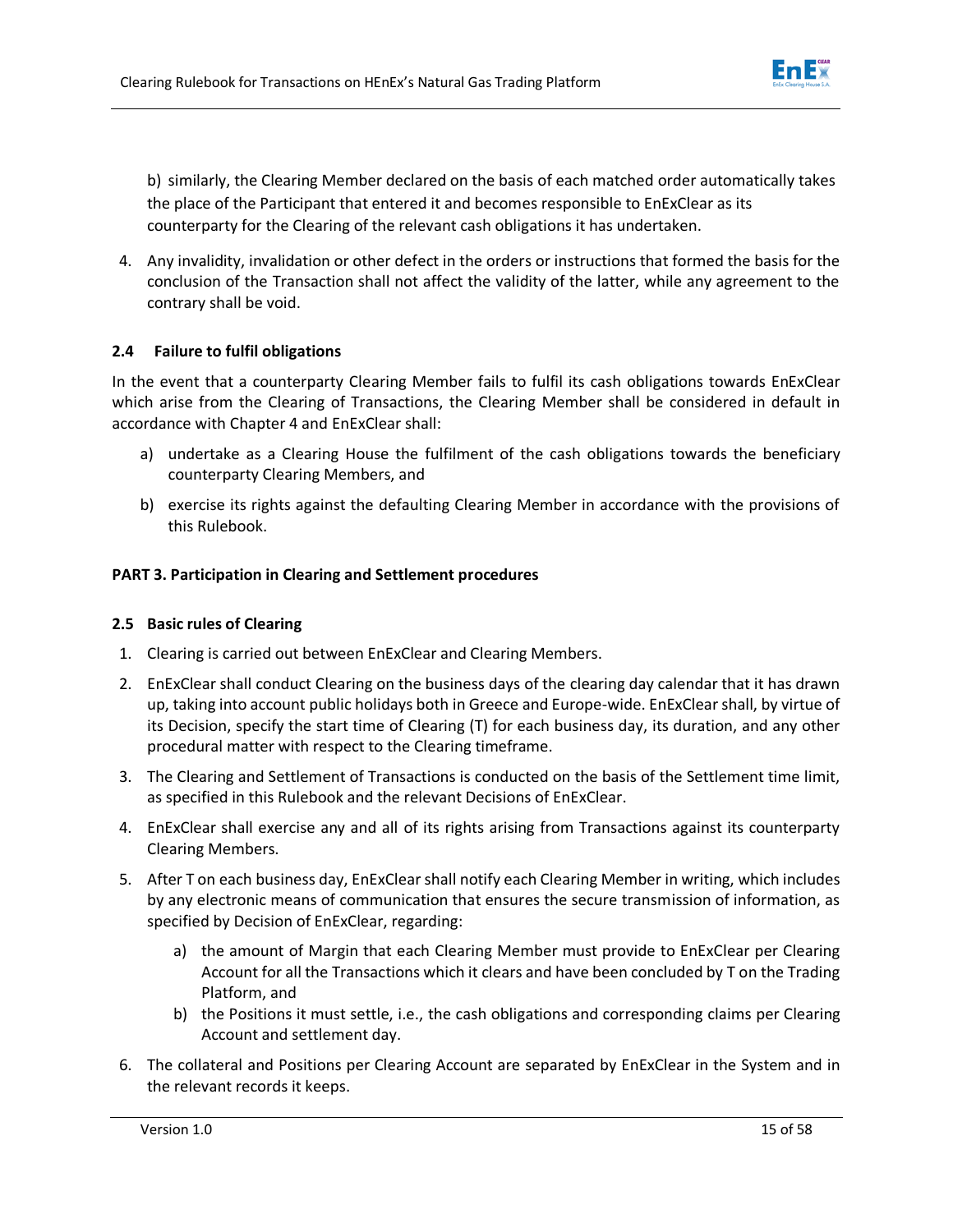b) similarly, the Clearing Member declared on the basis of each matched order automatically takes the place of the Participant that entered it and becomes responsible to EnExClear as its counterparty for the Clearing of the relevant cash obligations it has undertaken.

4. Any invalidity, invalidation or other defect in the orders or instructions that formed the basis for the conclusion of the Transaction shall not affect the validity of the latter, while any agreement to the contrary shall be void.

### 2.4 Failure to fulfil obligations

In the event that a counterparty Clearing Member fails to fulfil its cash obligations towards EnExClear which arise from the Clearing of Transactions, the Clearing Member shall be considered in default in accordance with Chapter 4 and EnExClear shall:

a) undertake as a Clearing House the fulfilment of the cash obligations towards the beneficiary counterparty Clearing Members, and

b) exercise its rights against the defaulting Clearing Member in accordance with the provisions of this Rulebook.

## PART 3. Participation in Clearing and Settlement procedures

### 2.5 Basic rules of Clearing

1. Clearing is carried out between EnExClear and Clearing Members.
2. EnExClear shall conduct Clearing on the business days of the clearing day calendar that it has drawn up, taking into account public holidays both in Greece and Europe-wide. EnExClear shall, by virtue of its Decision, specify the start time of Clearing (T) for each business day, its duration, and any other procedural matter with respect to the Clearing timeframe.
3. The Clearing and Settlement of Transactions is conducted on the basis of the Settlement time limit, as specified in this Rulebook and the relevant Decisions of EnExClear.
4. EnExClear shall exercise any and all of its rights arising from Transactions against its counterparty Clearing Members.
5. After T on each business day, EnExClear shall notify each Clearing Member in writing, which includes by any electronic means of communication that ensures the secure transmission of information, as specified by Decision of EnExClear, regarding:
   a) the amount of Margin that each Clearing Member must provide to EnExClear per Clearing Account for all the Transactions which it clears and have been concluded by T on the Trading Platform, and
   b) the Positions it must settle, i.e., the cash obligations and corresponding claims per Clearing Account and settlement day.
6. The collateral and Positions per Clearing Account are separated by EnExClear in the System and in the relevant records it keeps.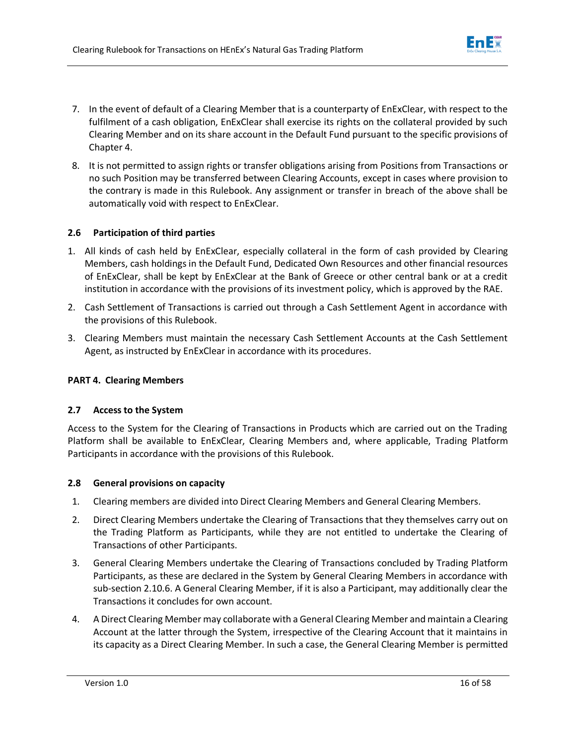7. In the event of default of a Clearing Member that is a counterparty of EnExClear, with respect to the fulfilment of a cash obligation, EnExClear shall exercise its rights on the collateral provided by such Clearing Member and on its share account in the Default Fund pursuant to the specific provisions of Chapter 4.
8. It is not permitted to assign rights or transfer obligations arising from Positions from Transactions or no such Position may be transferred between Clearing Accounts, except in cases where provision to the contrary is made in this Rulebook. Any assignment or transfer in breach of the above shall be automatically void with respect to EnExClear.

### 2.6 Participation of third parties

1. All kinds of cash held by EnExClear, especially collateral in the form of cash provided by Clearing Members, cash holdings in the Default Fund, Dedicated Own Resources and other financial resources of EnExClear, shall be kept by EnExClear at the Bank of Greece or other central bank or at a credit institution in accordance with the provisions of its investment policy, which is approved by the RAE.
2. Cash Settlement of Transactions is carried out through a Cash Settlement Agent in accordance with the provisions of this Rulebook.
3. Clearing Members must maintain the necessary Cash Settlement Accounts at the Cash Settlement Agent, as instructed by EnExClear in accordance with its procedures.

## PART 4. Clearing Members

### 2.7 Access to the System

Access to the System for the Clearing of Transactions in Products which are carried out on the Trading Platform shall be available to EnExClear, Clearing Members and, where applicable, Trading Platform Participants in accordance with the provisions of this Rulebook.

### 2.8 General provisions on capacity

1. Clearing members are divided into Direct Clearing Members and General Clearing Members.
2. Direct Clearing Members undertake the Clearing of Transactions that they themselves carry out on the Trading Platform as Participants, while they are not entitled to undertake the Clearing of Transactions of other Participants.
3. General Clearing Members undertake the Clearing of Transactions concluded by Trading Platform Participants, as these are declared in the System by General Clearing Members in accordance with sub-section 2.10.6. A General Clearing Member, if it is also a Participant, may additionally clear the Transactions it concludes for own account.
4. A Direct Clearing Member may collaborate with a General Clearing Member and maintain a Clearing Account at the latter through the System, irrespective of the Clearing Account that it maintains in its capacity as a Direct Clearing Member. In such a case, the General Clearing Member is permitted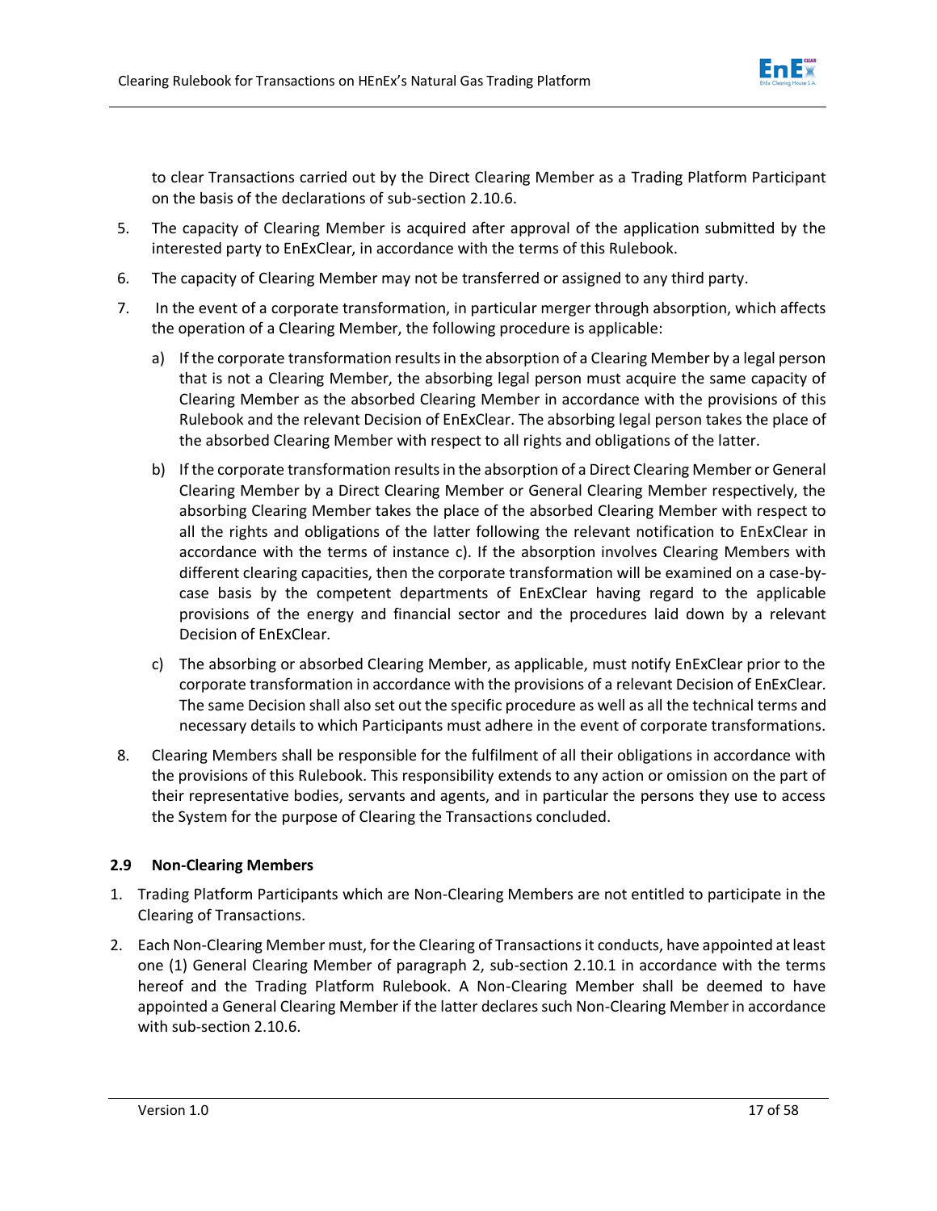to clear Transactions carried out by the Direct Clearing Member as a Trading Platform Participant on the basis of the declarations of sub-section 2.10.6.

5. The capacity of Clearing Member is acquired after approval of the application submitted by the interested party to EnExClear, in accordance with the terms of this Rulebook.
6. The capacity of Clearing Member may not be transferred or assigned to any third party.
7. In the event of a corporate transformation, in particular merger through absorption, which affects the operation of a Clearing Member, the following procedure is applicable:
   a) If the corporate transformation results in the absorption of a Clearing Member by a legal person that is not a Clearing Member, the absorbing legal person must acquire the same capacity of Clearing Member as the absorbed Clearing Member in accordance with the provisions of this Rulebook and the relevant Decision of EnExClear. The absorbing legal person takes the place of the absorbed Clearing Member with respect to all rights and obligations of the latter.
   b) If the corporate transformation results in the absorption of a Direct Clearing Member or General Clearing Member by a Direct Clearing Member or General Clearing Member respectively, the absorbing Clearing Member takes the place of the absorbed Clearing Member with respect to all the rights and obligations of the latter following the relevant notification to EnExClear in accordance with the terms of instance c). If the absorption involves Clearing Members with different clearing capacities, then the corporate transformation will be examined on a case-by-case basis by the competent departments of EnExClear having regard to the applicable provisions of the energy and financial sector and the procedures laid down by a relevant Decision of EnExClear.
   c) The absorbing or absorbed Clearing Member, as applicable, must notify EnExClear prior to the corporate transformation in accordance with the provisions of a relevant Decision of EnExClear. The same Decision shall also set out the specific procedure as well as all the technical terms and necessary details to which Participants must adhere in the event of corporate transformations.
8. Clearing Members shall be responsible for the fulfilment of all their obligations in accordance with the provisions of this Rulebook. This responsibility extends to any action or omission on the part of their representative bodies, servants and agents, and in particular the persons they use to access the System for the purpose of Clearing the Transactions concluded.

### 2.9 Non-Clearing Members

1. Trading Platform Participants which are Non-Clearing Members are not entitled to participate in the Clearing of Transactions.
2. Each Non-Clearing Member must, for the Clearing of Transactions it conducts, have appointed at least one (1) General Clearing Member of paragraph 2, sub-section 2.10.1 in accordance with the terms hereof and the Trading Platform Rulebook. A Non-Clearing Member shall be deemed to have appointed a General Clearing Member if the latter declares such Non-Clearing Member in accordance with sub-section 2.10.6.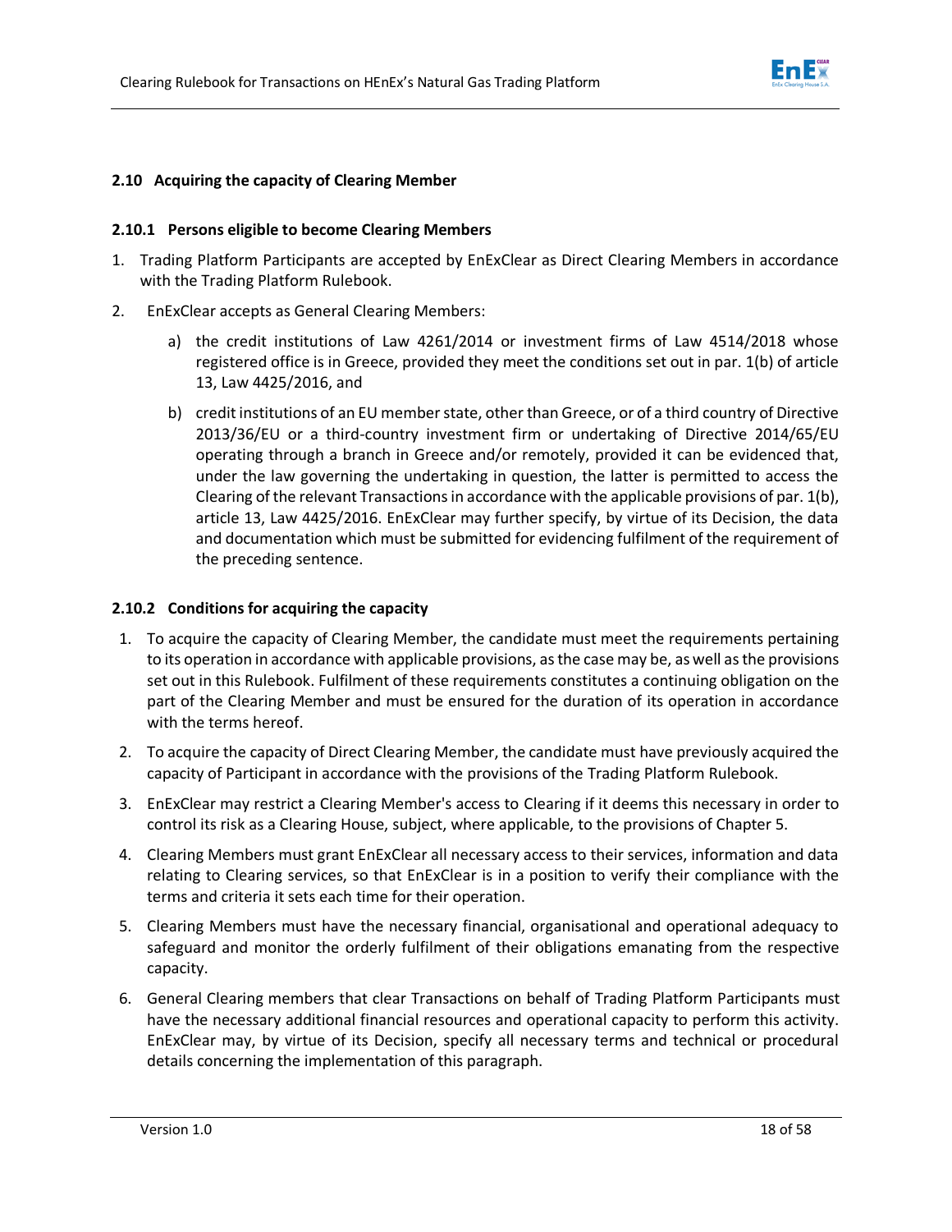## 2.10 Acquiring the capacity of Clearing Member

### 2.10.1 Persons eligible to become Clearing Members

1. Trading Platform Participants are accepted by EnExClear as Direct Clearing Members in accordance with the Trading Platform Rulebook.
2. EnExClear accepts as General Clearing Members:
    a) the credit institutions of Law 4261/2014 or investment firms of Law 4514/2018 whose registered office is in Greece, provided they meet the conditions set out in par. 1(b) of article 13, Law 4425/2016, and
    b) credit institutions of an EU member state, other than Greece, or of a third country of Directive 2013/36/EU or a third-country investment firm or undertaking of Directive 2014/65/EU operating through a branch in Greece and/or remotely, provided it can be evidenced that, under the law governing the undertaking in question, the latter is permitted to access the Clearing of the relevant Transactions in accordance with the applicable provisions of par. 1(b), article 13, Law 4425/2016. EnExClear may further specify, by virtue of its Decision, the data and documentation which must be submitted for evidencing fulfilment of the requirement of the preceding sentence.

### 2.10.2 Conditions for acquiring the capacity

1. To acquire the capacity of Clearing Member, the candidate must meet the requirements pertaining to its operation in accordance with applicable provisions, as the case may be, as well as the provisions set out in this Rulebook. Fulfilment of these requirements constitutes a continuing obligation on the part of the Clearing Member and must be ensured for the duration of its operation in accordance with the terms hereof.
2. To acquire the capacity of Direct Clearing Member, the candidate must have previously acquired the capacity of Participant in accordance with the provisions of the Trading Platform Rulebook.
3. EnExClear may restrict a Clearing Member's access to Clearing if it deems this necessary in order to control its risk as a Clearing House, subject, where applicable, to the provisions of Chapter 5.
4. Clearing Members must grant EnExClear all necessary access to their services, information and data relating to Clearing services, so that EnExClear is in a position to verify their compliance with the terms and criteria it sets each time for their operation.
5. Clearing Members must have the necessary financial, organisational and operational adequacy to safeguard and monitor the orderly fulfilment of their obligations emanating from the respective capacity.
6. General Clearing members that clear Transactions on behalf of Trading Platform Participants must have the necessary additional financial resources and operational capacity to perform this activity. EnExClear may, by virtue of its Decision, specify all necessary terms and technical or procedural details concerning the implementation of this paragraph.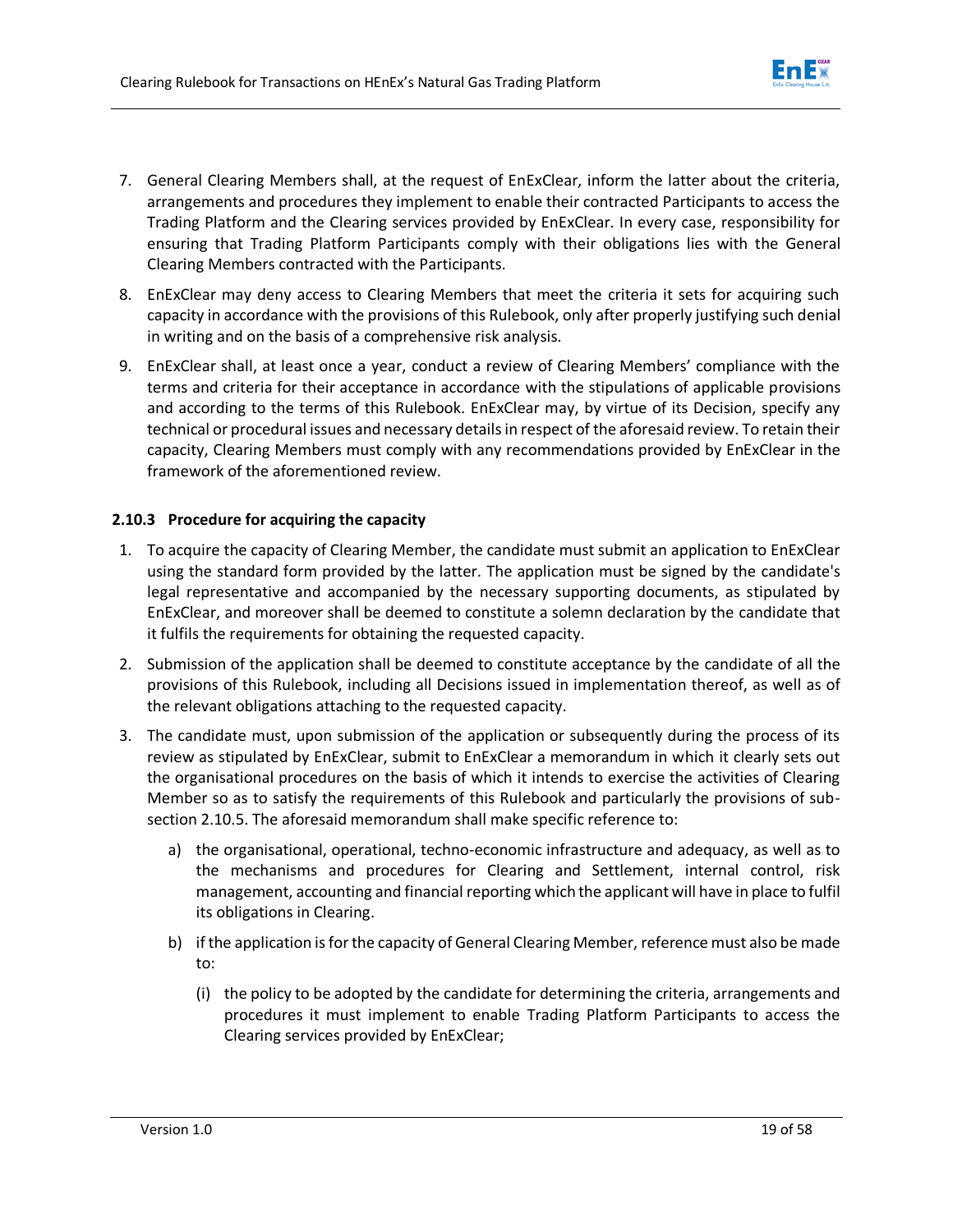7. General Clearing Members shall, at the request of EnExClear, inform the latter about the criteria, arrangements and procedures they implement to enable their contracted Participants to access the Trading Platform and the Clearing services provided by EnExClear. In every case, responsibility for ensuring that Trading Platform Participants comply with their obligations lies with the General Clearing Members contracted with the Participants.
8. EnExClear may deny access to Clearing Members that meet the criteria it sets for acquiring such capacity in accordance with the provisions of this Rulebook, only after properly justifying such denial in writing and on the basis of a comprehensive risk analysis.
9. EnExClear shall, at least once a year, conduct a review of Clearing Members' compliance with the terms and criteria for their acceptance in accordance with the stipulations of applicable provisions and according to the terms of this Rulebook. EnExClear may, by virtue of its Decision, specify any technical or procedural issues and necessary details in respect of the aforesaid review. To retain their capacity, Clearing Members must comply with any recommendations provided by EnExClear in the framework of the aforementioned review.

### 2.10.3 Procedure for acquiring the capacity

1. To acquire the capacity of Clearing Member, the candidate must submit an application to EnExClear using the standard form provided by the latter. The application must be signed by the candidate's legal representative and accompanied by the necessary supporting documents, as stipulated by EnExClear, and moreover shall be deemed to constitute a solemn declaration by the candidate that it fulfils the requirements for obtaining the requested capacity.
2. Submission of the application shall be deemed to constitute acceptance by the candidate of all the provisions of this Rulebook, including all Decisions issued in implementation thereof, as well as of the relevant obligations attaching to the requested capacity.
3. The candidate must, upon submission of the application or subsequently during the process of its review as stipulated by EnExClear, submit to EnExClear a memorandum in which it clearly sets out the organisational procedures on the basis of which it intends to exercise the activities of Clearing Member so as to satisfy the requirements of this Rulebook and particularly the provisions of sub-section 2.10.5. The aforesaid memorandum shall make specific reference to:
    a) the organisational, operational, techno-economic infrastructure and adequacy, as well as to the mechanisms and procedures for Clearing and Settlement, internal control, risk management, accounting and financial reporting which the applicant will have in place to fulfil its obligations in Clearing.
    b) if the application is for the capacity of General Clearing Member, reference must also be made to:
        (i) the policy to be adopted by the candidate for determining the criteria, arrangements and procedures it must implement to enable Trading Platform Participants to access the Clearing services provided by EnExClear;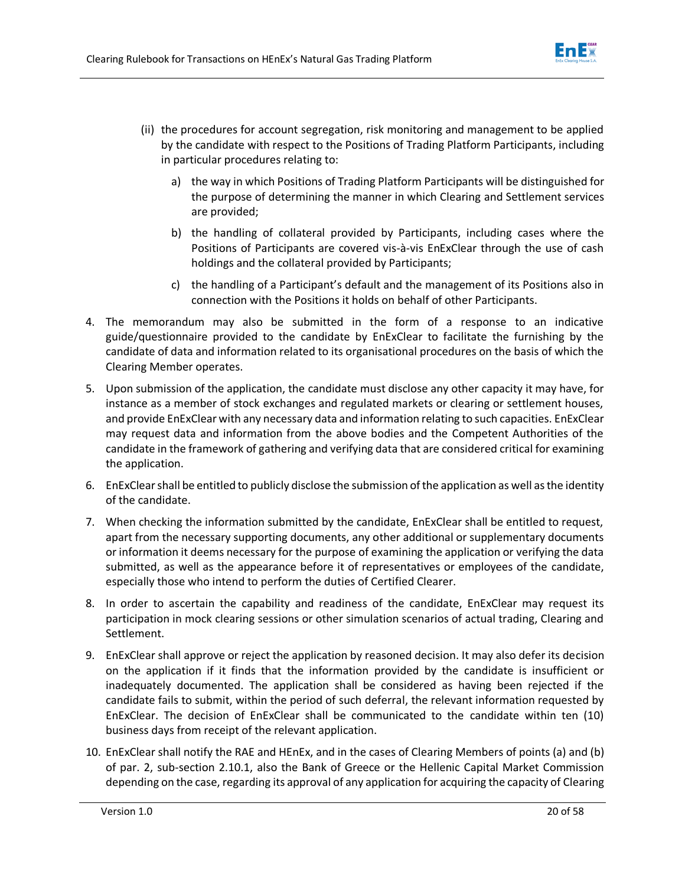(ii) the procedures for account segregation, risk monitoring and management to be applied by the candidate with respect to the Positions of Trading Platform Participants, including in particular procedures relating to:

   a) the way in which Positions of Trading Platform Participants will be distinguished for the purpose of determining the manner in which Clearing and Settlement services are provided;

   b) the handling of collateral provided by Participants, including cases where the Positions of Participants are covered vis-à-vis EnExClear through the use of cash holdings and the collateral provided by Participants;

   c) the handling of a Participant's default and the management of its Positions also in connection with the Positions it holds on behalf of other Participants.

4. The memorandum may also be submitted in the form of a response to an indicative guide/questionnaire provided to the candidate by EnExClear to facilitate the furnishing by the candidate of data and information related to its organisational procedures on the basis of which the Clearing Member operates.

5. Upon submission of the application, the candidate must disclose any other capacity it may have, for instance as a member of stock exchanges and regulated markets or clearing or settlement houses, and provide EnExClear with any necessary data and information relating to such capacities. EnExClear may request data and information from the above bodies and the Competent Authorities of the candidate in the framework of gathering and verifying data that are considered critical for examining the application.

6. EnExClear shall be entitled to publicly disclose the submission of the application as well as the identity of the candidate.

7. When checking the information submitted by the candidate, EnExClear shall be entitled to request, apart from the necessary supporting documents, any other additional or supplementary documents or information it deems necessary for the purpose of examining the application or verifying the data submitted, as well as the appearance before it of representatives or employees of the candidate, especially those who intend to perform the duties of Certified Clearer.

8. In order to ascertain the capability and readiness of the candidate, EnExClear may request its participation in mock clearing sessions or other simulation scenarios of actual trading, Clearing and Settlement.

9. EnExClear shall approve or reject the application by reasoned decision. It may also defer its decision on the application if it finds that the information provided by the candidate is insufficient or inadequately documented. The application shall be considered as having been rejected if the candidate fails to submit, within the period of such deferral, the relevant information requested by EnExClear. The decision of EnExClear shall be communicated to the candidate within ten (10) business days from receipt of the relevant application.

10. EnExClear shall notify the RAE and HEnEx, and in the cases of Clearing Members of points (a) and (b) of par. 2, sub-section 2.10.1, also the Bank of Greece or the Hellenic Capital Market Commission depending on the case, regarding its approval of any application for acquiring the capacity of Clearing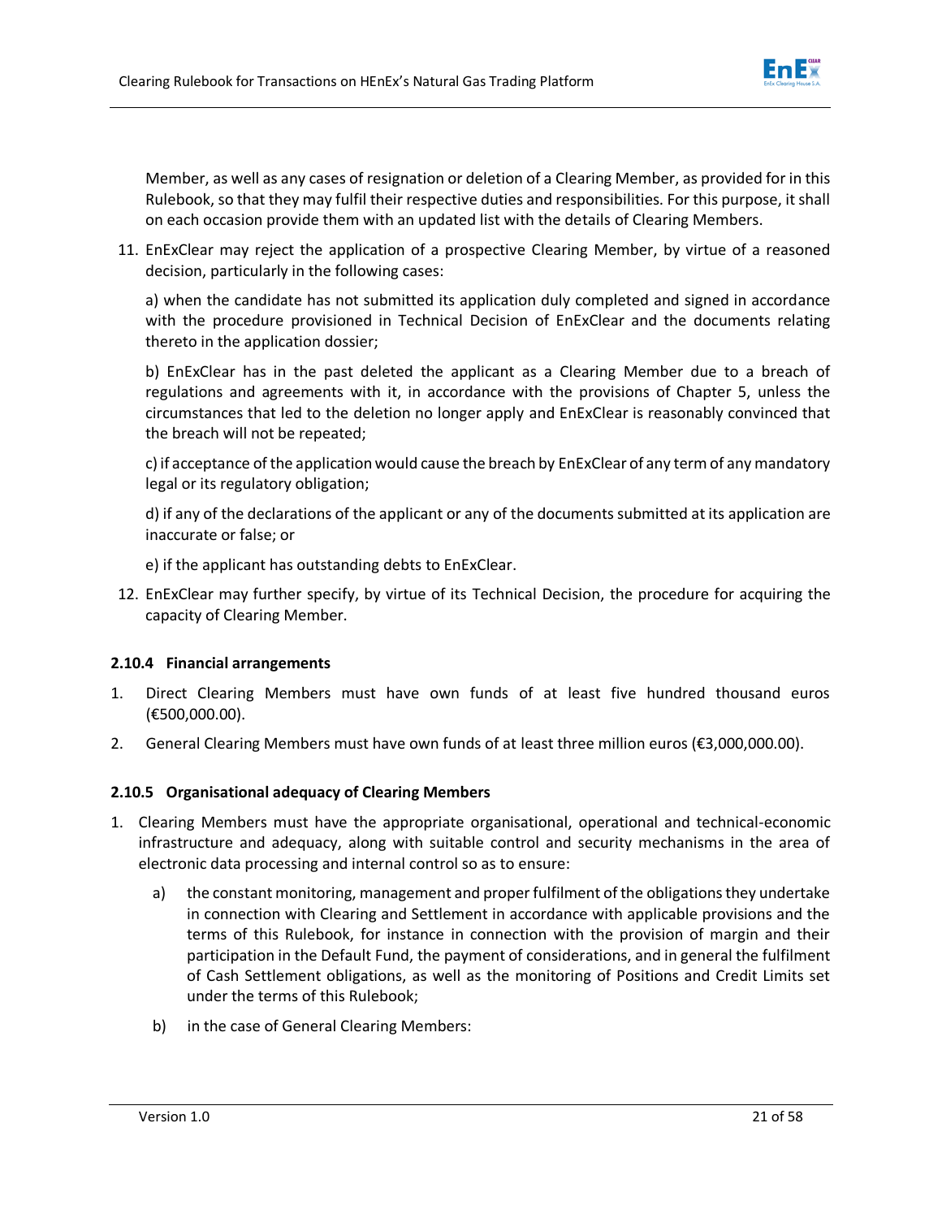Member, as well as any cases of resignation or deletion of a Clearing Member, as provided for in this Rulebook, so that they may fulfil their respective duties and responsibilities. For this purpose, it shall on each occasion provide them with an updated list with the details of Clearing Members.

11. EnExClear may reject the application of a prospective Clearing Member, by virtue of a reasoned decision, particularly in the following cases:

    a) when the candidate has not submitted its application duly completed and signed in accordance with the procedure provisioned in Technical Decision of EnExClear and the documents relating thereto in the application dossier;

    b) EnExClear has in the past deleted the applicant as a Clearing Member due to a breach of regulations and agreements with it, in accordance with the provisions of Chapter 5, unless the circumstances that led to the deletion no longer apply and EnExClear is reasonably convinced that the breach will not be repeated;

    c) if acceptance of the application would cause the breach by EnExClear of any term of any mandatory legal or its regulatory obligation;

    d) if any of the declarations of the applicant or any of the documents submitted at its application are inaccurate or false; or

    e) if the applicant has outstanding debts to EnExClear.

12. EnExClear may further specify, by virtue of its Technical Decision, the procedure for acquiring the capacity of Clearing Member.

### 2.10.4 Financial arrangements

1. Direct Clearing Members must have own funds of at least five hundred thousand euros (€500,000.00).
2. General Clearing Members must have own funds of at least three million euros (€3,000,000.00).

### 2.10.5 Organisational adequacy of Clearing Members

1. Clearing Members must have the appropriate organisational, operational and technical-economic infrastructure and adequacy, along with suitable control and security mechanisms in the area of electronic data processing and internal control so as to ensure:

    a) the constant monitoring, management and proper fulfilment of the obligations they undertake in connection with Clearing and Settlement in accordance with applicable provisions and the terms of this Rulebook, for instance in connection with the provision of margin and their participation in the Default Fund, the payment of considerations, and in general the fulfilment of Cash Settlement obligations, as well as the monitoring of Positions and Credit Limits set under the terms of this Rulebook;

    b) in the case of General Clearing Members: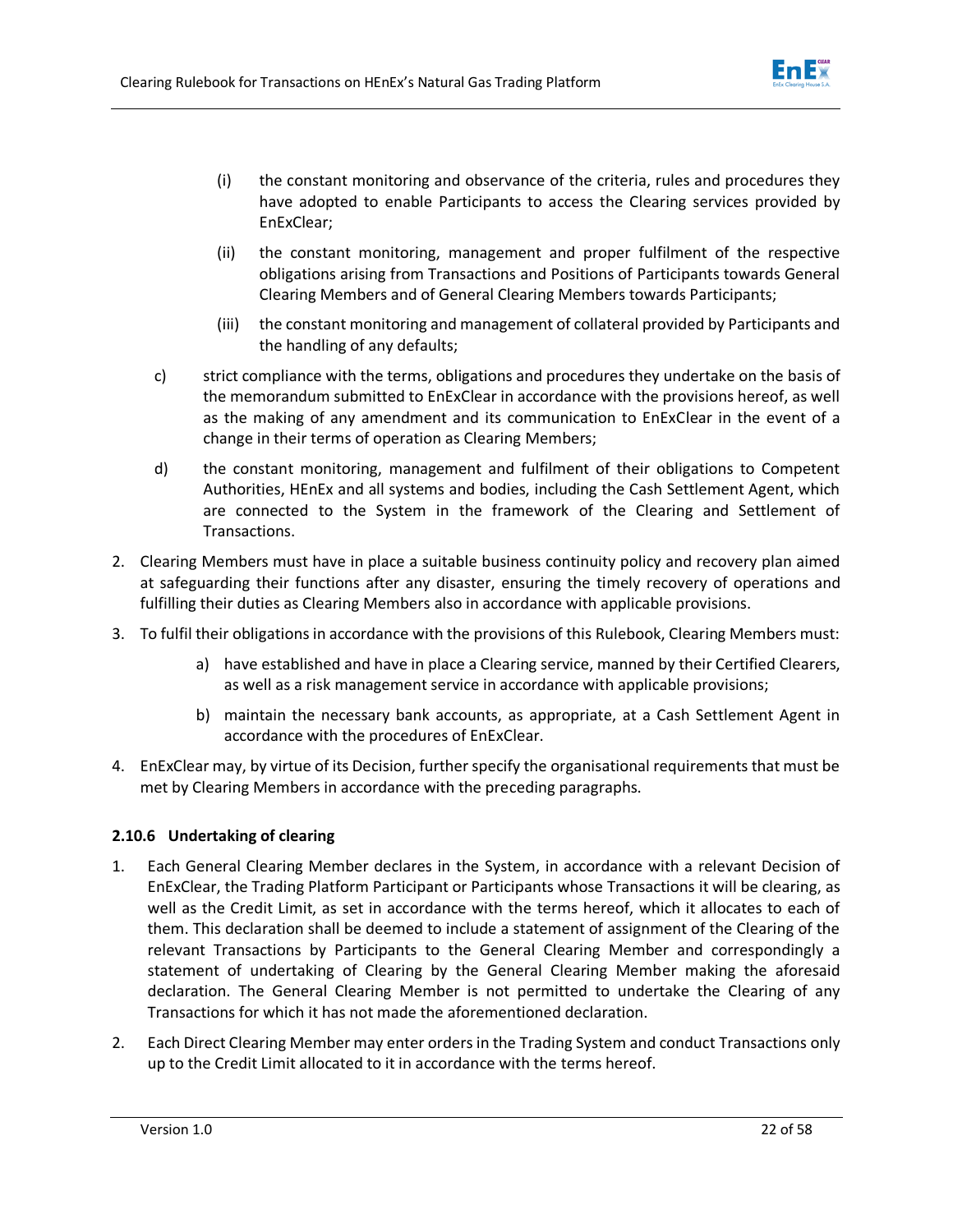(i) the constant monitoring and observance of the criteria, rules and procedures they have adopted to enable Participants to access the Clearing services provided by EnExClear;

(ii) the constant monitoring, management and proper fulfilment of the respective obligations arising from Transactions and Positions of Participants towards General Clearing Members and of General Clearing Members towards Participants;

(iii) the constant monitoring and management of collateral provided by Participants and the handling of any defaults;

c) strict compliance with the terms, obligations and procedures they undertake on the basis of the memorandum submitted to EnExClear in accordance with the provisions hereof, as well as the making of any amendment and its communication to EnExClear in the event of a change in their terms of operation as Clearing Members;

d) the constant monitoring, management and fulfilment of their obligations to Competent Authorities, HEnEx and all systems and bodies, including the Cash Settlement Agent, which are connected to the System in the framework of the Clearing and Settlement of Transactions.

2. Clearing Members must have in place a suitable business continuity policy and recovery plan aimed at safeguarding their functions after any disaster, ensuring the timely recovery of operations and fulfilling their duties as Clearing Members also in accordance with applicable provisions.

3. To fulfil their obligations in accordance with the provisions of this Rulebook, Clearing Members must:

   a) have established and have in place a Clearing service, manned by their Certified Clearers, as well as a risk management service in accordance with applicable provisions;

   b) maintain the necessary bank accounts, as appropriate, at a Cash Settlement Agent in accordance with the procedures of EnExClear.

4. EnExClear may, by virtue of its Decision, further specify the organisational requirements that must be met by Clearing Members in accordance with the preceding paragraphs.

### 2.10.6 Undertaking of clearing

1. Each General Clearing Member declares in the System, in accordance with a relevant Decision of EnExClear, the Trading Platform Participant or Participants whose Transactions it will be clearing, as well as the Credit Limit, as set in accordance with the terms hereof, which it allocates to each of them. This declaration shall be deemed to include a statement of assignment of the Clearing of the relevant Transactions by Participants to the General Clearing Member and correspondingly a statement of undertaking of Clearing by the General Clearing Member making the aforesaid declaration. The General Clearing Member is not permitted to undertake the Clearing of any Transactions for which it has not made the aforementioned declaration.

2. Each Direct Clearing Member may enter orders in the Trading System and conduct Transactions only up to the Credit Limit allocated to it in accordance with the terms hereof.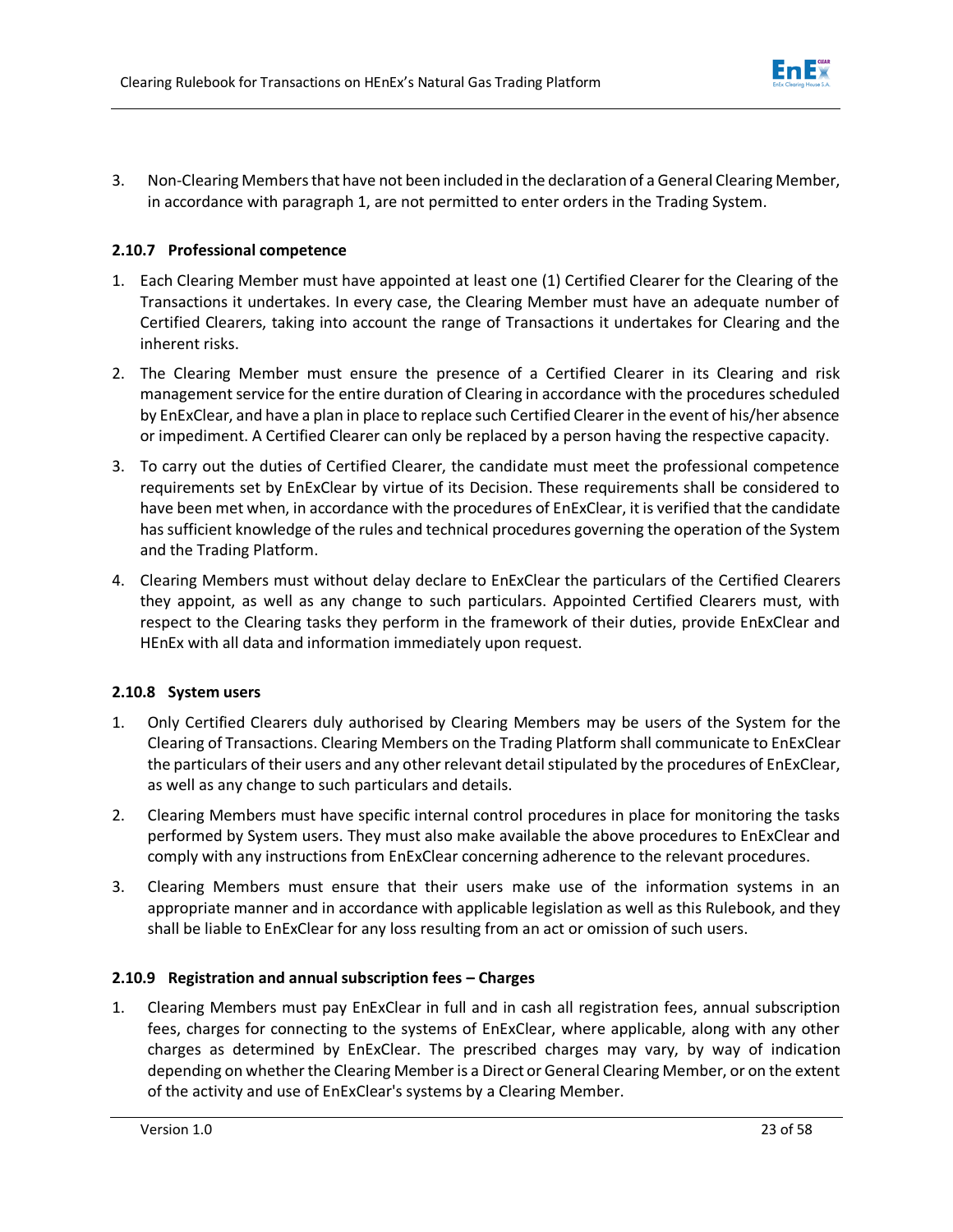3. Non-Clearing Members that have not been included in the declaration of a General Clearing Member, in accordance with paragraph 1, are not permitted to enter orders in the Trading System.

### 2.10.7 Professional competence

1. Each Clearing Member must have appointed at least one (1) Certified Clearer for the Clearing of the Transactions it undertakes. In every case, the Clearing Member must have an adequate number of Certified Clearers, taking into account the range of Transactions it undertakes for Clearing and the inherent risks.
2. The Clearing Member must ensure the presence of a Certified Clearer in its Clearing and risk management service for the entire duration of Clearing in accordance with the procedures scheduled by EnExClear, and have a plan in place to replace such Certified Clearer in the event of his/her absence or impediment. A Certified Clearer can only be replaced by a person having the respective capacity.
3. To carry out the duties of Certified Clearer, the candidate must meet the professional competence requirements set by EnExClear by virtue of its Decision. These requirements shall be considered to have been met when, in accordance with the procedures of EnExClear, it is verified that the candidate has sufficient knowledge of the rules and technical procedures governing the operation of the System and the Trading Platform.
4. Clearing Members must without delay declare to EnExClear the particulars of the Certified Clearers they appoint, as well as any change to such particulars. Appointed Certified Clearers must, with respect to the Clearing tasks they perform in the framework of their duties, provide EnExClear and HEnEx with all data and information immediately upon request.

### 2.10.8 System users

1. Only Certified Clearers duly authorised by Clearing Members may be users of the System for the Clearing of Transactions. Clearing Members on the Trading Platform shall communicate to EnExClear the particulars of their users and any other relevant detail stipulated by the procedures of EnExClear, as well as any change to such particulars and details.
2. Clearing Members must have specific internal control procedures in place for monitoring the tasks performed by System users. They must also make available the above procedures to EnExClear and comply with any instructions from EnExClear concerning adherence to the relevant procedures.
3. Clearing Members must ensure that their users make use of the information systems in an appropriate manner and in accordance with applicable legislation as well as this Rulebook, and they shall be liable to EnExClear for any loss resulting from an act or omission of such users.

### 2.10.9 Registration and annual subscription fees – Charges

1. Clearing Members must pay EnExClear in full and in cash all registration fees, annual subscription fees, charges for connecting to the systems of EnExClear, where applicable, along with any other charges as determined by EnExClear. The prescribed charges may vary, by way of indication depending on whether the Clearing Member is a Direct or General Clearing Member, or on the extent of the activity and use of EnExClear's systems by a Clearing Member.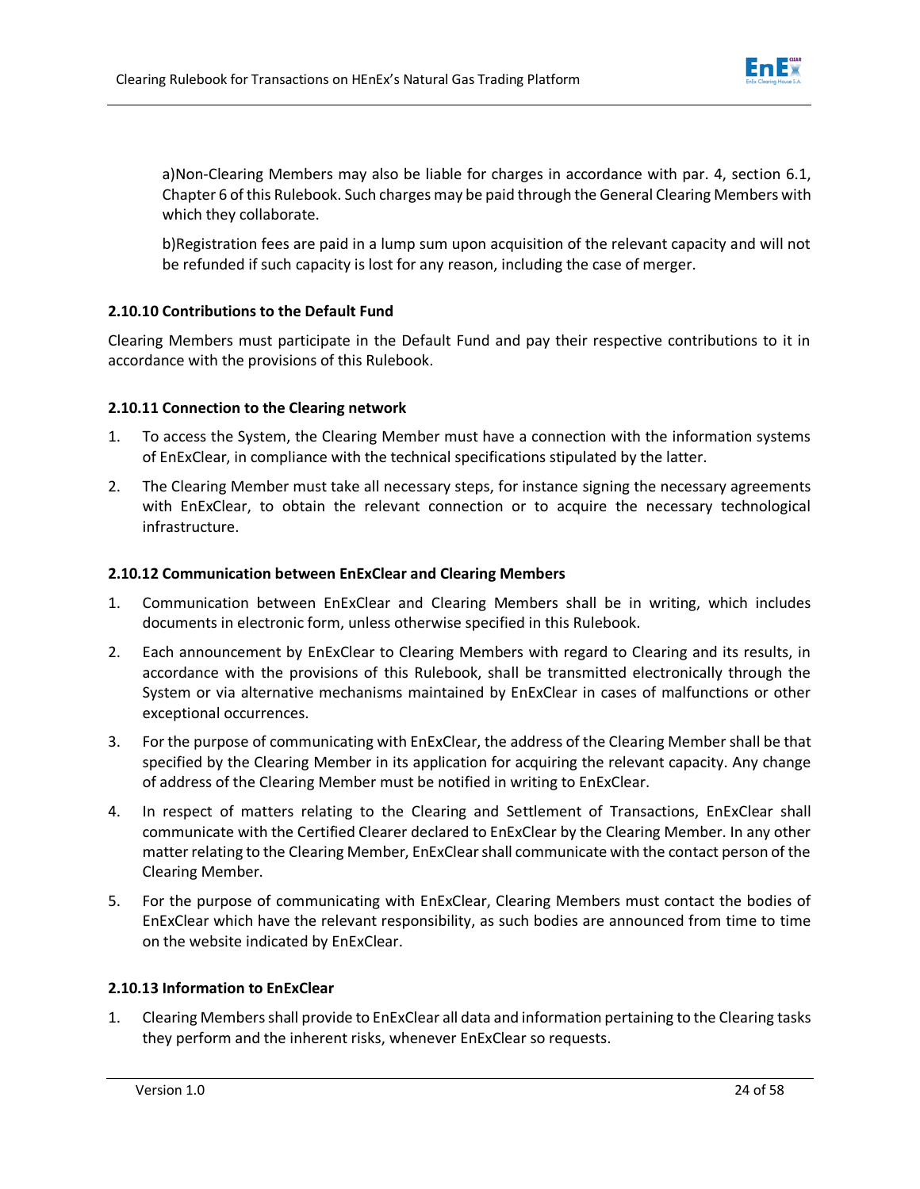a)Non-Clearing Members may also be liable for charges in accordance with par. 4, section 6.1, Chapter 6 of this Rulebook. Such charges may be paid through the General Clearing Members with which they collaborate.

b)Registration fees are paid in a lump sum upon acquisition of the relevant capacity and will not be refunded if such capacity is lost for any reason, including the case of merger.

#### 2.10.10 Contributions to the Default Fund

Clearing Members must participate in the Default Fund and pay their respective contributions to it in accordance with the provisions of this Rulebook.

#### 2.10.11 Connection to the Clearing network

1. To access the System, the Clearing Member must have a connection with the information systems of EnExClear, in compliance with the technical specifications stipulated by the latter.
2. The Clearing Member must take all necessary steps, for instance signing the necessary agreements with EnExClear, to obtain the relevant connection or to acquire the necessary technological infrastructure.

#### 2.10.12 Communication between EnExClear and Clearing Members

1. Communication between EnExClear and Clearing Members shall be in writing, which includes documents in electronic form, unless otherwise specified in this Rulebook.
2. Each announcement by EnExClear to Clearing Members with regard to Clearing and its results, in accordance with the provisions of this Rulebook, shall be transmitted electronically through the System or via alternative mechanisms maintained by EnExClear in cases of malfunctions or other exceptional occurrences.
3. For the purpose of communicating with EnExClear, the address of the Clearing Member shall be that specified by the Clearing Member in its application for acquiring the relevant capacity. Any change of address of the Clearing Member must be notified in writing to EnExClear.
4. In respect of matters relating to the Clearing and Settlement of Transactions, EnExClear shall communicate with the Certified Clearer declared to EnExClear by the Clearing Member. In any other matter relating to the Clearing Member, EnExClear shall communicate with the contact person of the Clearing Member.
5. For the purpose of communicating with EnExClear, Clearing Members must contact the bodies of EnExClear which have the relevant responsibility, as such bodies are announced from time to time on the website indicated by EnExClear.

#### 2.10.13 Information to EnExClear

1. Clearing Members shall provide to EnExClear all data and information pertaining to the Clearing tasks they perform and the inherent risks, whenever EnExClear so requests.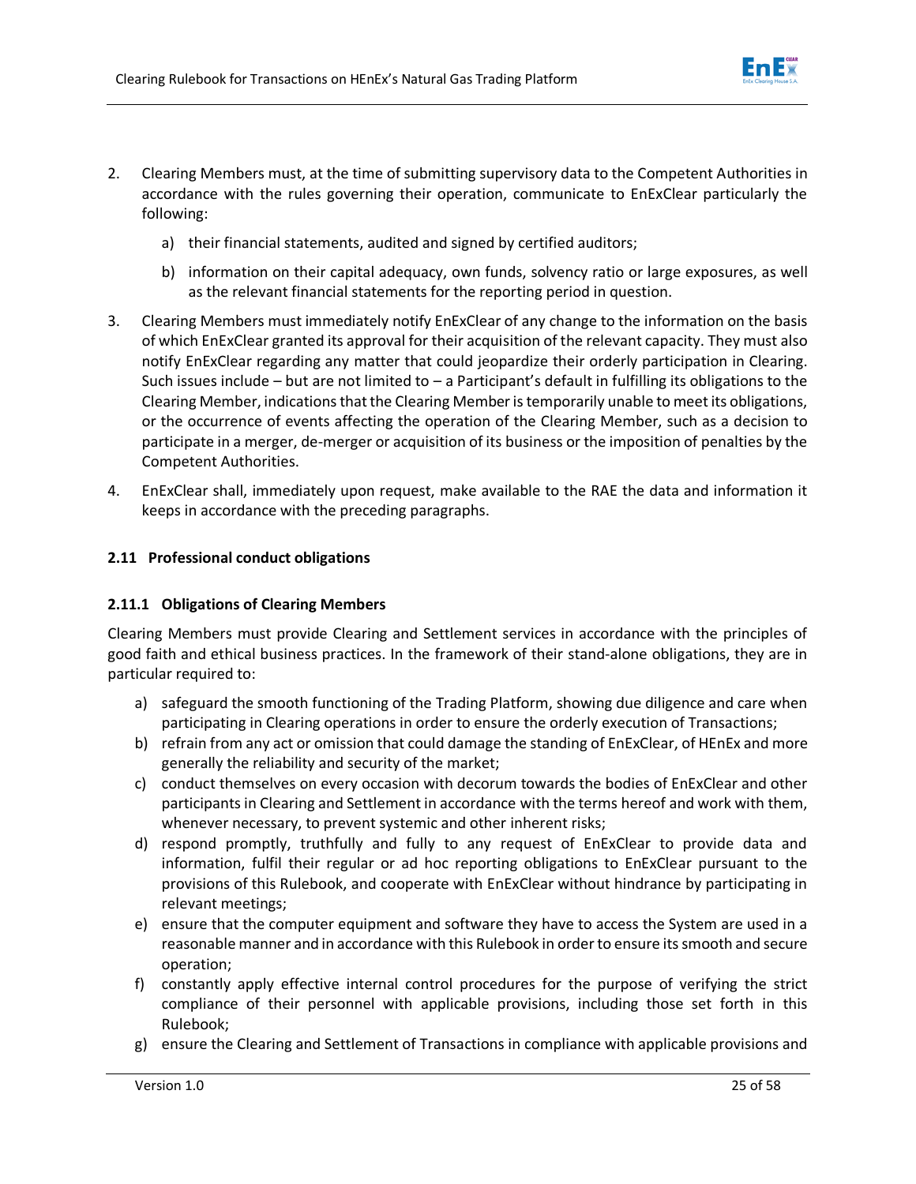2. Clearing Members must, at the time of submitting supervisory data to the Competent Authorities in accordance with the rules governing their operation, communicate to EnExClear particularly the following:

    a) their financial statements, audited and signed by certified auditors;

    b) information on their capital adequacy, own funds, solvency ratio or large exposures, as well as the relevant financial statements for the reporting period in question.

3. Clearing Members must immediately notify EnExClear of any change to the information on the basis of which EnExClear granted its approval for their acquisition of the relevant capacity. They must also notify EnExClear regarding any matter that could jeopardize their orderly participation in Clearing. Such issues include – but are not limited to – a Participant's default in fulfilling its obligations to the Clearing Member, indications that the Clearing Member is temporarily unable to meet its obligations, or the occurrence of events affecting the operation of the Clearing Member, such as a decision to participate in a merger, de-merger or acquisition of its business or the imposition of penalties by the Competent Authorities.

4. EnExClear shall, immediately upon request, make available to the RAE the data and information it keeps in accordance with the preceding paragraphs.

## 2.11 Professional conduct obligations

### 2.11.1 Obligations of Clearing Members

Clearing Members must provide Clearing and Settlement services in accordance with the principles of good faith and ethical business practices. In the framework of their stand-alone obligations, they are in particular required to:

a) safeguard the smooth functioning of the Trading Platform, showing due diligence and care when participating in Clearing operations in order to ensure the orderly execution of Transactions;

b) refrain from any act or omission that could damage the standing of EnExClear, of HEnEx and more generally the reliability and security of the market;

c) conduct themselves on every occasion with decorum towards the bodies of EnExClear and other participants in Clearing and Settlement in accordance with the terms hereof and work with them, whenever necessary, to prevent systemic and other inherent risks;

d) respond promptly, truthfully and fully to any request of EnExClear to provide data and information, fulfil their regular or ad hoc reporting obligations to EnExClear pursuant to the provisions of this Rulebook, and cooperate with EnExClear without hindrance by participating in relevant meetings;

e) ensure that the computer equipment and software they have to access the System are used in a reasonable manner and in accordance with this Rulebook in order to ensure its smooth and secure operation;

f) constantly apply effective internal control procedures for the purpose of verifying the strict compliance of their personnel with applicable provisions, including those set forth in this Rulebook;

g) ensure the Clearing and Settlement of Transactions in compliance with applicable provisions and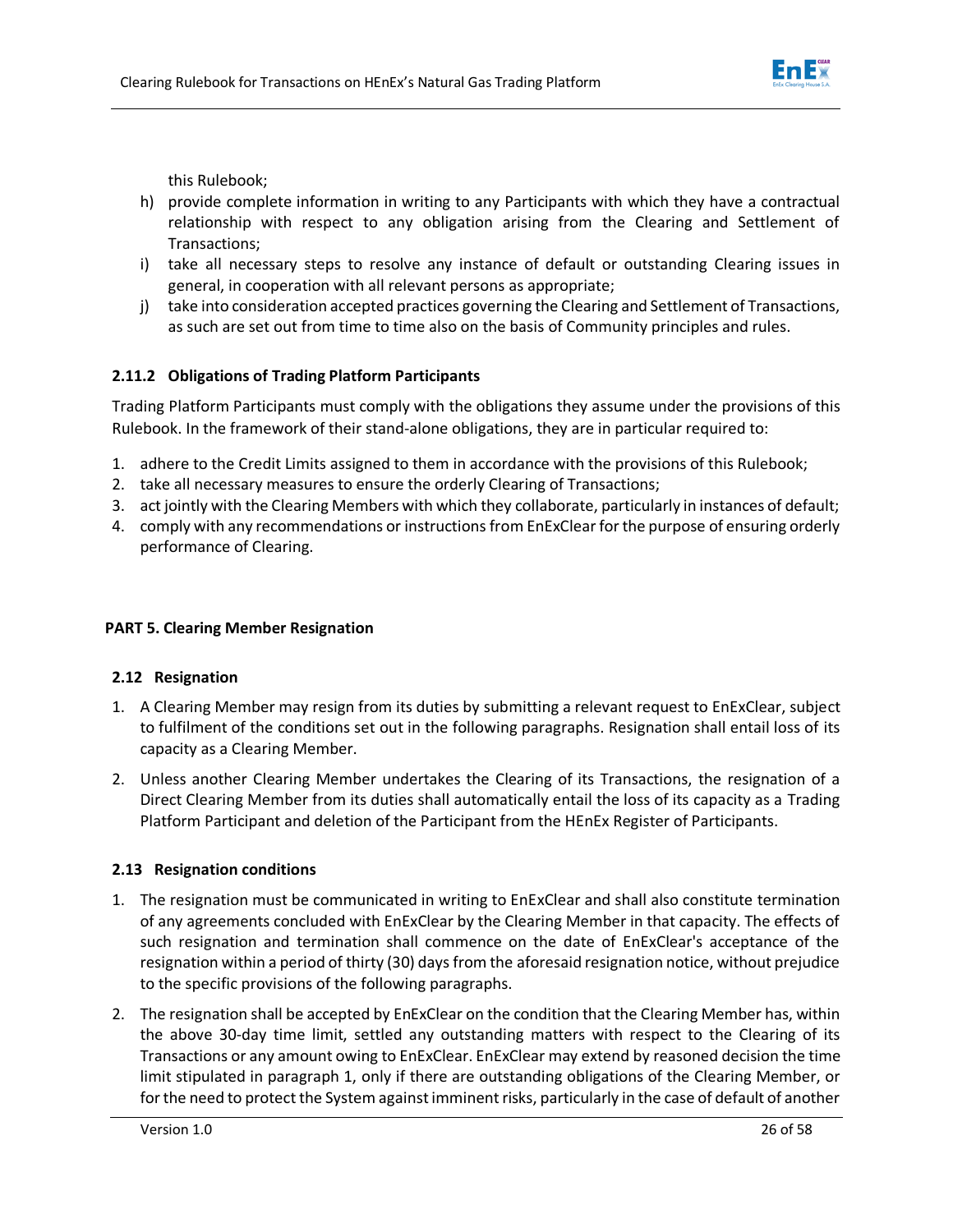this Rulebook;

h) provide complete information in writing to any Participants with which they have a contractual relationship with respect to any obligation arising from the Clearing and Settlement of Transactions;
i) take all necessary steps to resolve any instance of default or outstanding Clearing issues in general, in cooperation with all relevant persons as appropriate;
j) take into consideration accepted practices governing the Clearing and Settlement of Transactions, as such are set out from time to time also on the basis of Community principles and rules.

#### 2.11.2 Obligations of Trading Platform Participants

Trading Platform Participants must comply with the obligations they assume under the provisions of this Rulebook. In the framework of their stand-alone obligations, they are in particular required to:

1. adhere to the Credit Limits assigned to them in accordance with the provisions of this Rulebook;
2. take all necessary measures to ensure the orderly Clearing of Transactions;
3. act jointly with the Clearing Members with which they collaborate, particularly in instances of default;
4. comply with any recommendations or instructions from EnExClear for the purpose of ensuring orderly performance of Clearing.

## PART 5. Clearing Member Resignation

### 2.12 Resignation

1. A Clearing Member may resign from its duties by submitting a relevant request to EnExClear, subject to fulfilment of the conditions set out in the following paragraphs. Resignation shall entail loss of its capacity as a Clearing Member.
2. Unless another Clearing Member undertakes the Clearing of its Transactions, the resignation of a Direct Clearing Member from its duties shall automatically entail the loss of its capacity as a Trading Platform Participant and deletion of the Participant from the HEnEx Register of Participants.

### 2.13 Resignation conditions

1. The resignation must be communicated in writing to EnExClear and shall also constitute termination of any agreements concluded with EnExClear by the Clearing Member in that capacity. The effects of such resignation and termination shall commence on the date of EnExClear's acceptance of the resignation within a period of thirty (30) days from the aforesaid resignation notice, without prejudice to the specific provisions of the following paragraphs.
2. The resignation shall be accepted by EnExClear on the condition that the Clearing Member has, within the above 30-day time limit, settled any outstanding matters with respect to the Clearing of its Transactions or any amount owing to EnExClear. EnExClear may extend by reasoned decision the time limit stipulated in paragraph 1, only if there are outstanding obligations of the Clearing Member, or for the need to protect the System against imminent risks, particularly in the case of default of another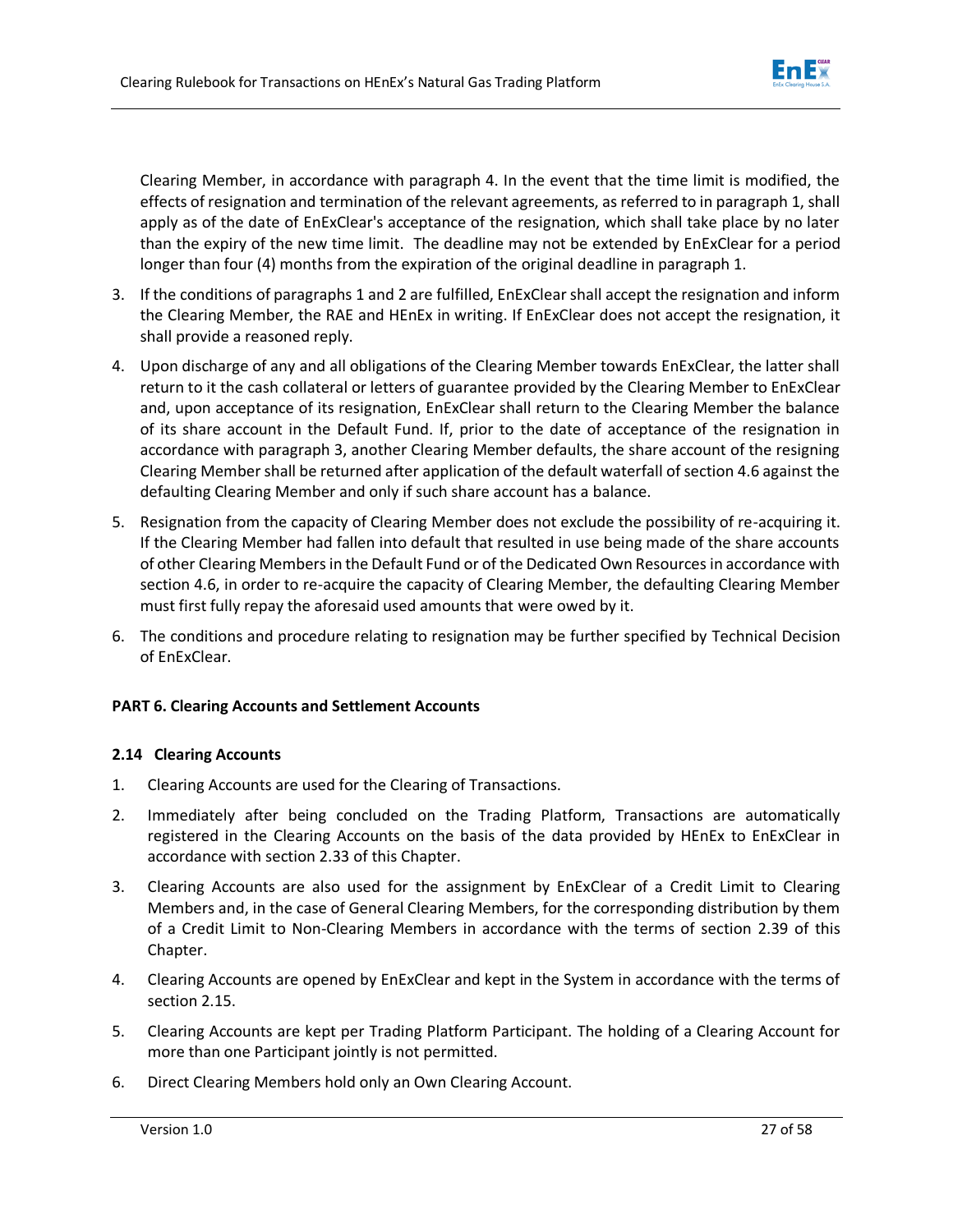Clearing Member, in accordance with paragraph 4. In the event that the time limit is modified, the effects of resignation and termination of the relevant agreements, as referred to in paragraph 1, shall apply as of the date of EnExClear's acceptance of the resignation, which shall take place by no later than the expiry of the new time limit. The deadline may not be extended by EnExClear for a period longer than four (4) months from the expiration of the original deadline in paragraph 1.

3. If the conditions of paragraphs 1 and 2 are fulfilled, EnExClear shall accept the resignation and inform the Clearing Member, the RAE and HEnEx in writing. If EnExClear does not accept the resignation, it shall provide a reasoned reply.
4. Upon discharge of any and all obligations of the Clearing Member towards EnExClear, the latter shall return to it the cash collateral or letters of guarantee provided by the Clearing Member to EnExClear and, upon acceptance of its resignation, EnExClear shall return to the Clearing Member the balance of its share account in the Default Fund. If, prior to the date of acceptance of the resignation in accordance with paragraph 3, another Clearing Member defaults, the share account of the resigning Clearing Member shall be returned after application of the default waterfall of section 4.6 against the defaulting Clearing Member and only if such share account has a balance.
5. Resignation from the capacity of Clearing Member does not exclude the possibility of re-acquiring it. If the Clearing Member had fallen into default that resulted in use being made of the share accounts of other Clearing Members in the Default Fund or of the Dedicated Own Resources in accordance with section 4.6, in order to re-acquire the capacity of Clearing Member, the defaulting Clearing Member must first fully repay the aforesaid used amounts that were owed by it.
6. The conditions and procedure relating to resignation may be further specified by Technical Decision of EnExClear.

## PART 6. Clearing Accounts and Settlement Accounts

### 2.14 Clearing Accounts

1. Clearing Accounts are used for the Clearing of Transactions.
2. Immediately after being concluded on the Trading Platform, Transactions are automatically registered in the Clearing Accounts on the basis of the data provided by HEnEx to EnExClear in accordance with section 2.33 of this Chapter.
3. Clearing Accounts are also used for the assignment by EnExClear of a Credit Limit to Clearing Members and, in the case of General Clearing Members, for the corresponding distribution by them of a Credit Limit to Non-Clearing Members in accordance with the terms of section 2.39 of this Chapter.
4. Clearing Accounts are opened by EnExClear and kept in the System in accordance with the terms of section 2.15.
5. Clearing Accounts are kept per Trading Platform Participant. The holding of a Clearing Account for more than one Participant jointly is not permitted.
6. Direct Clearing Members hold only an Own Clearing Account.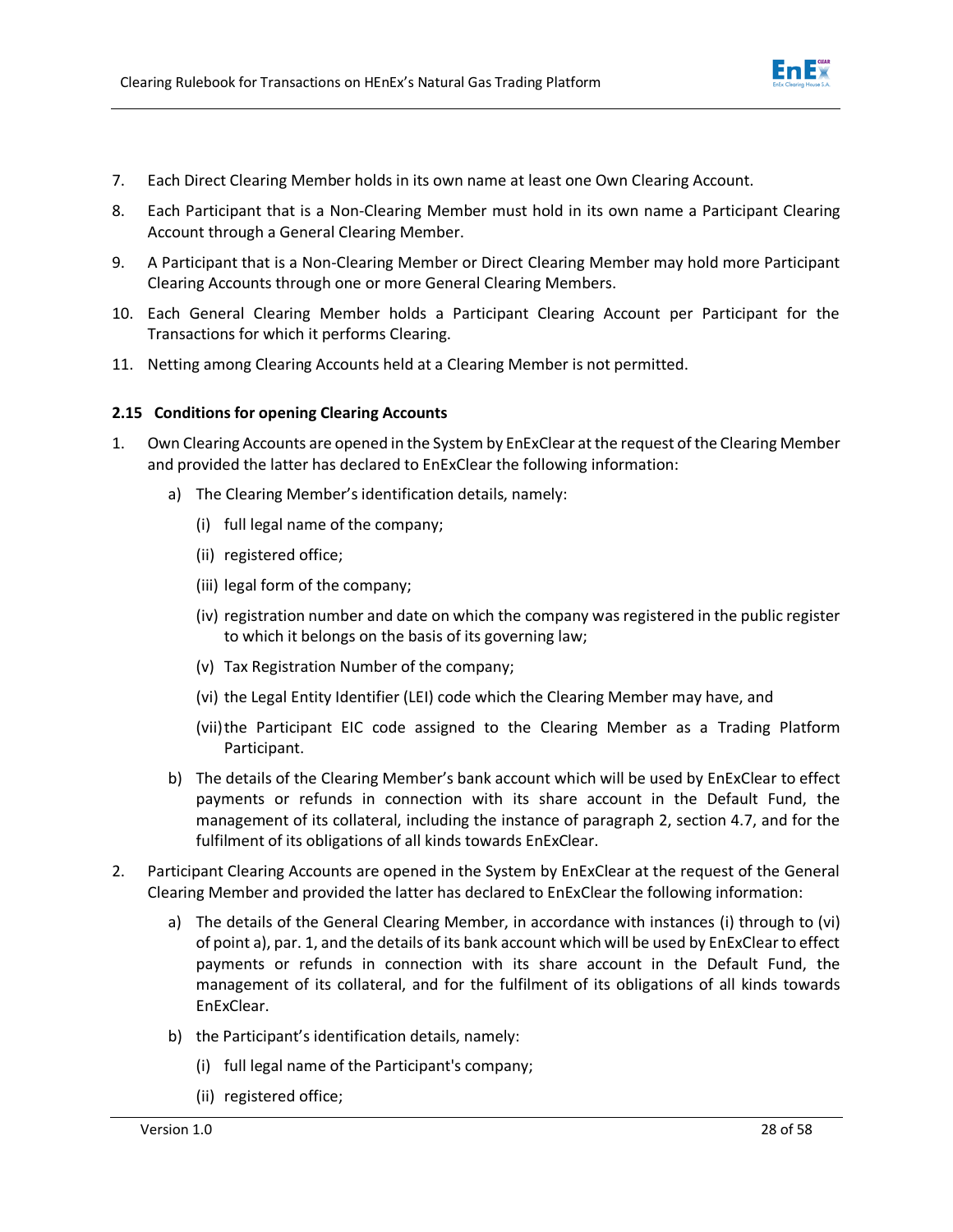7. Each Direct Clearing Member holds in its own name at least one Own Clearing Account.
8. Each Participant that is a Non-Clearing Member must hold in its own name a Participant Clearing Account through a General Clearing Member.
9. A Participant that is a Non-Clearing Member or Direct Clearing Member may hold more Participant Clearing Accounts through one or more General Clearing Members.
10. Each General Clearing Member holds a Participant Clearing Account per Participant for the Transactions for which it performs Clearing.
11. Netting among Clearing Accounts held at a Clearing Member is not permitted.

### 2.15 Conditions for opening Clearing Accounts

1. Own Clearing Accounts are opened in the System by EnExClear at the request of the Clearing Member and provided the latter has declared to EnExClear the following information:
   a) The Clearing Member's identification details, namely:
      (i) full legal name of the company;
      (ii) registered office;
      (iii) legal form of the company;
      (iv) registration number and date on which the company was registered in the public register to which it belongs on the basis of its governing law;
      (v) Tax Registration Number of the company;
      (vi) the Legal Entity Identifier (LEI) code which the Clearing Member may have, and
      (vii) the Participant EIC code assigned to the Clearing Member as a Trading Platform Participant.
   b) The details of the Clearing Member's bank account which will be used by EnExClear to effect payments or refunds in connection with its share account in the Default Fund, the management of its collateral, including the instance of paragraph 2, section 4.7, and for the fulfilment of its obligations of all kinds towards EnExClear.
2. Participant Clearing Accounts are opened in the System by EnExClear at the request of the General Clearing Member and provided the latter has declared to EnExClear the following information:
   a) The details of the General Clearing Member, in accordance with instances (i) through to (vi) of point a), par. 1, and the details of its bank account which will be used by EnExClear to effect payments or refunds in connection with its share account in the Default Fund, the management of its collateral, and for the fulfilment of its obligations of all kinds towards EnExClear.
   b) the Participant's identification details, namely:
      (i) full legal name of the Participant's company;
      (ii) registered office;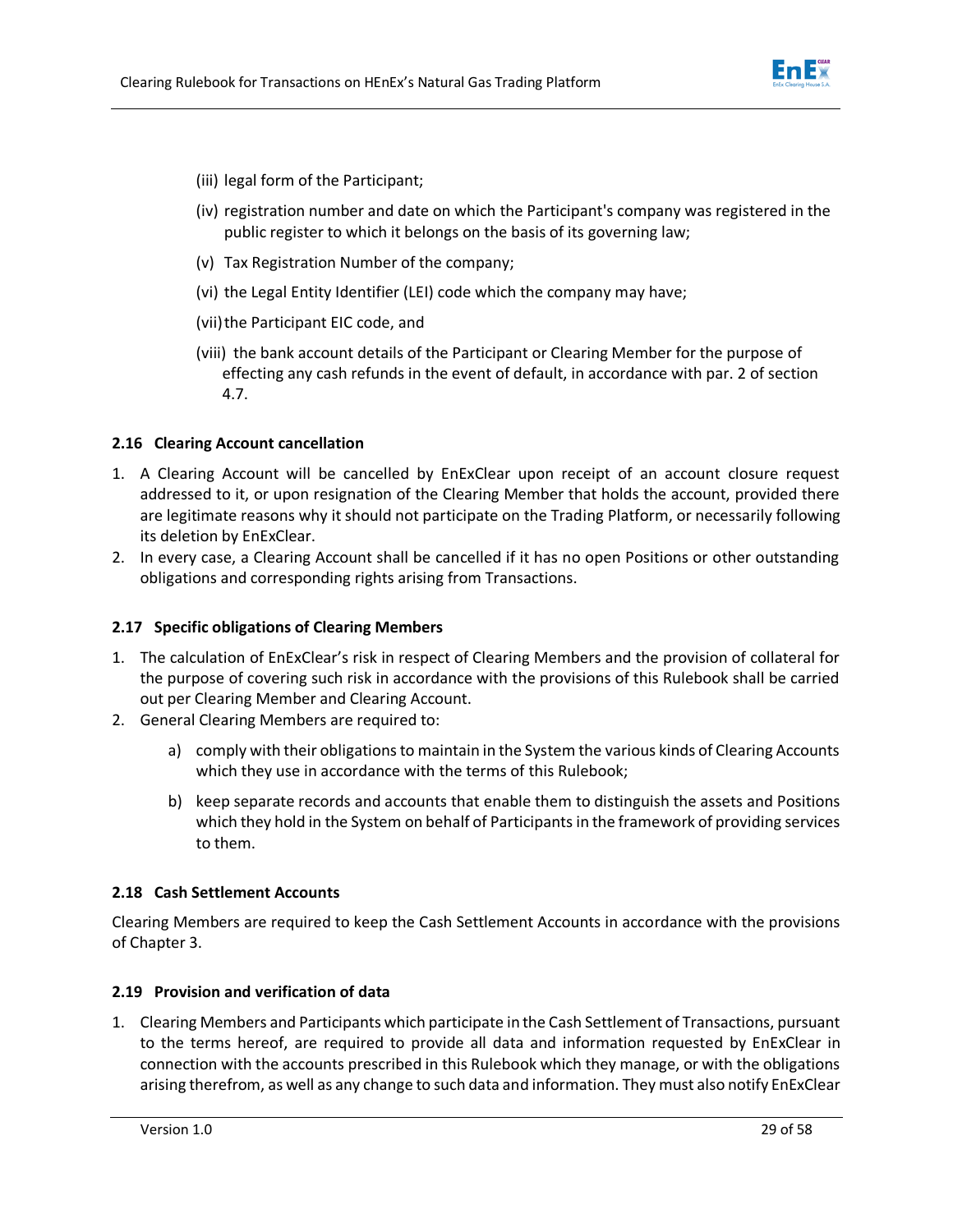(iii) legal form of the Participant;

(iv) registration number and date on which the Participant's company was registered in the public register to which it belongs on the basis of its governing law;

(v) Tax Registration Number of the company;

(vi) the Legal Entity Identifier (LEI) code which the company may have;

(vii) the Participant EIC code, and

(viii) the bank account details of the Participant or Clearing Member for the purpose of effecting any cash refunds in the event of default, in accordance with par. 2 of section 4.7.

### 2.16 Clearing Account cancellation

1. A Clearing Account will be cancelled by EnExClear upon receipt of an account closure request addressed to it, or upon resignation of the Clearing Member that holds the account, provided there are legitimate reasons why it should not participate on the Trading Platform, or necessarily following its deletion by EnExClear.
2. In every case, a Clearing Account shall be cancelled if it has no open Positions or other outstanding obligations and corresponding rights arising from Transactions.

### 2.17 Specific obligations of Clearing Members

1. The calculation of EnExClear's risk in respect of Clearing Members and the provision of collateral for the purpose of covering such risk in accordance with the provisions of this Rulebook shall be carried out per Clearing Member and Clearing Account.
2. General Clearing Members are required to:

   a) comply with their obligations to maintain in the System the various kinds of Clearing Accounts which they use in accordance with the terms of this Rulebook;

   b) keep separate records and accounts that enable them to distinguish the assets and Positions which they hold in the System on behalf of Participants in the framework of providing services to them.

### 2.18 Cash Settlement Accounts

Clearing Members are required to keep the Cash Settlement Accounts in accordance with the provisions of Chapter 3.

### 2.19 Provision and verification of data

1. Clearing Members and Participants which participate in the Cash Settlement of Transactions, pursuant to the terms hereof, are required to provide all data and information requested by EnExClear in connection with the accounts prescribed in this Rulebook which they manage, or with the obligations arising therefrom, as well as any change to such data and information. They must also notify EnExClear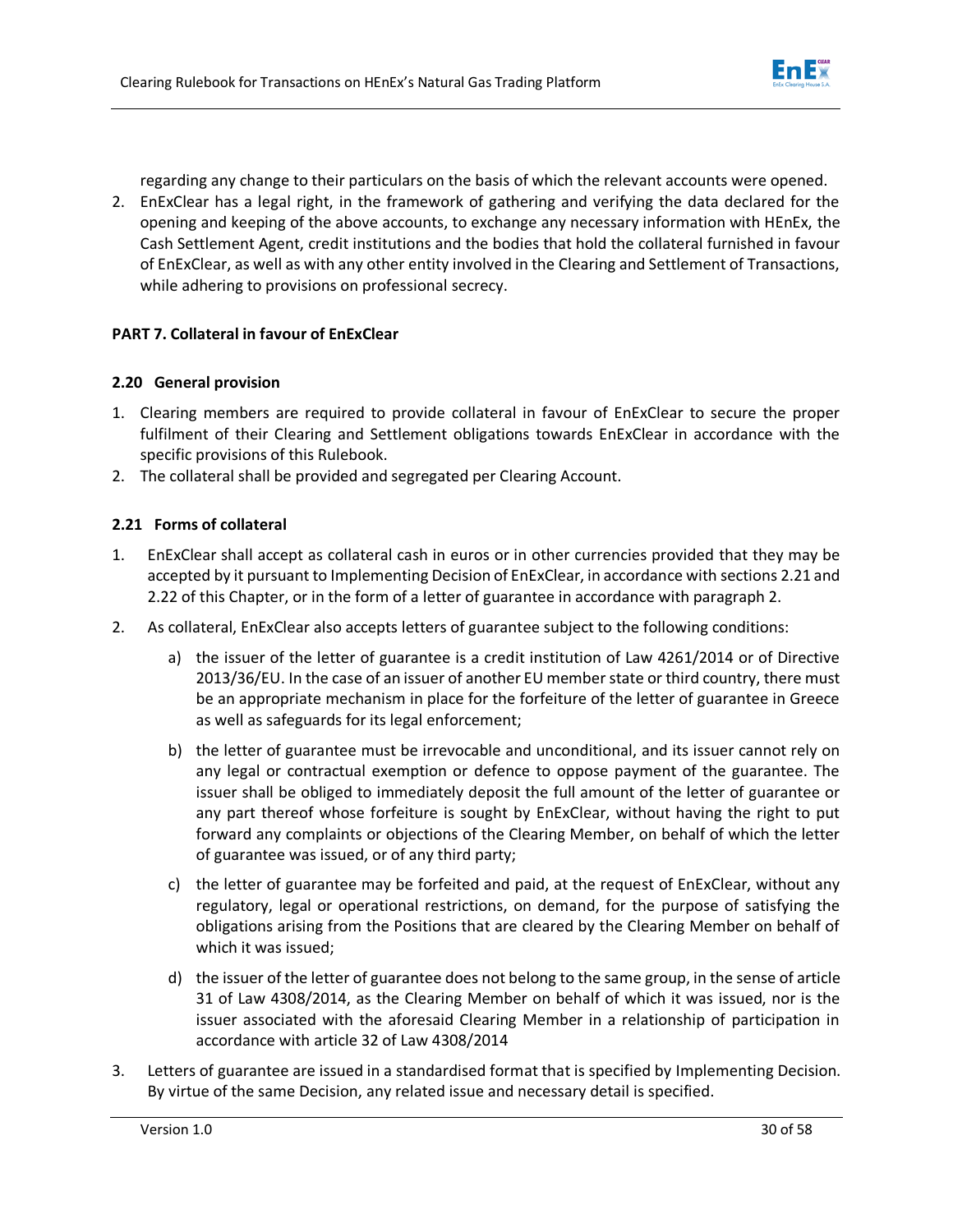regarding any change to their particulars on the basis of which the relevant accounts were opened.

2. EnExClear has a legal right, in the framework of gathering and verifying the data declared for the opening and keeping of the above accounts, to exchange any necessary information with HEnEx, the Cash Settlement Agent, credit institutions and the bodies that hold the collateral furnished in favour of EnExClear, as well as with any other entity involved in the Clearing and Settlement of Transactions, while adhering to provisions on professional secrecy.

### PART 7. Collateral in favour of EnExClear

#### 2.20 General provision

1. Clearing members are required to provide collateral in favour of EnExClear to secure the proper fulfilment of their Clearing and Settlement obligations towards EnExClear in accordance with the specific provisions of this Rulebook.
2. The collateral shall be provided and segregated per Clearing Account.

#### 2.21 Forms of collateral

1. EnExClear shall accept as collateral cash in euros or in other currencies provided that they may be accepted by it pursuant to Implementing Decision of EnExClear, in accordance with sections 2.21 and 2.22 of this Chapter, or in the form of a letter of guarantee in accordance with paragraph 2.
2. As collateral, EnExClear also accepts letters of guarantee subject to the following conditions:
   a) the issuer of the letter of guarantee is a credit institution of Law 4261/2014 or of Directive 2013/36/EU. In the case of an issuer of another EU member state or third country, there must be an appropriate mechanism in place for the forfeiture of the letter of guarantee in Greece as well as safeguards for its legal enforcement;
   b) the letter of guarantee must be irrevocable and unconditional, and its issuer cannot rely on any legal or contractual exemption or defence to oppose payment of the guarantee. The issuer shall be obliged to immediately deposit the full amount of the letter of guarantee or any part thereof whose forfeiture is sought by EnExClear, without having the right to put forward any complaints or objections of the Clearing Member, on behalf of which the letter of guarantee was issued, or of any third party;
   c) the letter of guarantee may be forfeited and paid, at the request of EnExClear, without any regulatory, legal or operational restrictions, on demand, for the purpose of satisfying the obligations arising from the Positions that are cleared by the Clearing Member on behalf of which it was issued;
   d) the issuer of the letter of guarantee does not belong to the same group, in the sense of article 31 of Law 4308/2014, as the Clearing Member on behalf of which it was issued, nor is the issuer associated with the aforesaid Clearing Member in a relationship of participation in accordance with article 32 of Law 4308/2014
3. Letters of guarantee are issued in a standardised format that is specified by Implementing Decision. By virtue of the same Decision, any related issue and necessary detail is specified.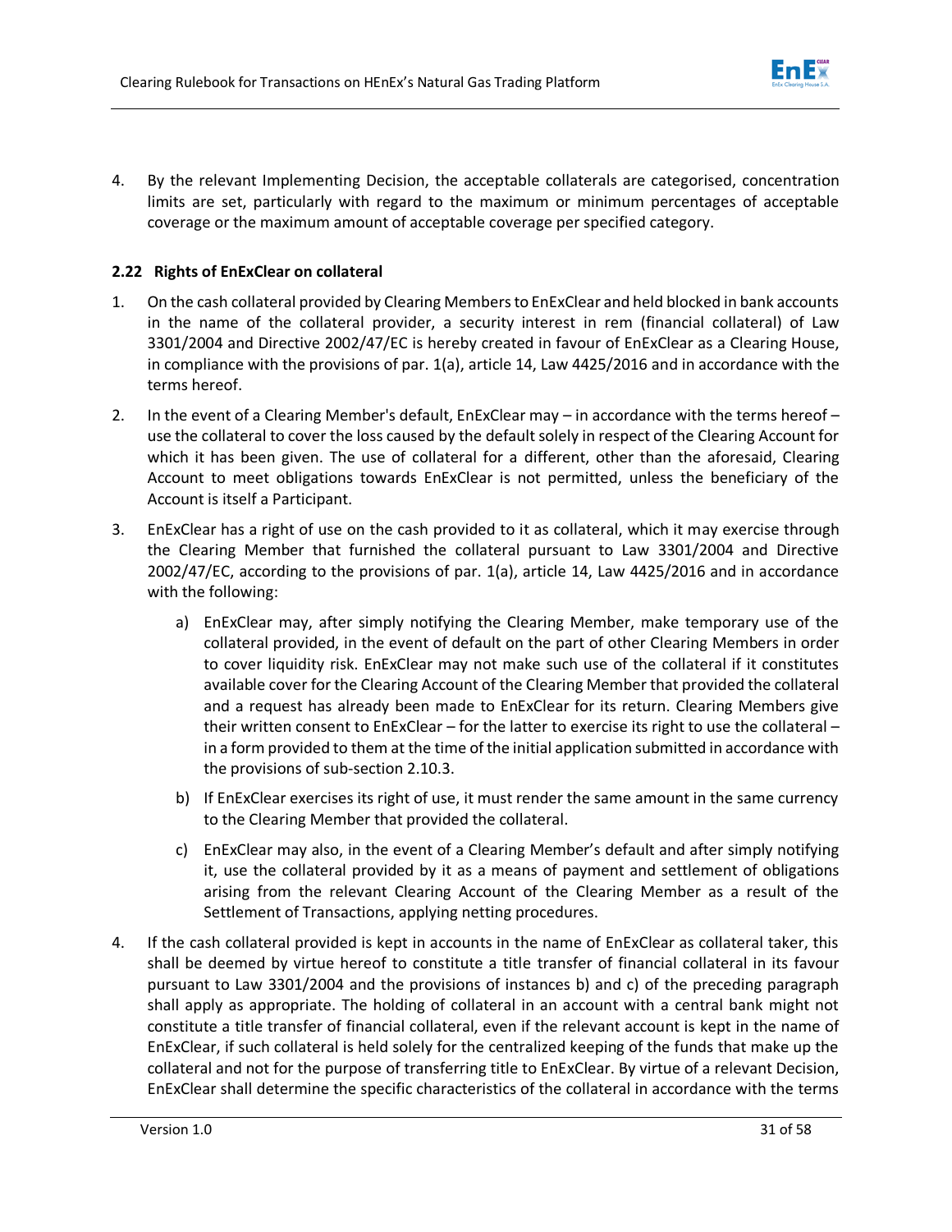4. By the relevant Implementing Decision, the acceptable collaterals are categorised, concentration limits are set, particularly with regard to the maximum or minimum percentages of acceptable coverage or the maximum amount of acceptable coverage per specified category.

### 2.22 Rights of EnExClear on collateral

1. On the cash collateral provided by Clearing Members to EnExClear and held blocked in bank accounts in the name of the collateral provider, a security interest in rem (financial collateral) of Law 3301/2004 and Directive 2002/47/EC is hereby created in favour of EnExClear as a Clearing House, in compliance with the provisions of par. 1(a), article 14, Law 4425/2016 and in accordance with the terms hereof.
2. In the event of a Clearing Member's default, EnExClear may – in accordance with the terms hereof – use the collateral to cover the loss caused by the default solely in respect of the Clearing Account for which it has been given. The use of collateral for a different, other than the aforesaid, Clearing Account to meet obligations towards EnExClear is not permitted, unless the beneficiary of the Account is itself a Participant.
3. EnExClear has a right of use on the cash provided to it as collateral, which it may exercise through the Clearing Member that furnished the collateral pursuant to Law 3301/2004 and Directive 2002/47/EC, according to the provisions of par. 1(a), article 14, Law 4425/2016 and in accordance with the following:
   a) EnExClear may, after simply notifying the Clearing Member, make temporary use of the collateral provided, in the event of default on the part of other Clearing Members in order to cover liquidity risk. EnExClear may not make such use of the collateral if it constitutes available cover for the Clearing Account of the Clearing Member that provided the collateral and a request has already been made to EnExClear for its return. Clearing Members give their written consent to EnExClear – for the latter to exercise its right to use the collateral – in a form provided to them at the time of the initial application submitted in accordance with the provisions of sub-section 2.10.3.
   b) If EnExClear exercises its right of use, it must render the same amount in the same currency to the Clearing Member that provided the collateral.
   c) EnExClear may also, in the event of a Clearing Member's default and after simply notifying it, use the collateral provided by it as a means of payment and settlement of obligations arising from the relevant Clearing Account of the Clearing Member as a result of the Settlement of Transactions, applying netting procedures.
4. If the cash collateral provided is kept in accounts in the name of EnExClear as collateral taker, this shall be deemed by virtue hereof to constitute a title transfer of financial collateral in its favour pursuant to Law 3301/2004 and the provisions of instances b) and c) of the preceding paragraph shall apply as appropriate. The holding of collateral in an account with a central bank might not constitute a title transfer of financial collateral, even if the relevant account is kept in the name of EnExClear, if such collateral is held solely for the centralized keeping of the funds that make up the collateral and not for the purpose of transferring title to EnExClear. By virtue of a relevant Decision, EnExClear shall determine the specific characteristics of the collateral in accordance with the terms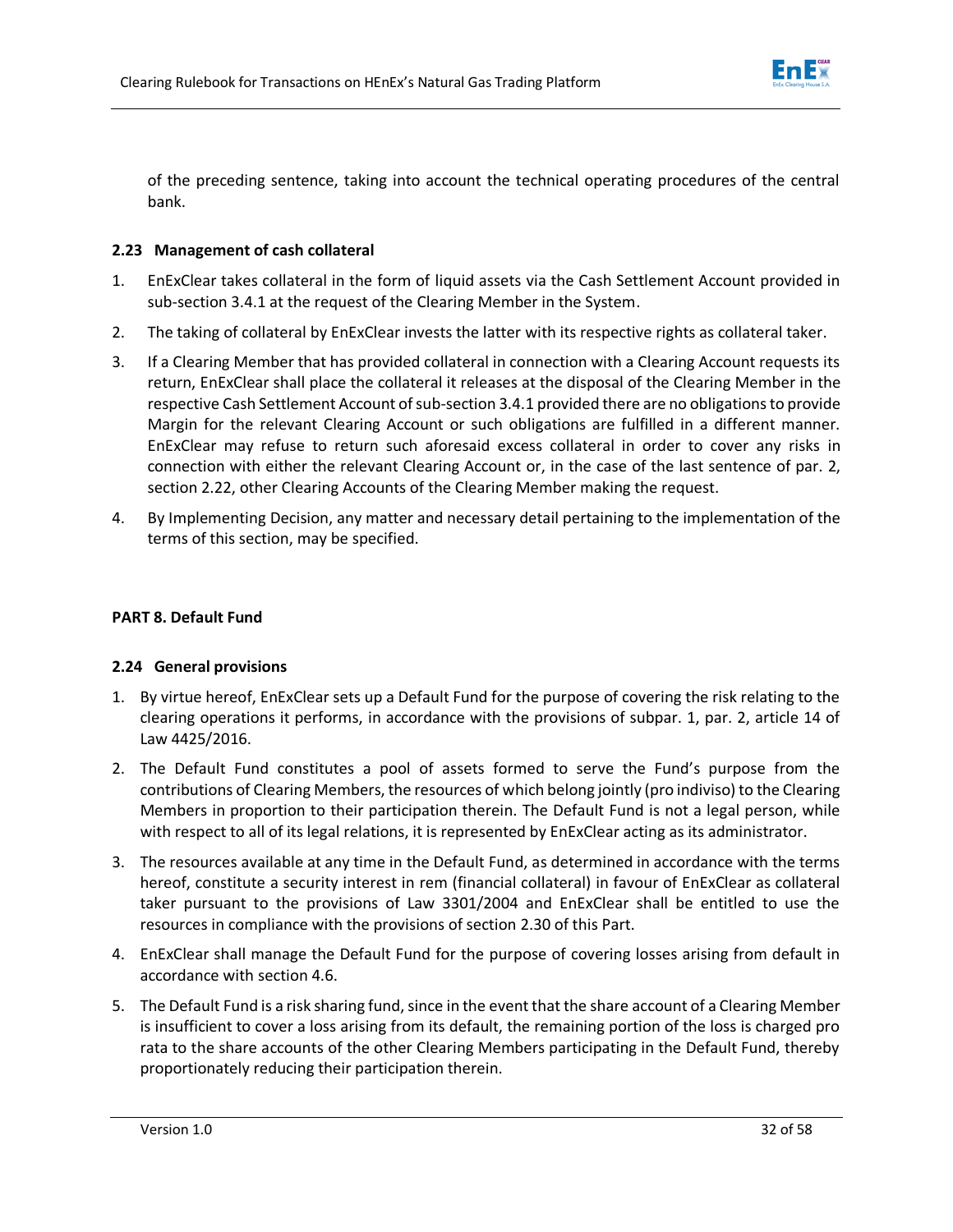of the preceding sentence, taking into account the technical operating procedures of the central bank.

### 2.23 Management of cash collateral

1. EnExClear takes collateral in the form of liquid assets via the Cash Settlement Account provided in sub-section 3.4.1 at the request of the Clearing Member in the System.
2. The taking of collateral by EnExClear invests the latter with its respective rights as collateral taker.
3. If a Clearing Member that has provided collateral in connection with a Clearing Account requests its return, EnExClear shall place the collateral it releases at the disposal of the Clearing Member in the respective Cash Settlement Account of sub-section 3.4.1 provided there are no obligations to provide Margin for the relevant Clearing Account or such obligations are fulfilled in a different manner. EnExClear may refuse to return such aforesaid excess collateral in order to cover any risks in connection with either the relevant Clearing Account or, in the case of the last sentence of par. 2, section 2.22, other Clearing Accounts of the Clearing Member making the request.
4. By Implementing Decision, any matter and necessary detail pertaining to the implementation of the terms of this section, may be specified.

## PART 8. Default Fund

### 2.24 General provisions

1. By virtue hereof, EnExClear sets up a Default Fund for the purpose of covering the risk relating to the clearing operations it performs, in accordance with the provisions of subpar. 1, par. 2, article 14 of Law 4425/2016.
2. The Default Fund constitutes a pool of assets formed to serve the Fund's purpose from the contributions of Clearing Members, the resources of which belong jointly (pro indiviso) to the Clearing Members in proportion to their participation therein. The Default Fund is not a legal person, while with respect to all of its legal relations, it is represented by EnExClear acting as its administrator.
3. The resources available at any time in the Default Fund, as determined in accordance with the terms hereof, constitute a security interest in rem (financial collateral) in favour of EnExClear as collateral taker pursuant to the provisions of Law 3301/2004 and EnExClear shall be entitled to use the resources in compliance with the provisions of section 2.30 of this Part.
4. EnExClear shall manage the Default Fund for the purpose of covering losses arising from default in accordance with section 4.6.
5. The Default Fund is a risk sharing fund, since in the event that the share account of a Clearing Member is insufficient to cover a loss arising from its default, the remaining portion of the loss is charged pro rata to the share accounts of the other Clearing Members participating in the Default Fund, thereby proportionately reducing their participation therein.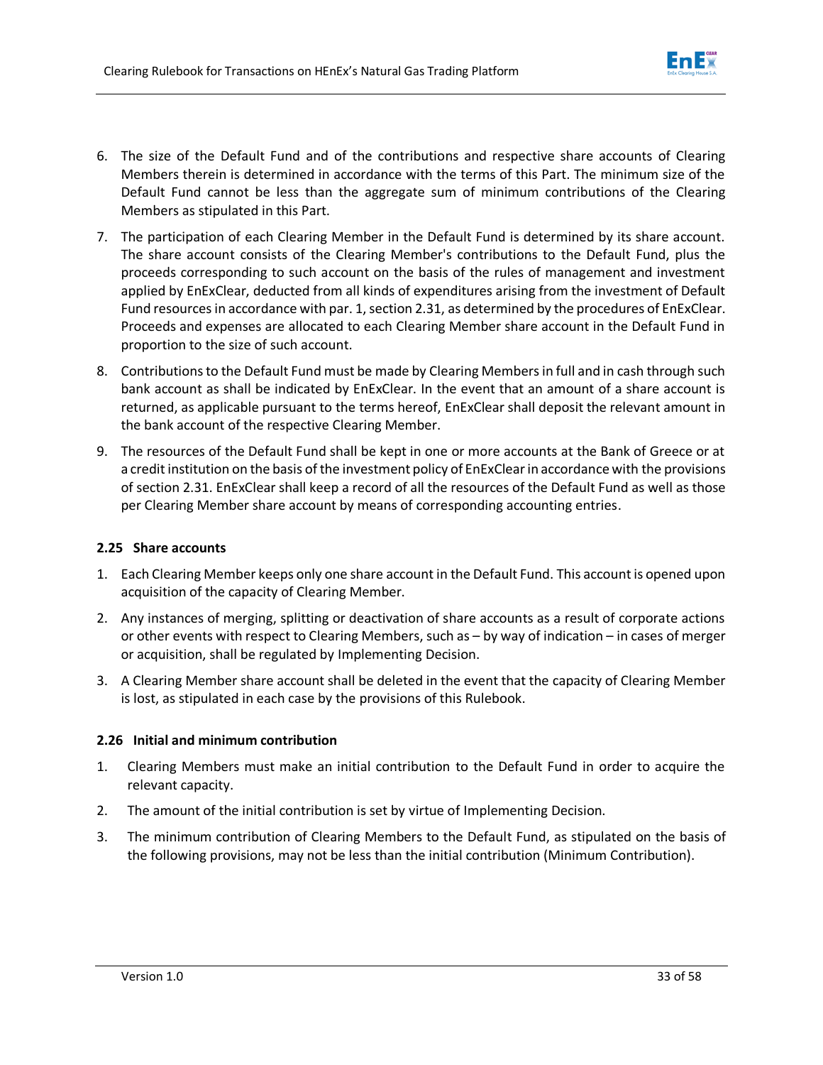6. The size of the Default Fund and of the contributions and respective share accounts of Clearing Members therein is determined in accordance with the terms of this Part. The minimum size of the Default Fund cannot be less than the aggregate sum of minimum contributions of the Clearing Members as stipulated in this Part.
7. The participation of each Clearing Member in the Default Fund is determined by its share account. The share account consists of the Clearing Member's contributions to the Default Fund, plus the proceeds corresponding to such account on the basis of the rules of management and investment applied by EnExClear, deducted from all kinds of expenditures arising from the investment of Default Fund resources in accordance with par. 1, section 2.31, as determined by the procedures of EnExClear. Proceeds and expenses are allocated to each Clearing Member share account in the Default Fund in proportion to the size of such account.
8. Contributions to the Default Fund must be made by Clearing Members in full and in cash through such bank account as shall be indicated by EnExClear. In the event that an amount of a share account is returned, as applicable pursuant to the terms hereof, EnExClear shall deposit the relevant amount in the bank account of the respective Clearing Member.
9. The resources of the Default Fund shall be kept in one or more accounts at the Bank of Greece or at a credit institution on the basis of the investment policy of EnExClear in accordance with the provisions of section 2.31. EnExClear shall keep a record of all the resources of the Default Fund as well as those per Clearing Member share account by means of corresponding accounting entries.

### 2.25 Share accounts

1. Each Clearing Member keeps only one share account in the Default Fund. This account is opened upon acquisition of the capacity of Clearing Member.
2. Any instances of merging, splitting or deactivation of share accounts as a result of corporate actions or other events with respect to Clearing Members, such as – by way of indication – in cases of merger or acquisition, shall be regulated by Implementing Decision.
3. A Clearing Member share account shall be deleted in the event that the capacity of Clearing Member is lost, as stipulated in each case by the provisions of this Rulebook.

### 2.26 Initial and minimum contribution

1. Clearing Members must make an initial contribution to the Default Fund in order to acquire the relevant capacity.
2. The amount of the initial contribution is set by virtue of Implementing Decision.
3. The minimum contribution of Clearing Members to the Default Fund, as stipulated on the basis of the following provisions, may not be less than the initial contribution (Minimum Contribution).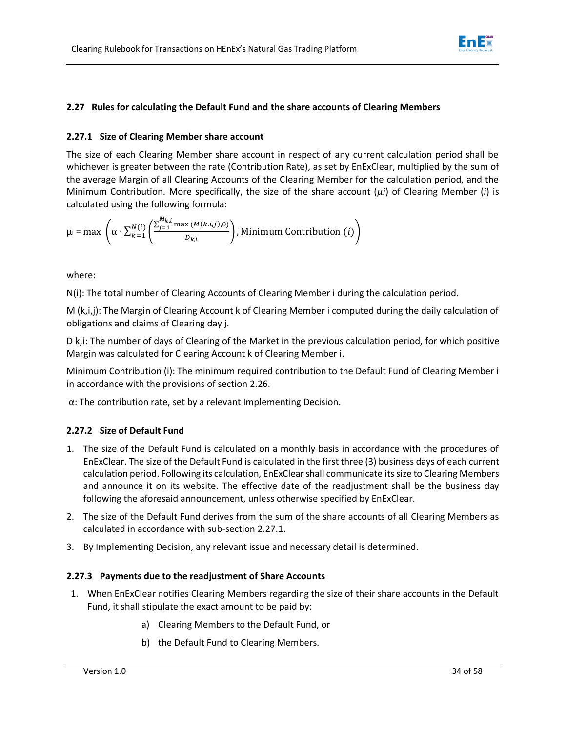## 2.27 Rules for calculating the Default Fund and the share accounts of Clearing Members

### 2.27.1 Size of Clearing Member share account

The size of each Clearing Member share account in respect of any current calculation period shall be whichever is greater between the rate (Contribution Rate), as set by EnExClear, multiplied by the sum of the average Margin of all Clearing Accounts of the Clearing Member for the calculation period, and the Minimum Contribution. More specifically, the size of the share account ($\mu i$) of Clearing Member ($i$) is calculated using the following formula:

$$\mu_i = \max\left(\alpha \cdot \sum_{k=1}^{N(i)} \left(\frac{\sum_{j=1}^{M_{k,i}} \max\left(M(k.i,j),0\right)}{D_{k,i}}\right), \text{Minimum Contribution } (i)\right)$$

where:

N(i): The total number of Clearing Accounts of Clearing Member i during the calculation period.

M (k,i,j): The Margin of Clearing Account k of Clearing Member i computed during the daily calculation of obligations and claims of Clearing day j.

D k,i: The number of days of Clearing of the Market in the previous calculation period, for which positive Margin was calculated for Clearing Account k of Clearing Member i.

Minimum Contribution (i): The minimum required contribution to the Default Fund of Clearing Member i in accordance with the provisions of section 2.26.

α: The contribution rate, set by a relevant Implementing Decision.

### 2.27.2 Size of Default Fund

1. The size of the Default Fund is calculated on a monthly basis in accordance with the procedures of EnExClear. The size of the Default Fund is calculated in the first three (3) business days of each current calculation period. Following its calculation, EnExClear shall communicate its size to Clearing Members and announce it on its website. The effective date of the readjustment shall be the business day following the aforesaid announcement, unless otherwise specified by EnExClear.
2. The size of the Default Fund derives from the sum of the share accounts of all Clearing Members as calculated in accordance with sub-section 2.27.1.
3. By Implementing Decision, any relevant issue and necessary detail is determined.

### 2.27.3 Payments due to the readjustment of Share Accounts

1. When EnExClear notifies Clearing Members regarding the size of their share accounts in the Default Fund, it shall stipulate the exact amount to be paid by:
    a) Clearing Members to the Default Fund, or
    b) the Default Fund to Clearing Members.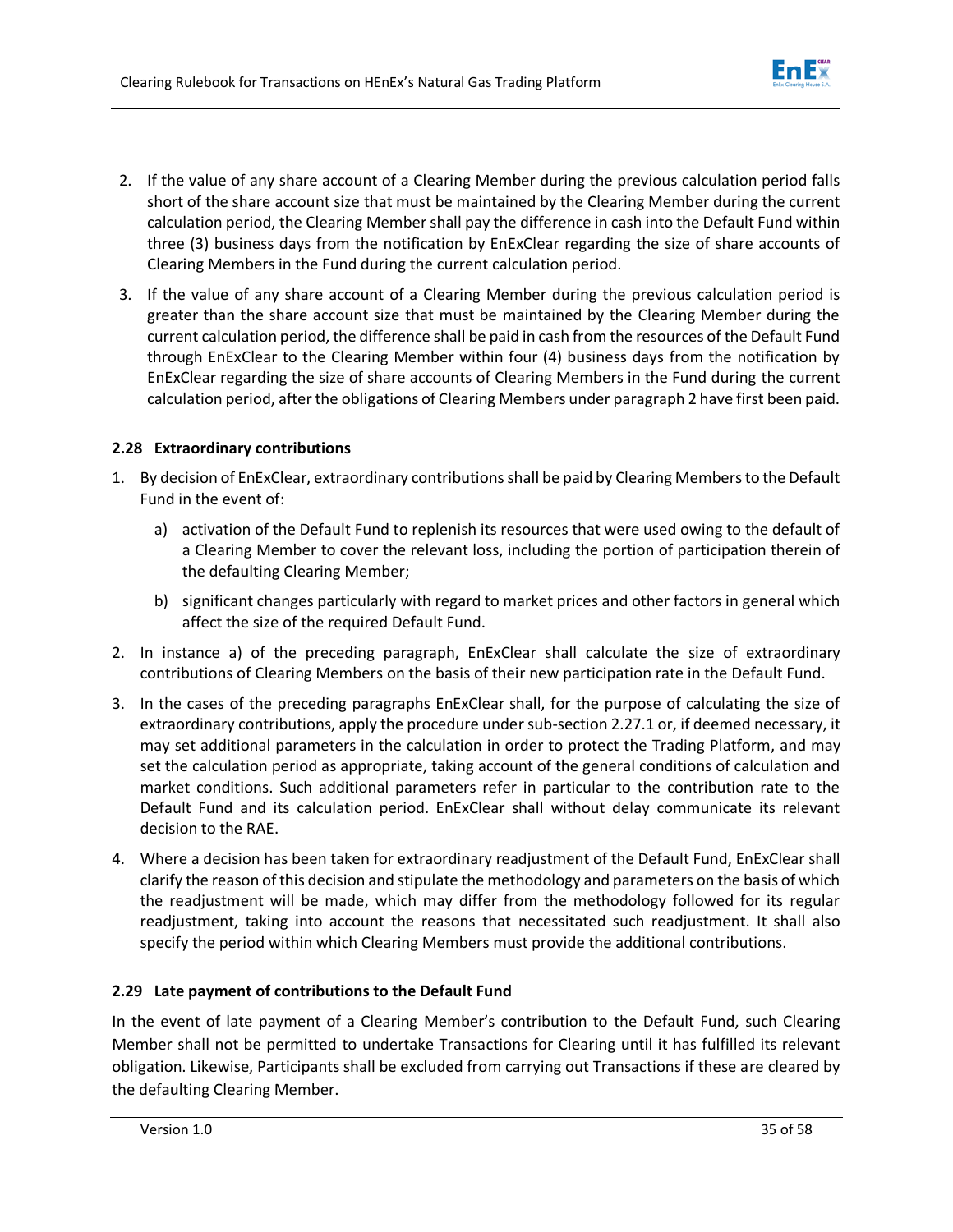2. If the value of any share account of a Clearing Member during the previous calculation period falls short of the share account size that must be maintained by the Clearing Member during the current calculation period, the Clearing Member shall pay the difference in cash into the Default Fund within three (3) business days from the notification by EnExClear regarding the size of share accounts of Clearing Members in the Fund during the current calculation period.
3. If the value of any share account of a Clearing Member during the previous calculation period is greater than the share account size that must be maintained by the Clearing Member during the current calculation period, the difference shall be paid in cash from the resources of the Default Fund through EnExClear to the Clearing Member within four (4) business days from the notification by EnExClear regarding the size of share accounts of Clearing Members in the Fund during the current calculation period, after the obligations of Clearing Members under paragraph 2 have first been paid.

### 2.28 Extraordinary contributions

1. By decision of EnExClear, extraordinary contributions shall be paid by Clearing Members to the Default Fund in the event of:
   a) activation of the Default Fund to replenish its resources that were used owing to the default of a Clearing Member to cover the relevant loss, including the portion of participation therein of the defaulting Clearing Member;
   b) significant changes particularly with regard to market prices and other factors in general which affect the size of the required Default Fund.
2. In instance a) of the preceding paragraph, EnExClear shall calculate the size of extraordinary contributions of Clearing Members on the basis of their new participation rate in the Default Fund.
3. In the cases of the preceding paragraphs EnExClear shall, for the purpose of calculating the size of extraordinary contributions, apply the procedure under sub-section 2.27.1 or, if deemed necessary, it may set additional parameters in the calculation in order to protect the Trading Platform, and may set the calculation period as appropriate, taking account of the general conditions of calculation and market conditions. Such additional parameters refer in particular to the contribution rate to the Default Fund and its calculation period. EnExClear shall without delay communicate its relevant decision to the RAE.
4. Where a decision has been taken for extraordinary readjustment of the Default Fund, EnExClear shall clarify the reason of this decision and stipulate the methodology and parameters on the basis of which the readjustment will be made, which may differ from the methodology followed for its regular readjustment, taking into account the reasons that necessitated such readjustment. It shall also specify the period within which Clearing Members must provide the additional contributions.

### 2.29 Late payment of contributions to the Default Fund

In the event of late payment of a Clearing Member's contribution to the Default Fund, such Clearing Member shall not be permitted to undertake Transactions for Clearing until it has fulfilled its relevant obligation. Likewise, Participants shall be excluded from carrying out Transactions if these are cleared by the defaulting Clearing Member.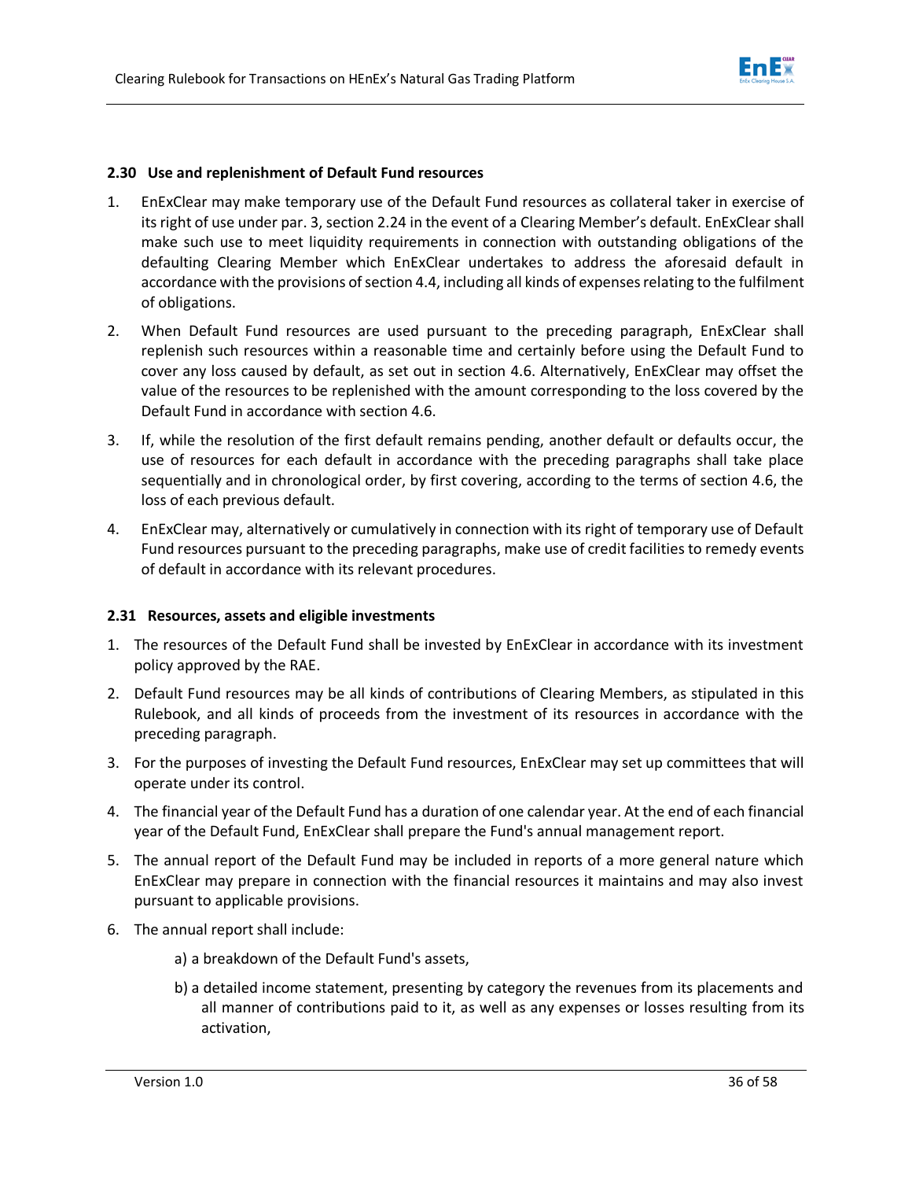### 2.30 Use and replenishment of Default Fund resources

1. EnExClear may make temporary use of the Default Fund resources as collateral taker in exercise of its right of use under par. 3, section 2.24 in the event of a Clearing Member's default. EnExClear shall make such use to meet liquidity requirements in connection with outstanding obligations of the defaulting Clearing Member which EnExClear undertakes to address the aforesaid default in accordance with the provisions of section 4.4, including all kinds of expenses relating to the fulfilment of obligations.
2. When Default Fund resources are used pursuant to the preceding paragraph, EnExClear shall replenish such resources within a reasonable time and certainly before using the Default Fund to cover any loss caused by default, as set out in section 4.6. Alternatively, EnExClear may offset the value of the resources to be replenished with the amount corresponding to the loss covered by the Default Fund in accordance with section 4.6.
3. If, while the resolution of the first default remains pending, another default or defaults occur, the use of resources for each default in accordance with the preceding paragraphs shall take place sequentially and in chronological order, by first covering, according to the terms of section 4.6, the loss of each previous default.
4. EnExClear may, alternatively or cumulatively in connection with its right of temporary use of Default Fund resources pursuant to the preceding paragraphs, make use of credit facilities to remedy events of default in accordance with its relevant procedures.

### 2.31 Resources, assets and eligible investments

1. The resources of the Default Fund shall be invested by EnExClear in accordance with its investment policy approved by the RAE.
2. Default Fund resources may be all kinds of contributions of Clearing Members, as stipulated in this Rulebook, and all kinds of proceeds from the investment of its resources in accordance with the preceding paragraph.
3. For the purposes of investing the Default Fund resources, EnExClear may set up committees that will operate under its control.
4. The financial year of the Default Fund has a duration of one calendar year. At the end of each financial year of the Default Fund, EnExClear shall prepare the Fund's annual management report.
5. The annual report of the Default Fund may be included in reports of a more general nature which EnExClear may prepare in connection with the financial resources it maintains and may also invest pursuant to applicable provisions.
6. The annual report shall include:
   - a) a breakdown of the Default Fund's assets,
   - b) a detailed income statement, presenting by category the revenues from its placements and all manner of contributions paid to it, as well as any expenses or losses resulting from its activation,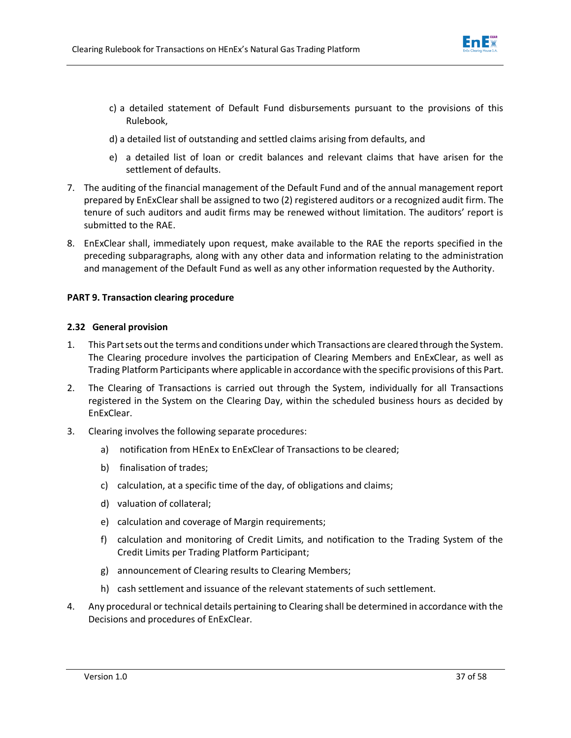c) a detailed statement of Default Fund disbursements pursuant to the provisions of this Rulebook,

d) a detailed list of outstanding and settled claims arising from defaults, and

e) a detailed list of loan or credit balances and relevant claims that have arisen for the settlement of defaults.

7. The auditing of the financial management of the Default Fund and of the annual management report prepared by EnExClear shall be assigned to two (2) registered auditors or a recognized audit firm. The tenure of such auditors and audit firms may be renewed without limitation. The auditors' report is submitted to the RAE.

8. EnExClear shall, immediately upon request, make available to the RAE the reports specified in the preceding subparagraphs, along with any other data and information relating to the administration and management of the Default Fund as well as any other information requested by the Authority.

**PART 9. Transaction clearing procedure**

**2.32 General provision**

1. This Part sets out the terms and conditions under which Transactions are cleared through the System. The Clearing procedure involves the participation of Clearing Members and EnExClear, as well as Trading Platform Participants where applicable in accordance with the specific provisions of this Part.

2. The Clearing of Transactions is carried out through the System, individually for all Transactions registered in the System on the Clearing Day, within the scheduled business hours as decided by EnExClear.

3. Clearing involves the following separate procedures:

   a) notification from HEnEx to EnExClear of Transactions to be cleared;

   b) finalisation of trades;

   c) calculation, at a specific time of the day, of obligations and claims;

   d) valuation of collateral;

   e) calculation and coverage of Margin requirements;

   f) calculation and monitoring of Credit Limits, and notification to the Trading System of the Credit Limits per Trading Platform Participant;

   g) announcement of Clearing results to Clearing Members;

   h) cash settlement and issuance of the relevant statements of such settlement.

4. Any procedural or technical details pertaining to Clearing shall be determined in accordance with the Decisions and procedures of EnExClear.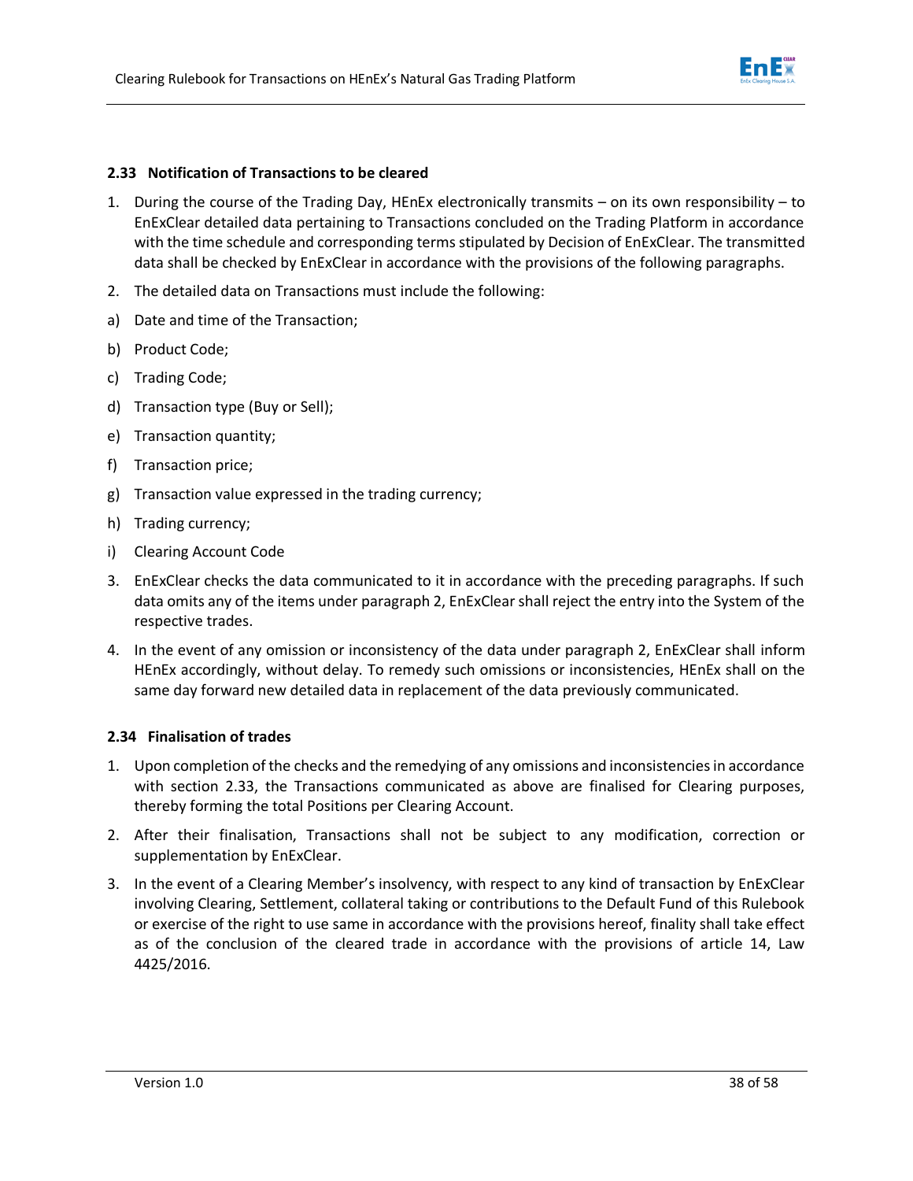### 2.33 Notification of Transactions to be cleared

1. During the course of the Trading Day, HEnEx electronically transmits – on its own responsibility – to EnExClear detailed data pertaining to Transactions concluded on the Trading Platform in accordance with the time schedule and corresponding terms stipulated by Decision of EnExClear. The transmitted data shall be checked by EnExClear in accordance with the provisions of the following paragraphs.
2. The detailed data on Transactions must include the following:

a) Date and time of the Transaction;

b) Product Code;

c) Trading Code;

d) Transaction type (Buy or Sell);

e) Transaction quantity;

f) Transaction price;

g) Transaction value expressed in the trading currency;

h) Trading currency;

i) Clearing Account Code

3. EnExClear checks the data communicated to it in accordance with the preceding paragraphs. If such data omits any of the items under paragraph 2, EnExClear shall reject the entry into the System of the respective trades.
4. In the event of any omission or inconsistency of the data under paragraph 2, EnExClear shall inform HEnEx accordingly, without delay. To remedy such omissions or inconsistencies, HEnEx shall on the same day forward new detailed data in replacement of the data previously communicated.

### 2.34 Finalisation of trades

1. Upon completion of the checks and the remedying of any omissions and inconsistencies in accordance with section 2.33, the Transactions communicated as above are finalised for Clearing purposes, thereby forming the total Positions per Clearing Account.
2. After their finalisation, Transactions shall not be subject to any modification, correction or supplementation by EnExClear.
3. In the event of a Clearing Member's insolvency, with respect to any kind of transaction by EnExClear involving Clearing, Settlement, collateral taking or contributions to the Default Fund of this Rulebook or exercise of the right to use same in accordance with the provisions hereof, finality shall take effect as of the conclusion of the cleared trade in accordance with the provisions of article 14, Law 4425/2016.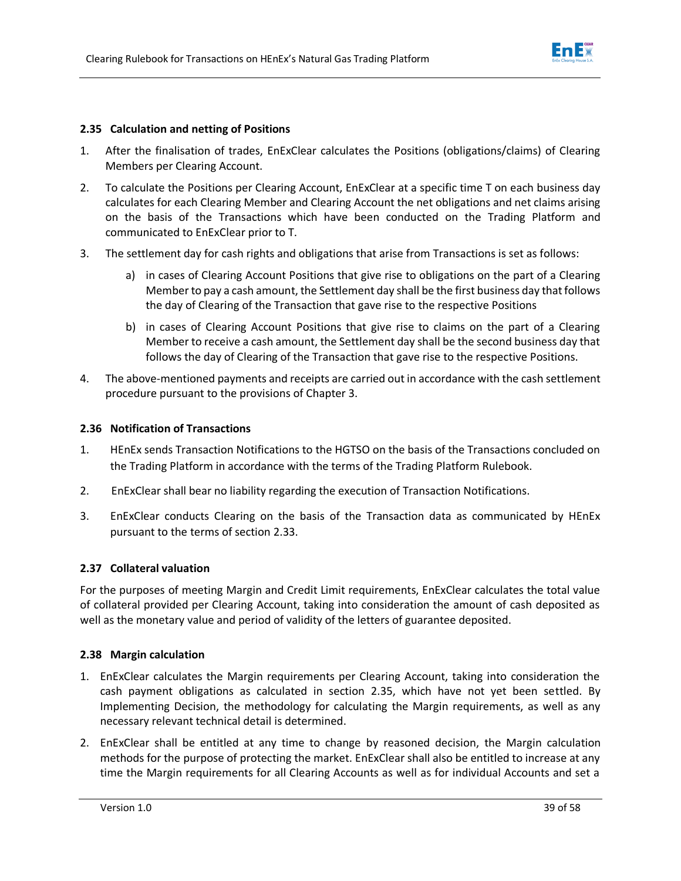### 2.35 Calculation and netting of Positions

1. After the finalisation of trades, EnExClear calculates the Positions (obligations/claims) of Clearing Members per Clearing Account.
2. To calculate the Positions per Clearing Account, EnExClear at a specific time T on each business day calculates for each Clearing Member and Clearing Account the net obligations and net claims arising on the basis of the Transactions which have been conducted on the Trading Platform and communicated to EnExClear prior to T.
3. The settlement day for cash rights and obligations that arise from Transactions is set as follows:
   a) in cases of Clearing Account Positions that give rise to obligations on the part of a Clearing Member to pay a cash amount, the Settlement day shall be the first business day that follows the day of Clearing of the Transaction that gave rise to the respective Positions
   b) in cases of Clearing Account Positions that give rise to claims on the part of a Clearing Member to receive a cash amount, the Settlement day shall be the second business day that follows the day of Clearing of the Transaction that gave rise to the respective Positions.
4. The above-mentioned payments and receipts are carried out in accordance with the cash settlement procedure pursuant to the provisions of Chapter 3.

### 2.36 Notification of Transactions

1. HEnEx sends Transaction Notifications to the HGTSO on the basis of the Transactions concluded on the Trading Platform in accordance with the terms of the Trading Platform Rulebook.
2. EnExClear shall bear no liability regarding the execution of Transaction Notifications.
3. EnExClear conducts Clearing on the basis of the Transaction data as communicated by HEnEx pursuant to the terms of section 2.33.

### 2.37 Collateral valuation

For the purposes of meeting Margin and Credit Limit requirements, EnExClear calculates the total value of collateral provided per Clearing Account, taking into consideration the amount of cash deposited as well as the monetary value and period of validity of the letters of guarantee deposited.

### 2.38 Margin calculation

1. EnExClear calculates the Margin requirements per Clearing Account, taking into consideration the cash payment obligations as calculated in section 2.35, which have not yet been settled. By Implementing Decision, the methodology for calculating the Margin requirements, as well as any necessary relevant technical detail is determined.
2. EnExClear shall be entitled at any time to change by reasoned decision, the Margin calculation methods for the purpose of protecting the market. EnExClear shall also be entitled to increase at any time the Margin requirements for all Clearing Accounts as well as for individual Accounts and set a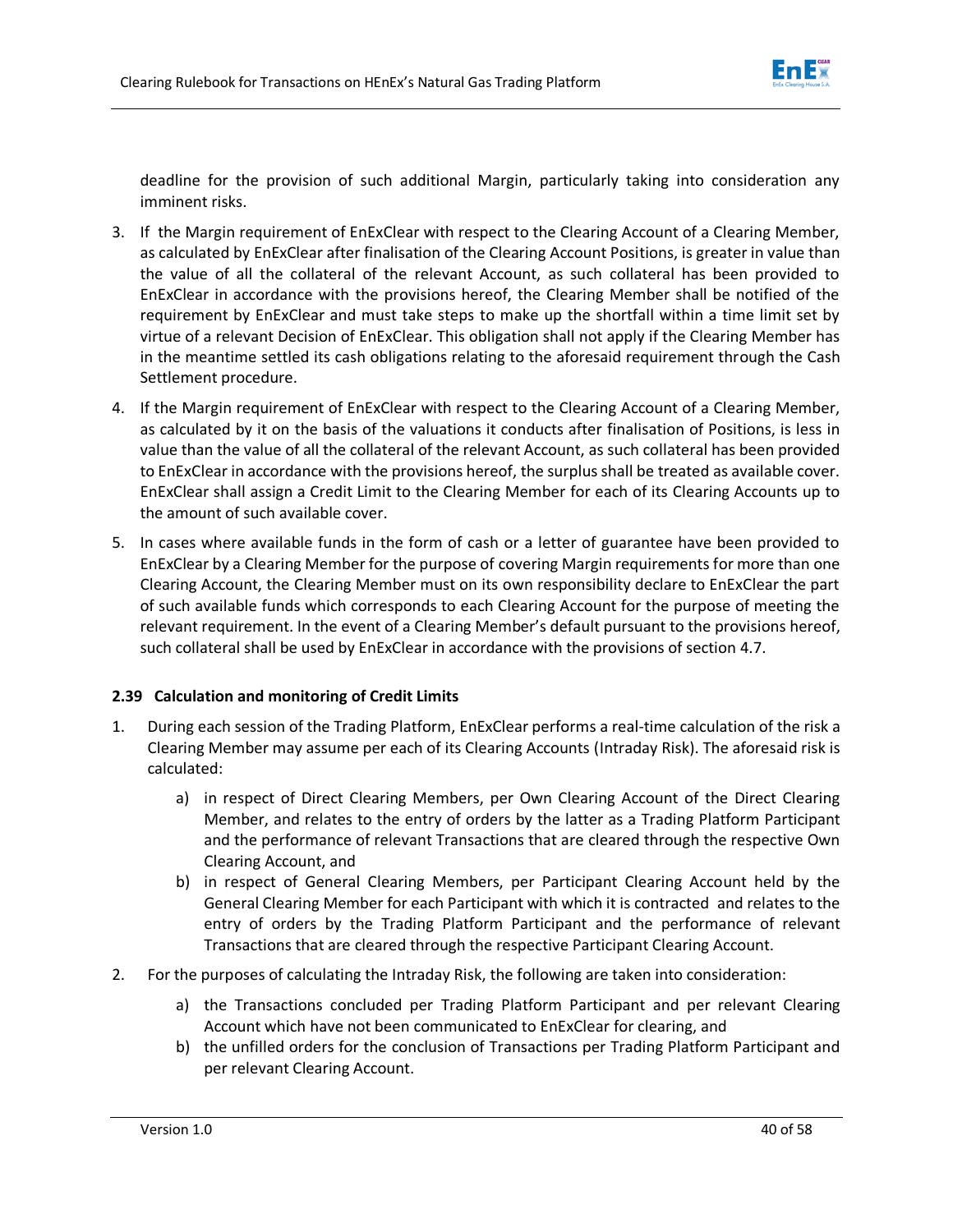deadline for the provision of such additional Margin, particularly taking into consideration any imminent risks.

3. If the Margin requirement of EnExClear with respect to the Clearing Account of a Clearing Member, as calculated by EnExClear after finalisation of the Clearing Account Positions, is greater in value than the value of all the collateral of the relevant Account, as such collateral has been provided to EnExClear in accordance with the provisions hereof, the Clearing Member shall be notified of the requirement by EnExClear and must take steps to make up the shortfall within a time limit set by virtue of a relevant Decision of EnExClear. This obligation shall not apply if the Clearing Member has in the meantime settled its cash obligations relating to the aforesaid requirement through the Cash Settlement procedure.
4. If the Margin requirement of EnExClear with respect to the Clearing Account of a Clearing Member, as calculated by it on the basis of the valuations it conducts after finalisation of Positions, is less in value than the value of all the collateral of the relevant Account, as such collateral has been provided to EnExClear in accordance with the provisions hereof, the surplus shall be treated as available cover. EnExClear shall assign a Credit Limit to the Clearing Member for each of its Clearing Accounts up to the amount of such available cover.
5. In cases where available funds in the form of cash or a letter of guarantee have been provided to EnExClear by a Clearing Member for the purpose of covering Margin requirements for more than one Clearing Account, the Clearing Member must on its own responsibility declare to EnExClear the part of such available funds which corresponds to each Clearing Account for the purpose of meeting the relevant requirement. In the event of a Clearing Member's default pursuant to the provisions hereof, such collateral shall be used by EnExClear in accordance with the provisions of section 4.7.

### 2.39 Calculation and monitoring of Credit Limits

1. During each session of the Trading Platform, EnExClear performs a real-time calculation of the risk a Clearing Member may assume per each of its Clearing Accounts (Intraday Risk). The aforesaid risk is calculated:
   a) in respect of Direct Clearing Members, per Own Clearing Account of the Direct Clearing Member, and relates to the entry of orders by the latter as a Trading Platform Participant and the performance of relevant Transactions that are cleared through the respective Own Clearing Account, and
   b) in respect of General Clearing Members, per Participant Clearing Account held by the General Clearing Member for each Participant with which it is contracted and relates to the entry of orders by the Trading Platform Participant and the performance of relevant Transactions that are cleared through the respective Participant Clearing Account.
2. For the purposes of calculating the Intraday Risk, the following are taken into consideration:
   a) the Transactions concluded per Trading Platform Participant and per relevant Clearing Account which have not been communicated to EnExClear for clearing, and
   b) the unfilled orders for the conclusion of Transactions per Trading Platform Participant and per relevant Clearing Account.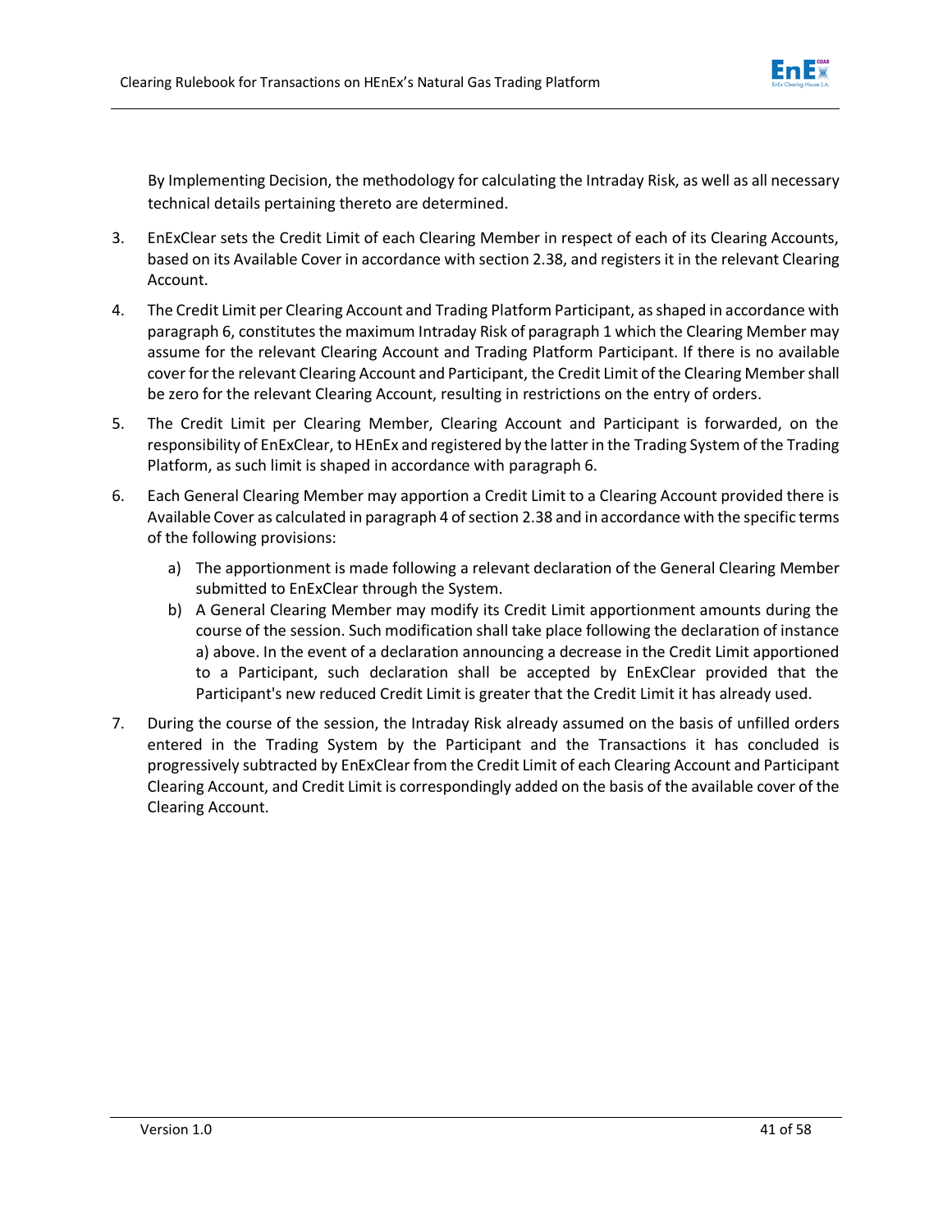By Implementing Decision, the methodology for calculating the Intraday Risk, as well as all necessary technical details pertaining thereto are determined.

3. EnExClear sets the Credit Limit of each Clearing Member in respect of each of its Clearing Accounts, based on its Available Cover in accordance with section 2.38, and registers it in the relevant Clearing Account.
4. The Credit Limit per Clearing Account and Trading Platform Participant, as shaped in accordance with paragraph 6, constitutes the maximum Intraday Risk of paragraph 1 which the Clearing Member may assume for the relevant Clearing Account and Trading Platform Participant. If there is no available cover for the relevant Clearing Account and Participant, the Credit Limit of the Clearing Member shall be zero for the relevant Clearing Account, resulting in restrictions on the entry of orders.
5. The Credit Limit per Clearing Member, Clearing Account and Participant is forwarded, on the responsibility of EnExClear, to HEnEx and registered by the latter in the Trading System of the Trading Platform, as such limit is shaped in accordance with paragraph 6.
6. Each General Clearing Member may apportion a Credit Limit to a Clearing Account provided there is Available Cover as calculated in paragraph 4 of section 2.38 and in accordance with the specific terms of the following provisions:
   a) The apportionment is made following a relevant declaration of the General Clearing Member submitted to EnExClear through the System.
   b) A General Clearing Member may modify its Credit Limit apportionment amounts during the course of the session. Such modification shall take place following the declaration of instance a) above. In the event of a declaration announcing a decrease in the Credit Limit apportioned to a Participant, such declaration shall be accepted by EnExClear provided that the Participant's new reduced Credit Limit is greater that the Credit Limit it has already used.
7. During the course of the session, the Intraday Risk already assumed on the basis of unfilled orders entered in the Trading System by the Participant and the Transactions it has concluded is progressively subtracted by EnExClear from the Credit Limit of each Clearing Account and Participant Clearing Account, and Credit Limit is correspondingly added on the basis of the available cover of the Clearing Account.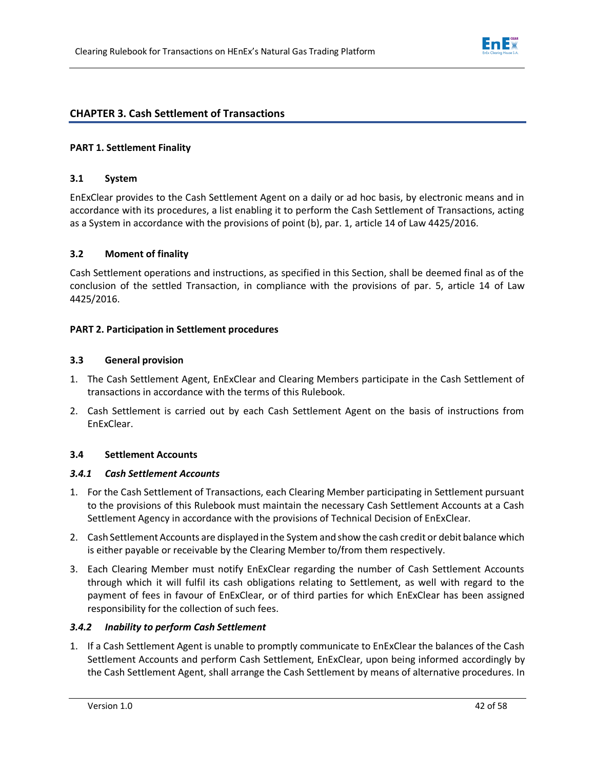## CHAPTER 3. Cash Settlement of Transactions

### PART 1. Settlement Finality

#### 3.1 System

EnExClear provides to the Cash Settlement Agent on a daily or ad hoc basis, by electronic means and in accordance with its procedures, a list enabling it to perform the Cash Settlement of Transactions, acting as a System in accordance with the provisions of point (b), par. 1, article 14 of Law 4425/2016.

#### 3.2 Moment of finality

Cash Settlement operations and instructions, as specified in this Section, shall be deemed final as of the conclusion of the settled Transaction, in compliance with the provisions of par. 5, article 14 of Law 4425/2016.

### PART 2. Participation in Settlement procedures

#### 3.3 General provision

1. The Cash Settlement Agent, EnExClear and Clearing Members participate in the Cash Settlement of transactions in accordance with the terms of this Rulebook.
2. Cash Settlement is carried out by each Cash Settlement Agent on the basis of instructions from EnExClear.

#### 3.4 Settlement Accounts

##### *3.4.1 Cash Settlement Accounts*

1. For the Cash Settlement of Transactions, each Clearing Member participating in Settlement pursuant to the provisions of this Rulebook must maintain the necessary Cash Settlement Accounts at a Cash Settlement Agency in accordance with the provisions of Technical Decision of EnExClear.
2. Cash Settlement Accounts are displayed in the System and show the cash credit or debit balance which is either payable or receivable by the Clearing Member to/from them respectively.
3. Each Clearing Member must notify EnExClear regarding the number of Cash Settlement Accounts through which it will fulfil its cash obligations relating to Settlement, as well with regard to the payment of fees in favour of EnExClear, or of third parties for which EnExClear has been assigned responsibility for the collection of such fees.

##### *3.4.2 Inability to perform Cash Settlement*

1. If a Cash Settlement Agent is unable to promptly communicate to EnExClear the balances of the Cash Settlement Accounts and perform Cash Settlement, EnExClear, upon being informed accordingly by the Cash Settlement Agent, shall arrange the Cash Settlement by means of alternative procedures. In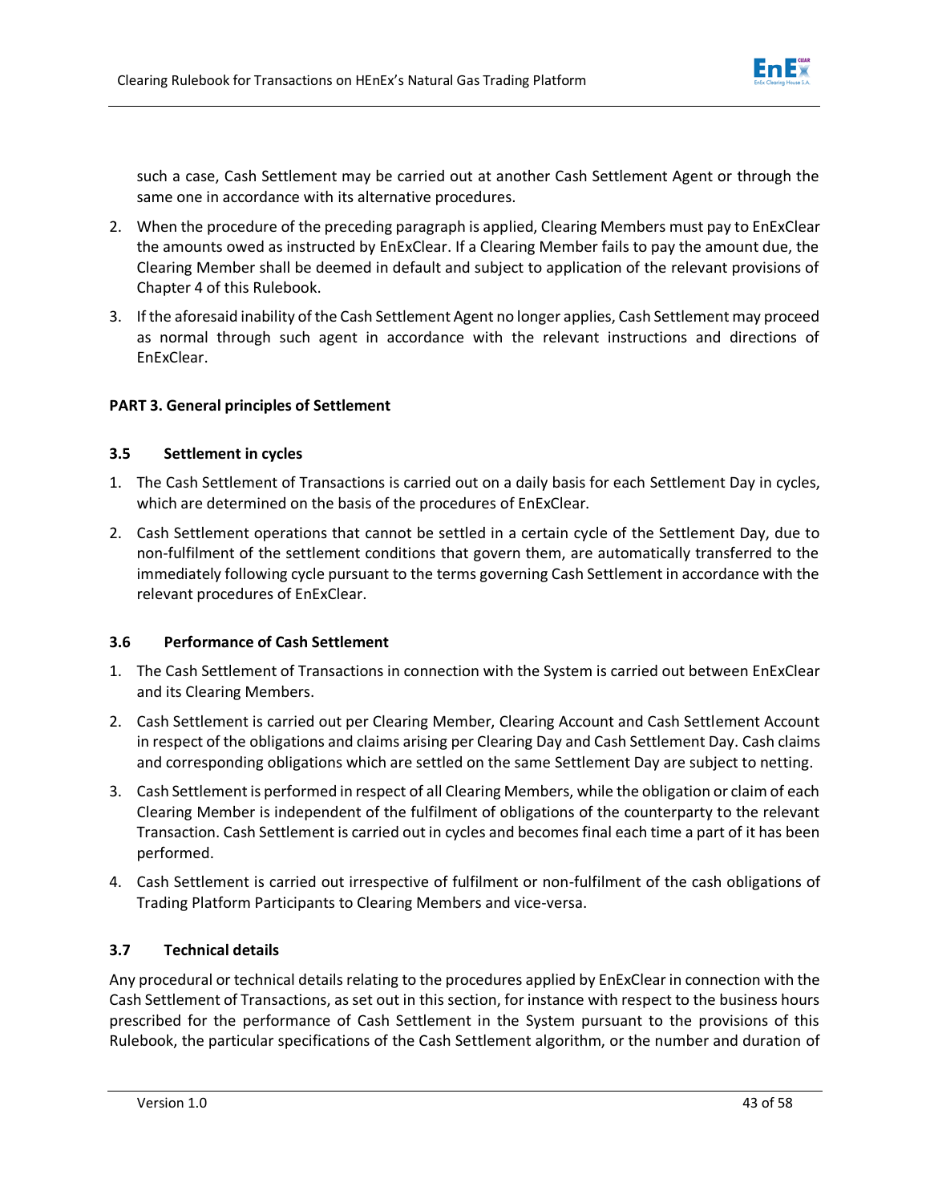such a case, Cash Settlement may be carried out at another Cash Settlement Agent or through the same one in accordance with its alternative procedures.

2. When the procedure of the preceding paragraph is applied, Clearing Members must pay to EnExClear the amounts owed as instructed by EnExClear. If a Clearing Member fails to pay the amount due, the Clearing Member shall be deemed in default and subject to application of the relevant provisions of Chapter 4 of this Rulebook.

3. If the aforesaid inability of the Cash Settlement Agent no longer applies, Cash Settlement may proceed as normal through such agent in accordance with the relevant instructions and directions of EnExClear.

## PART 3. General principles of Settlement

### 3.5 Settlement in cycles

1. The Cash Settlement of Transactions is carried out on a daily basis for each Settlement Day in cycles, which are determined on the basis of the procedures of EnExClear.

2. Cash Settlement operations that cannot be settled in a certain cycle of the Settlement Day, due to non-fulfilment of the settlement conditions that govern them, are automatically transferred to the immediately following cycle pursuant to the terms governing Cash Settlement in accordance with the relevant procedures of EnExClear.

### 3.6 Performance of Cash Settlement

1. The Cash Settlement of Transactions in connection with the System is carried out between EnExClear and its Clearing Members.

2. Cash Settlement is carried out per Clearing Member, Clearing Account and Cash Settlement Account in respect of the obligations and claims arising per Clearing Day and Cash Settlement Day. Cash claims and corresponding obligations which are settled on the same Settlement Day are subject to netting.

3. Cash Settlement is performed in respect of all Clearing Members, while the obligation or claim of each Clearing Member is independent of the fulfilment of obligations of the counterparty to the relevant Transaction. Cash Settlement is carried out in cycles and becomes final each time a part of it has been performed.

4. Cash Settlement is carried out irrespective of fulfilment or non-fulfilment of the cash obligations of Trading Platform Participants to Clearing Members and vice-versa.

### 3.7 Technical details

Any procedural or technical details relating to the procedures applied by EnExClear in connection with the Cash Settlement of Transactions, as set out in this section, for instance with respect to the business hours prescribed for the performance of Cash Settlement in the System pursuant to the provisions of this Rulebook, the particular specifications of the Cash Settlement algorithm, or the number and duration of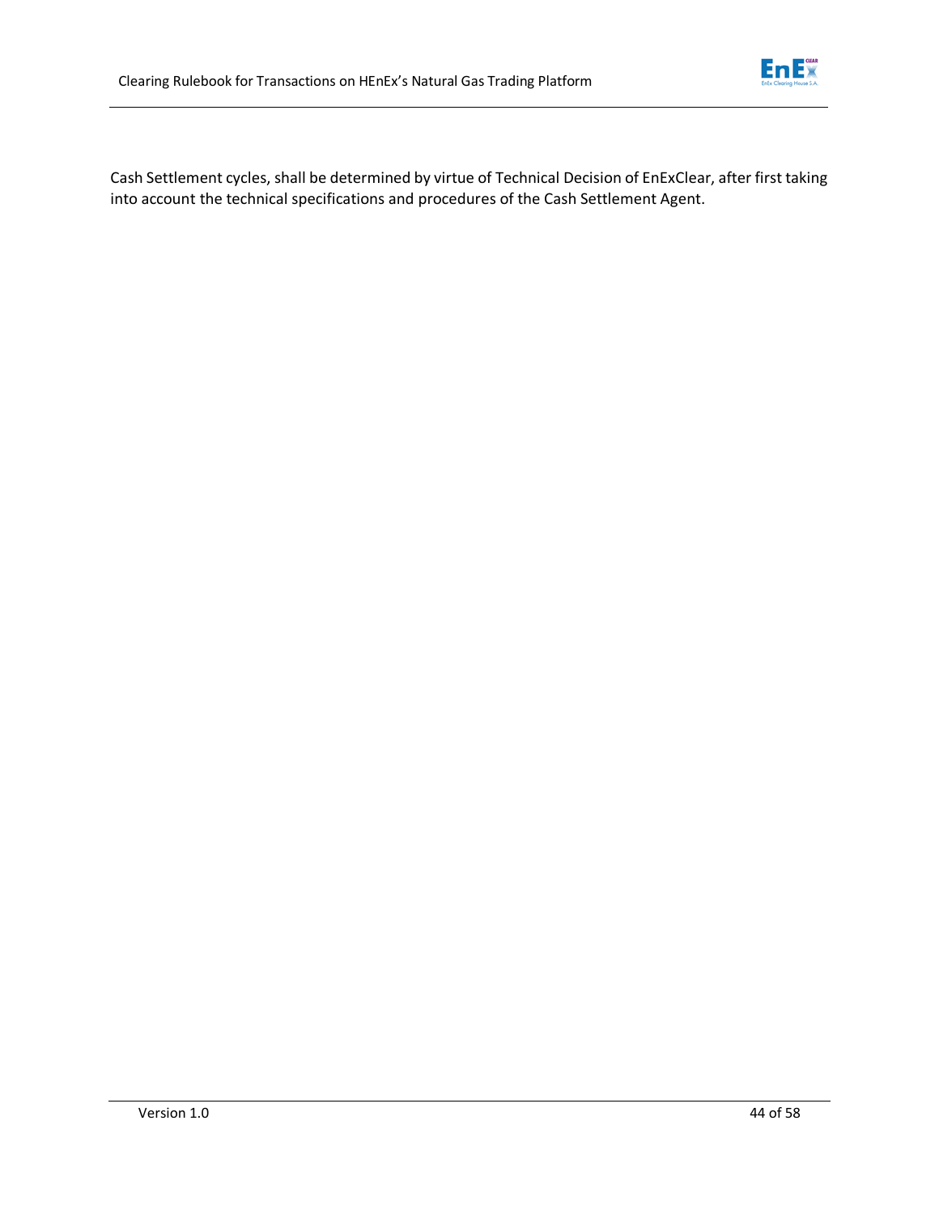Cash Settlement cycles, shall be determined by virtue of Technical Decision of EnExClear, after first taking into account the technical specifications and procedures of the Cash Settlement Agent.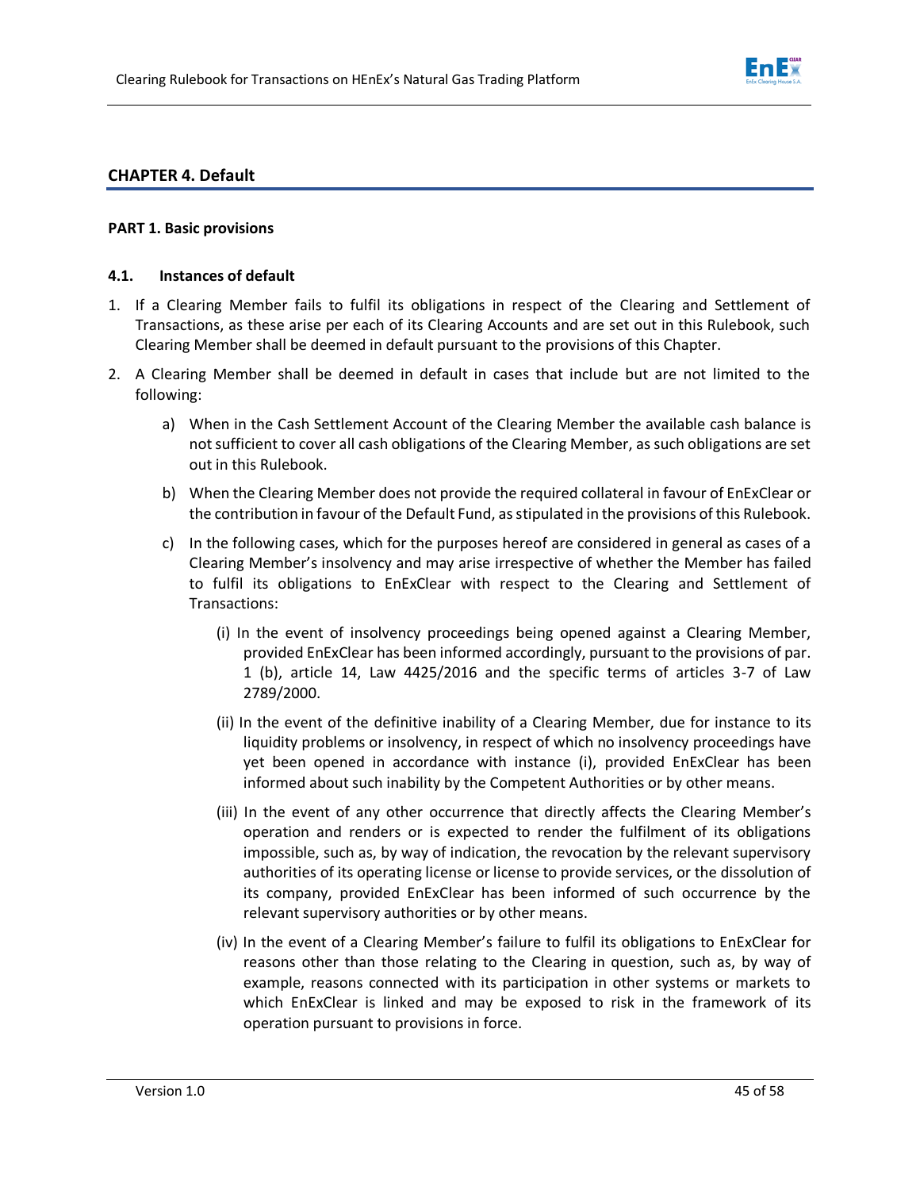## CHAPTER 4. Default

### PART 1. Basic provisions

#### 4.1. Instances of default

1. If a Clearing Member fails to fulfil its obligations in respect of the Clearing and Settlement of Transactions, as these arise per each of its Clearing Accounts and are set out in this Rulebook, such Clearing Member shall be deemed in default pursuant to the provisions of this Chapter.

2. A Clearing Member shall be deemed in default in cases that include but are not limited to the following:

   a) When in the Cash Settlement Account of the Clearing Member the available cash balance is not sufficient to cover all cash obligations of the Clearing Member, as such obligations are set out in this Rulebook.

   b) When the Clearing Member does not provide the required collateral in favour of EnExClear or the contribution in favour of the Default Fund, as stipulated in the provisions of this Rulebook.

   c) In the following cases, which for the purposes hereof are considered in general as cases of a Clearing Member's insolvency and may arise irrespective of whether the Member has failed to fulfil its obligations to EnExClear with respect to the Clearing and Settlement of Transactions:

      (i) In the event of insolvency proceedings being opened against a Clearing Member, provided EnExClear has been informed accordingly, pursuant to the provisions of par. 1 (b), article 14, Law 4425/2016 and the specific terms of articles 3-7 of Law 2789/2000.

      (ii) In the event of the definitive inability of a Clearing Member, due for instance to its liquidity problems or insolvency, in respect of which no insolvency proceedings have yet been opened in accordance with instance (i), provided EnExClear has been informed about such inability by the Competent Authorities or by other means.

      (iii) In the event of any other occurrence that directly affects the Clearing Member's operation and renders or is expected to render the fulfilment of its obligations impossible, such as, by way of indication, the revocation by the relevant supervisory authorities of its operating license or license to provide services, or the dissolution of its company, provided EnExClear has been informed of such occurrence by the relevant supervisory authorities or by other means.

      (iv) In the event of a Clearing Member's failure to fulfil its obligations to EnExClear for reasons other than those relating to the Clearing in question, such as, by way of example, reasons connected with its participation in other systems or markets to which EnExClear is linked and may be exposed to risk in the framework of its operation pursuant to provisions in force.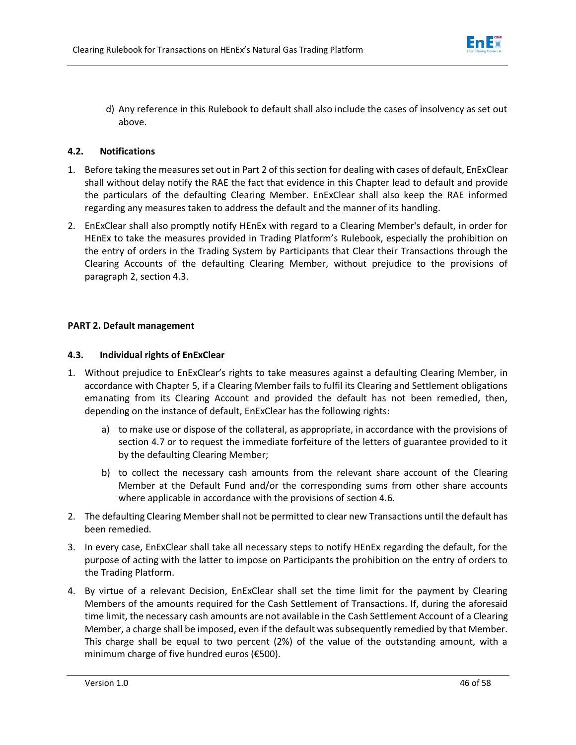d) Any reference in this Rulebook to default shall also include the cases of insolvency as set out above.

### 4.2. Notifications

1. Before taking the measures set out in Part 2 of this section for dealing with cases of default, EnExClear shall without delay notify the RAE the fact that evidence in this Chapter lead to default and provide the particulars of the defaulting Clearing Member. EnExClear shall also keep the RAE informed regarding any measures taken to address the default and the manner of its handling.
2. EnExClear shall also promptly notify HEnEx with regard to a Clearing Member's default, in order for HEnEx to take the measures provided in Trading Platform's Rulebook, especially the prohibition on the entry of orders in the Trading System by Participants that Clear their Transactions through the Clearing Accounts of the defaulting Clearing Member, without prejudice to the provisions of paragraph 2, section 4.3.

## PART 2. Default management

### 4.3. Individual rights of EnExClear

1. Without prejudice to EnExClear's rights to take measures against a defaulting Clearing Member, in accordance with Chapter 5, if a Clearing Member fails to fulfil its Clearing and Settlement obligations emanating from its Clearing Account and provided the default has not been remedied, then, depending on the instance of default, EnExClear has the following rights:
    a) to make use or dispose of the collateral, as appropriate, in accordance with the provisions of section 4.7 or to request the immediate forfeiture of the letters of guarantee provided to it by the defaulting Clearing Member;
    b) to collect the necessary cash amounts from the relevant share account of the Clearing Member at the Default Fund and/or the corresponding sums from other share accounts where applicable in accordance with the provisions of section 4.6.
2. The defaulting Clearing Member shall not be permitted to clear new Transactions until the default has been remedied.
3. In every case, EnExClear shall take all necessary steps to notify HEnEx regarding the default, for the purpose of acting with the latter to impose on Participants the prohibition on the entry of orders to the Trading Platform.
4. By virtue of a relevant Decision, EnExClear shall set the time limit for the payment by Clearing Members of the amounts required for the Cash Settlement of Transactions. If, during the aforesaid time limit, the necessary cash amounts are not available in the Cash Settlement Account of a Clearing Member, a charge shall be imposed, even if the default was subsequently remedied by that Member. This charge shall be equal to two percent (2%) of the value of the outstanding amount, with a minimum charge of five hundred euros (€500).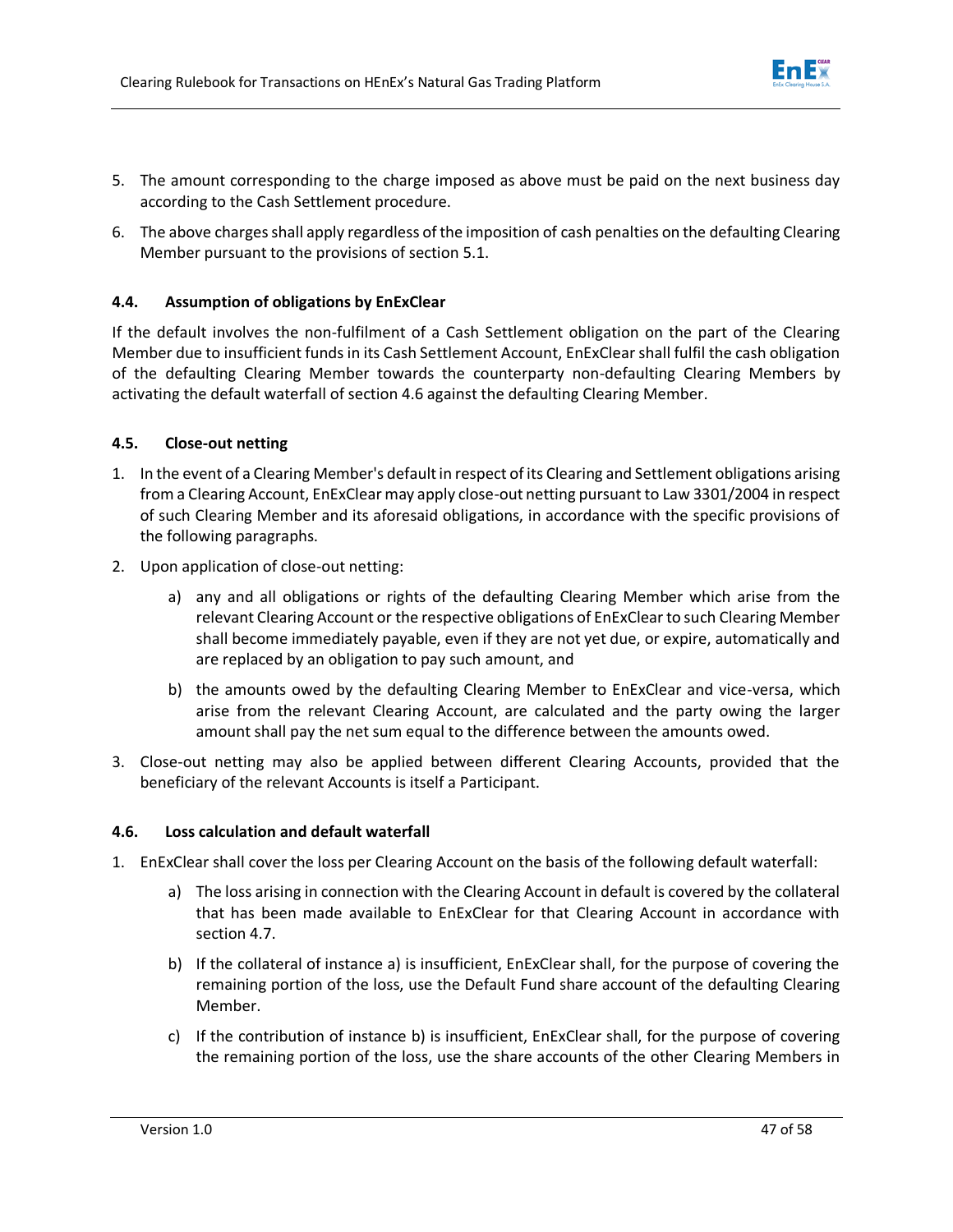5. The amount corresponding to the charge imposed as above must be paid on the next business day according to the Cash Settlement procedure.

6. The above charges shall apply regardless of the imposition of cash penalties on the defaulting Clearing Member pursuant to the provisions of section 5.1.

### 4.4. Assumption of obligations by EnExClear

If the default involves the non-fulfilment of a Cash Settlement obligation on the part of the Clearing Member due to insufficient funds in its Cash Settlement Account, EnExClear shall fulfil the cash obligation of the defaulting Clearing Member towards the counterparty non-defaulting Clearing Members by activating the default waterfall of section 4.6 against the defaulting Clearing Member.

### 4.5. Close-out netting

1. In the event of a Clearing Member's default in respect of its Clearing and Settlement obligations arising from a Clearing Account, EnExClear may apply close-out netting pursuant to Law 3301/2004 in respect of such Clearing Member and its aforesaid obligations, in accordance with the specific provisions of the following paragraphs.

2. Upon application of close-out netting:

   a) any and all obligations or rights of the defaulting Clearing Member which arise from the relevant Clearing Account or the respective obligations of EnExClear to such Clearing Member shall become immediately payable, even if they are not yet due, or expire, automatically and are replaced by an obligation to pay such amount, and

   b) the amounts owed by the defaulting Clearing Member to EnExClear and vice-versa, which arise from the relevant Clearing Account, are calculated and the party owing the larger amount shall pay the net sum equal to the difference between the amounts owed.

3. Close-out netting may also be applied between different Clearing Accounts, provided that the beneficiary of the relevant Accounts is itself a Participant.

### 4.6. Loss calculation and default waterfall

1. EnExClear shall cover the loss per Clearing Account on the basis of the following default waterfall:

   a) The loss arising in connection with the Clearing Account in default is covered by the collateral that has been made available to EnExClear for that Clearing Account in accordance with section 4.7.

   b) If the collateral of instance a) is insufficient, EnExClear shall, for the purpose of covering the remaining portion of the loss, use the Default Fund share account of the defaulting Clearing Member.

   c) If the contribution of instance b) is insufficient, EnExClear shall, for the purpose of covering the remaining portion of the loss, use the share accounts of the other Clearing Members in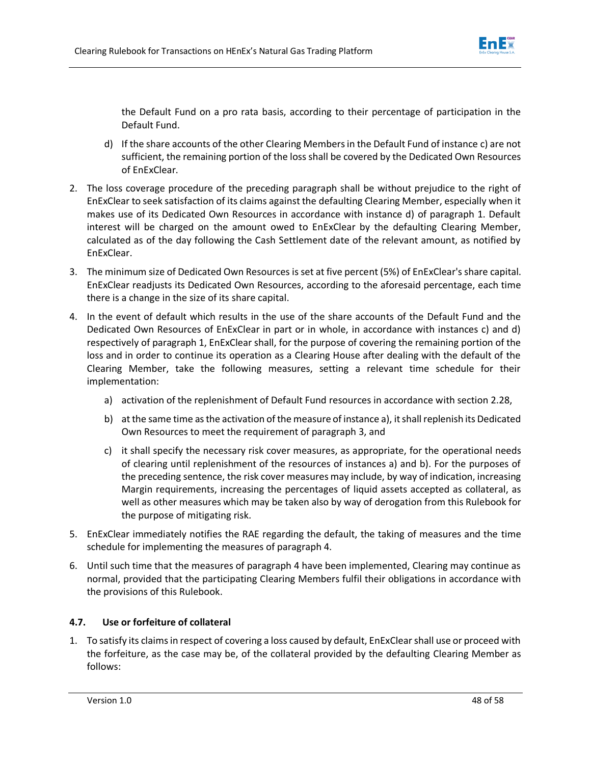the Default Fund on a pro rata basis, according to their percentage of participation in the Default Fund.

d) If the share accounts of the other Clearing Members in the Default Fund of instance c) are not sufficient, the remaining portion of the loss shall be covered by the Dedicated Own Resources of EnExClear.

2. The loss coverage procedure of the preceding paragraph shall be without prejudice to the right of EnExClear to seek satisfaction of its claims against the defaulting Clearing Member, especially when it makes use of its Dedicated Own Resources in accordance with instance d) of paragraph 1. Default interest will be charged on the amount owed to EnExClear by the defaulting Clearing Member, calculated as of the day following the Cash Settlement date of the relevant amount, as notified by EnExClear.

3. The minimum size of Dedicated Own Resources is set at five percent (5%) of EnExClear's share capital. EnExClear readjusts its Dedicated Own Resources, according to the aforesaid percentage, each time there is a change in the size of its share capital.

4. In the event of default which results in the use of the share accounts of the Default Fund and the Dedicated Own Resources of EnExClear in part or in whole, in accordance with instances c) and d) respectively of paragraph 1, EnExClear shall, for the purpose of covering the remaining portion of the loss and in order to continue its operation as a Clearing House after dealing with the default of the Clearing Member, take the following measures, setting a relevant time schedule for their implementation:

    a) activation of the replenishment of Default Fund resources in accordance with section 2.28,

    b) at the same time as the activation of the measure of instance a), it shall replenish its Dedicated Own Resources to meet the requirement of paragraph 3, and

    c) it shall specify the necessary risk cover measures, as appropriate, for the operational needs of clearing until replenishment of the resources of instances a) and b). For the purposes of the preceding sentence, the risk cover measures may include, by way of indication, increasing Margin requirements, increasing the percentages of liquid assets accepted as collateral, as well as other measures which may be taken also by way of derogation from this Rulebook for the purpose of mitigating risk.

5. EnExClear immediately notifies the RAE regarding the default, the taking of measures and the time schedule for implementing the measures of paragraph 4.

6. Until such time that the measures of paragraph 4 have been implemented, Clearing may continue as normal, provided that the participating Clearing Members fulfil their obligations in accordance with the provisions of this Rulebook.

### 4.7. Use or forfeiture of collateral

1. To satisfy its claims in respect of covering a loss caused by default, EnExClear shall use or proceed with the forfeiture, as the case may be, of the collateral provided by the defaulting Clearing Member as follows: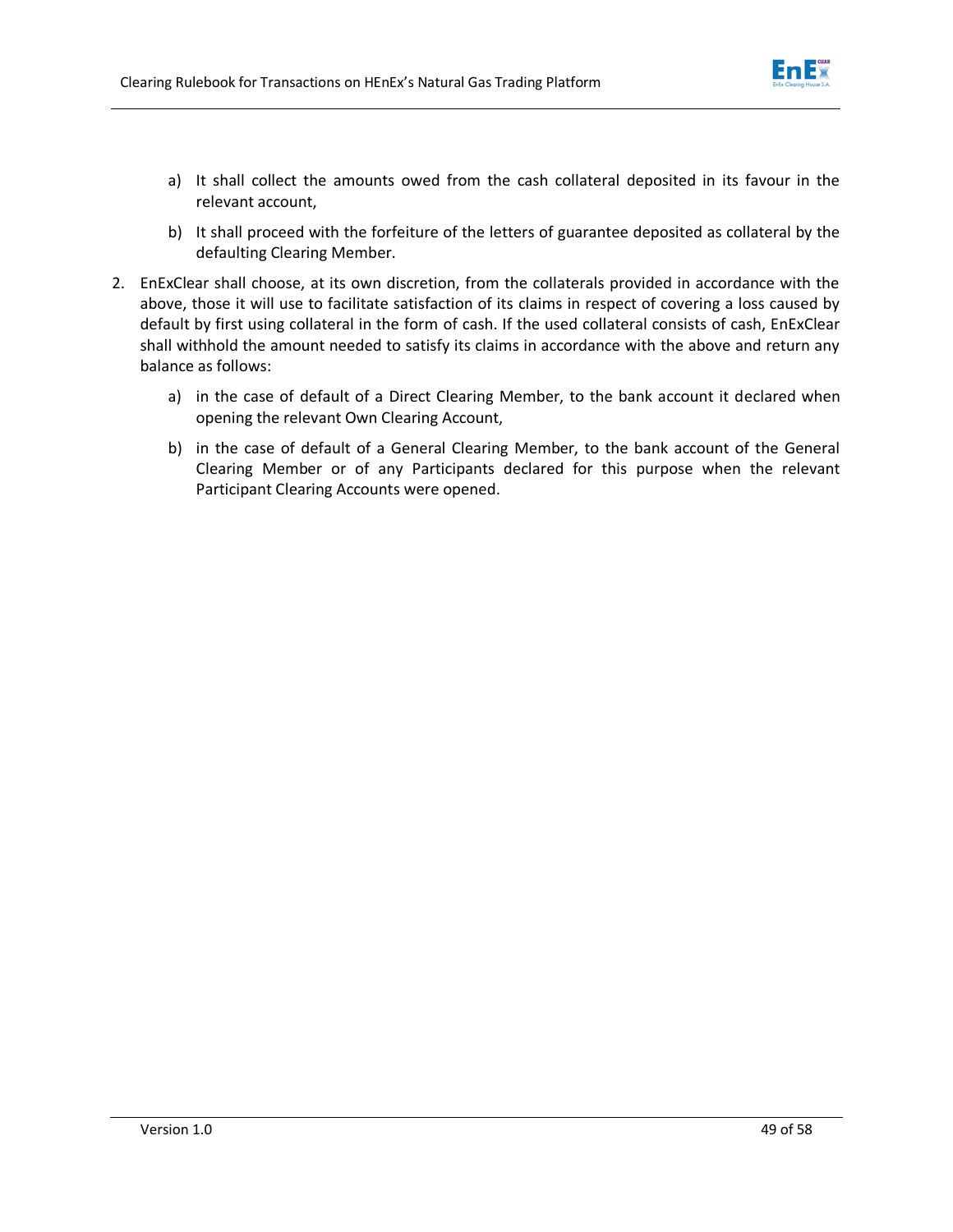a) It shall collect the amounts owed from the cash collateral deposited in its favour in the relevant account,

b) It shall proceed with the forfeiture of the letters of guarantee deposited as collateral by the defaulting Clearing Member.

2. EnExClear shall choose, at its own discretion, from the collaterals provided in accordance with the above, those it will use to facilitate satisfaction of its claims in respect of covering a loss caused by default by first using collateral in the form of cash. If the used collateral consists of cash, EnExClear shall withhold the amount needed to satisfy its claims in accordance with the above and return any balance as follows:

   a) in the case of default of a Direct Clearing Member, to the bank account it declared when opening the relevant Own Clearing Account,

   b) in the case of default of a General Clearing Member, to the bank account of the General Clearing Member or of any Participants declared for this purpose when the relevant Participant Clearing Accounts were opened.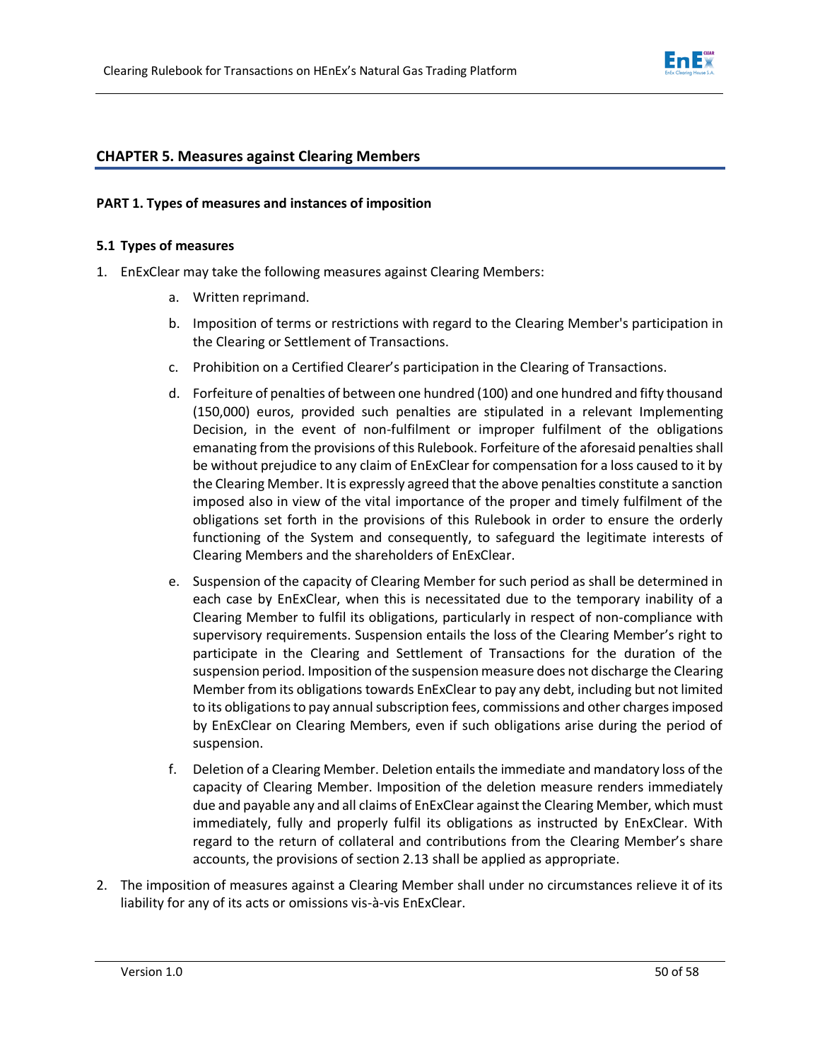## CHAPTER 5. Measures against Clearing Members

### PART 1. Types of measures and instances of imposition

#### 5.1 Types of measures

1. EnExClear may take the following measures against Clearing Members:
    a. Written reprimand.
    b. Imposition of terms or restrictions with regard to the Clearing Member's participation in the Clearing or Settlement of Transactions.
    c. Prohibition on a Certified Clearer's participation in the Clearing of Transactions.
    d. Forfeiture of penalties of between one hundred (100) and one hundred and fifty thousand (150,000) euros, provided such penalties are stipulated in a relevant Implementing Decision, in the event of non-fulfilment or improper fulfilment of the obligations emanating from the provisions of this Rulebook. Forfeiture of the aforesaid penalties shall be without prejudice to any claim of EnExClear for compensation for a loss caused to it by the Clearing Member. It is expressly agreed that the above penalties constitute a sanction imposed also in view of the vital importance of the proper and timely fulfilment of the obligations set forth in the provisions of this Rulebook in order to ensure the orderly functioning of the System and consequently, to safeguard the legitimate interests of Clearing Members and the shareholders of EnExClear.
    e. Suspension of the capacity of Clearing Member for such period as shall be determined in each case by EnExClear, when this is necessitated due to the temporary inability of a Clearing Member to fulfil its obligations, particularly in respect of non-compliance with supervisory requirements. Suspension entails the loss of the Clearing Member's right to participate in the Clearing and Settlement of Transactions for the duration of the suspension period. Imposition of the suspension measure does not discharge the Clearing Member from its obligations towards EnExClear to pay any debt, including but not limited to its obligations to pay annual subscription fees, commissions and other charges imposed by EnExClear on Clearing Members, even if such obligations arise during the period of suspension.
    f. Deletion of a Clearing Member. Deletion entails the immediate and mandatory loss of the capacity of Clearing Member. Imposition of the deletion measure renders immediately due and payable any and all claims of EnExClear against the Clearing Member, which must immediately, fully and properly fulfil its obligations as instructed by EnExClear. With regard to the return of collateral and contributions from the Clearing Member's share accounts, the provisions of section 2.13 shall be applied as appropriate.
2. The imposition of measures against a Clearing Member shall under no circumstances relieve it of its liability for any of its acts or omissions vis-à-vis EnExClear.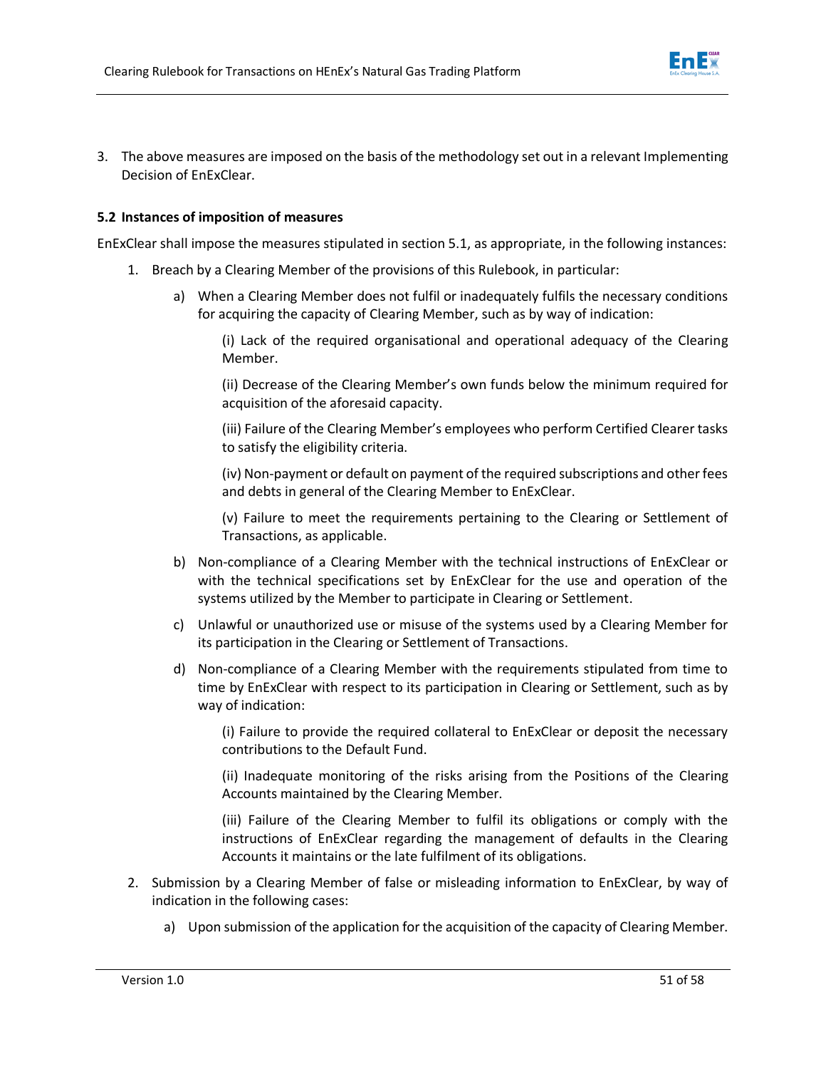3. The above measures are imposed on the basis of the methodology set out in a relevant Implementing Decision of EnExClear.

### 5.2 Instances of imposition of measures

EnExClear shall impose the measures stipulated in section 5.1, as appropriate, in the following instances:

1. Breach by a Clearing Member of the provisions of this Rulebook, in particular:
   a) When a Clearing Member does not fulfil or inadequately fulfils the necessary conditions for acquiring the capacity of Clearing Member, such as by way of indication:

      (i) Lack of the required organisational and operational adequacy of the Clearing Member.

      (ii) Decrease of the Clearing Member's own funds below the minimum required for acquisition of the aforesaid capacity.

      (iii) Failure of the Clearing Member's employees who perform Certified Clearer tasks to satisfy the eligibility criteria.

      (iv) Non-payment or default on payment of the required subscriptions and other fees and debts in general of the Clearing Member to EnExClear.

      (v) Failure to meet the requirements pertaining to the Clearing or Settlement of Transactions, as applicable.

   b) Non-compliance of a Clearing Member with the technical instructions of EnExClear or with the technical specifications set by EnExClear for the use and operation of the systems utilized by the Member to participate in Clearing or Settlement.

   c) Unlawful or unauthorized use or misuse of the systems used by a Clearing Member for its participation in the Clearing or Settlement of Transactions.

   d) Non-compliance of a Clearing Member with the requirements stipulated from time to time by EnExClear with respect to its participation in Clearing or Settlement, such as by way of indication:

      (i) Failure to provide the required collateral to EnExClear or deposit the necessary contributions to the Default Fund.

      (ii) Inadequate monitoring of the risks arising from the Positions of the Clearing Accounts maintained by the Clearing Member.

      (iii) Failure of the Clearing Member to fulfil its obligations or comply with the instructions of EnExClear regarding the management of defaults in the Clearing Accounts it maintains or the late fulfilment of its obligations.

2. Submission by a Clearing Member of false or misleading information to EnExClear, by way of indication in the following cases:
   a) Upon submission of the application for the acquisition of the capacity of Clearing Member.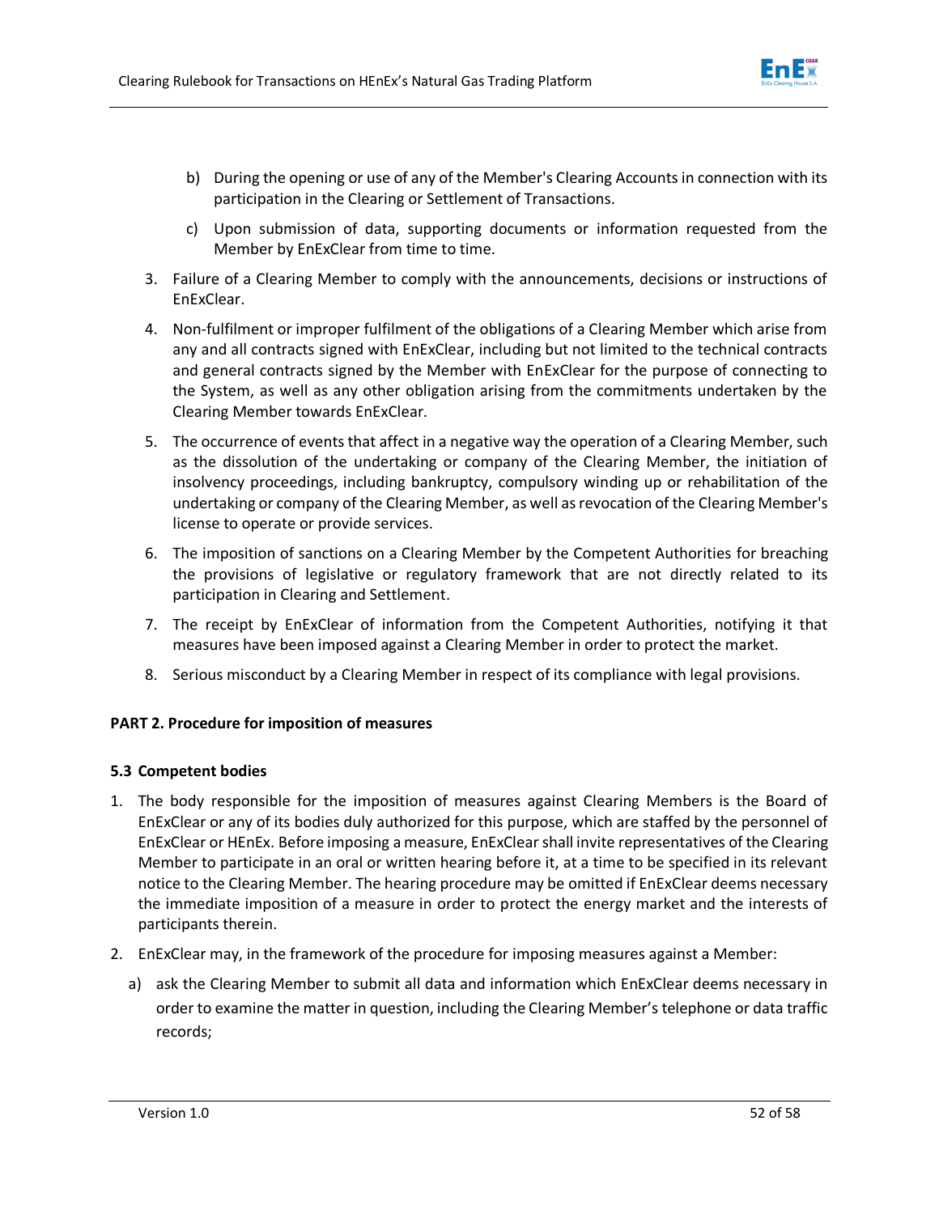b) During the opening or use of any of the Member's Clearing Accounts in connection with its participation in the Clearing or Settlement of Transactions.

   c) Upon submission of data, supporting documents or information requested from the Member by EnExClear from time to time.

3. Failure of a Clearing Member to comply with the announcements, decisions or instructions of EnExClear.

4. Non-fulfilment or improper fulfilment of the obligations of a Clearing Member which arise from any and all contracts signed with EnExClear, including but not limited to the technical contracts and general contracts signed by the Member with EnExClear for the purpose of connecting to the System, as well as any other obligation arising from the commitments undertaken by the Clearing Member towards EnExClear.

5. The occurrence of events that affect in a negative way the operation of a Clearing Member, such as the dissolution of the undertaking or company of the Clearing Member, the initiation of insolvency proceedings, including bankruptcy, compulsory winding up or rehabilitation of the undertaking or company of the Clearing Member, as well as revocation of the Clearing Member's license to operate or provide services.

6. The imposition of sanctions on a Clearing Member by the Competent Authorities for breaching the provisions of legislative or regulatory framework that are not directly related to its participation in Clearing and Settlement.

7. The receipt by EnExClear of information from the Competent Authorities, notifying it that measures have been imposed against a Clearing Member in order to protect the market.

8. Serious misconduct by a Clearing Member in respect of its compliance with legal provisions.

**PART 2. Procedure for imposition of measures**

**5.3 Competent bodies**

1. The body responsible for the imposition of measures against Clearing Members is the Board of EnExClear or any of its bodies duly authorized for this purpose, which are staffed by the personnel of EnExClear or HEnEx. Before imposing a measure, EnExClear shall invite representatives of the Clearing Member to participate in an oral or written hearing before it, at a time to be specified in its relevant notice to the Clearing Member. The hearing procedure may be omitted if EnExClear deems necessary the immediate imposition of a measure in order to protect the energy market and the interests of participants therein.

2. EnExClear may, in the framework of the procedure for imposing measures against a Member:

   a) ask the Clearing Member to submit all data and information which EnExClear deems necessary in order to examine the matter in question, including the Clearing Member's telephone or data traffic records;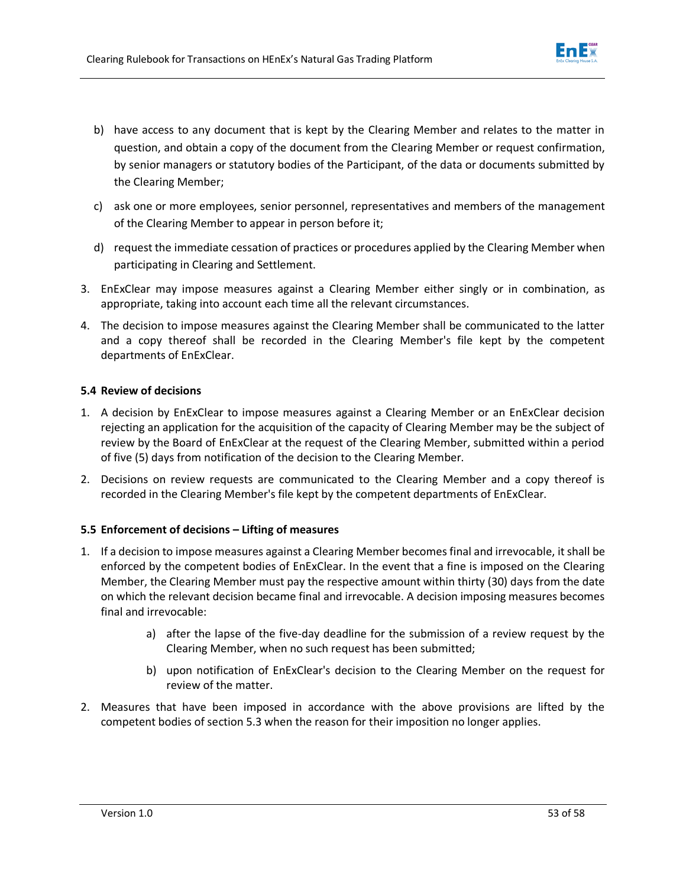b) have access to any document that is kept by the Clearing Member and relates to the matter in question, and obtain a copy of the document from the Clearing Member or request confirmation, by senior managers or statutory bodies of the Participant, of the data or documents submitted by the Clearing Member;

c) ask one or more employees, senior personnel, representatives and members of the management of the Clearing Member to appear in person before it;

d) request the immediate cessation of practices or procedures applied by the Clearing Member when participating in Clearing and Settlement.

3. EnExClear may impose measures against a Clearing Member either singly or in combination, as appropriate, taking into account each time all the relevant circumstances.

4. The decision to impose measures against the Clearing Member shall be communicated to the latter and a copy thereof shall be recorded in the Clearing Member's file kept by the competent departments of EnExClear.

### 5.4 Review of decisions

1. A decision by EnExClear to impose measures against a Clearing Member or an EnExClear decision rejecting an application for the acquisition of the capacity of Clearing Member may be the subject of review by the Board of EnExClear at the request of the Clearing Member, submitted within a period of five (5) days from notification of the decision to the Clearing Member.

2. Decisions on review requests are communicated to the Clearing Member and a copy thereof is recorded in the Clearing Member's file kept by the competent departments of EnExClear.

### 5.5 Enforcement of decisions – Lifting of measures

1. If a decision to impose measures against a Clearing Member becomes final and irrevocable, it shall be enforced by the competent bodies of EnExClear. In the event that a fine is imposed on the Clearing Member, the Clearing Member must pay the respective amount within thirty (30) days from the date on which the relevant decision became final and irrevocable. A decision imposing measures becomes final and irrevocable:

    a) after the lapse of the five-day deadline for the submission of a review request by the Clearing Member, when no such request has been submitted;

    b) upon notification of EnExClear's decision to the Clearing Member on the request for review of the matter.

2. Measures that have been imposed in accordance with the above provisions are lifted by the competent bodies of section 5.3 when the reason for their imposition no longer applies.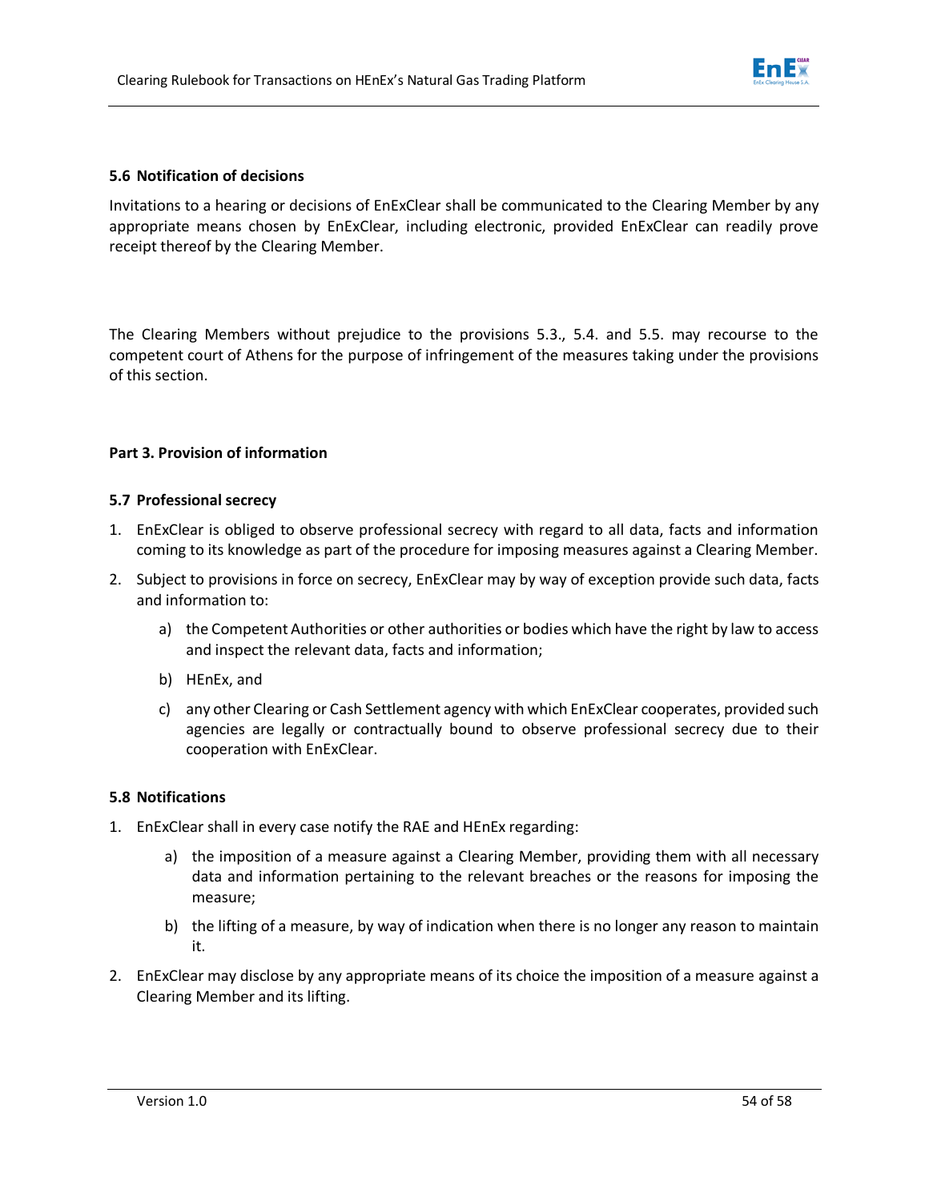### 5.6 Notification of decisions

Invitations to a hearing or decisions of EnExClear shall be communicated to the Clearing Member by any appropriate means chosen by EnExClear, including electronic, provided EnExClear can readily prove receipt thereof by the Clearing Member.

The Clearing Members without prejudice to the provisions 5.3., 5.4. and 5.5. may recourse to the competent court of Athens for the purpose of infringement of the measures taking under the provisions of this section.

## Part 3. Provision of information

### 5.7 Professional secrecy

1. EnExClear is obliged to observe professional secrecy with regard to all data, facts and information coming to its knowledge as part of the procedure for imposing measures against a Clearing Member.
2. Subject to provisions in force on secrecy, EnExClear may by way of exception provide such data, facts and information to:
   a) the Competent Authorities or other authorities or bodies which have the right by law to access and inspect the relevant data, facts and information;
   b) HEnEx, and
   c) any other Clearing or Cash Settlement agency with which EnExClear cooperates, provided such agencies are legally or contractually bound to observe professional secrecy due to their cooperation with EnExClear.

### 5.8 Notifications

1. EnExClear shall in every case notify the RAE and HEnEx regarding:
   a) the imposition of a measure against a Clearing Member, providing them with all necessary data and information pertaining to the relevant breaches or the reasons for imposing the measure;
   b) the lifting of a measure, by way of indication when there is no longer any reason to maintain it.
2. EnExClear may disclose by any appropriate means of its choice the imposition of a measure against a Clearing Member and its lifting.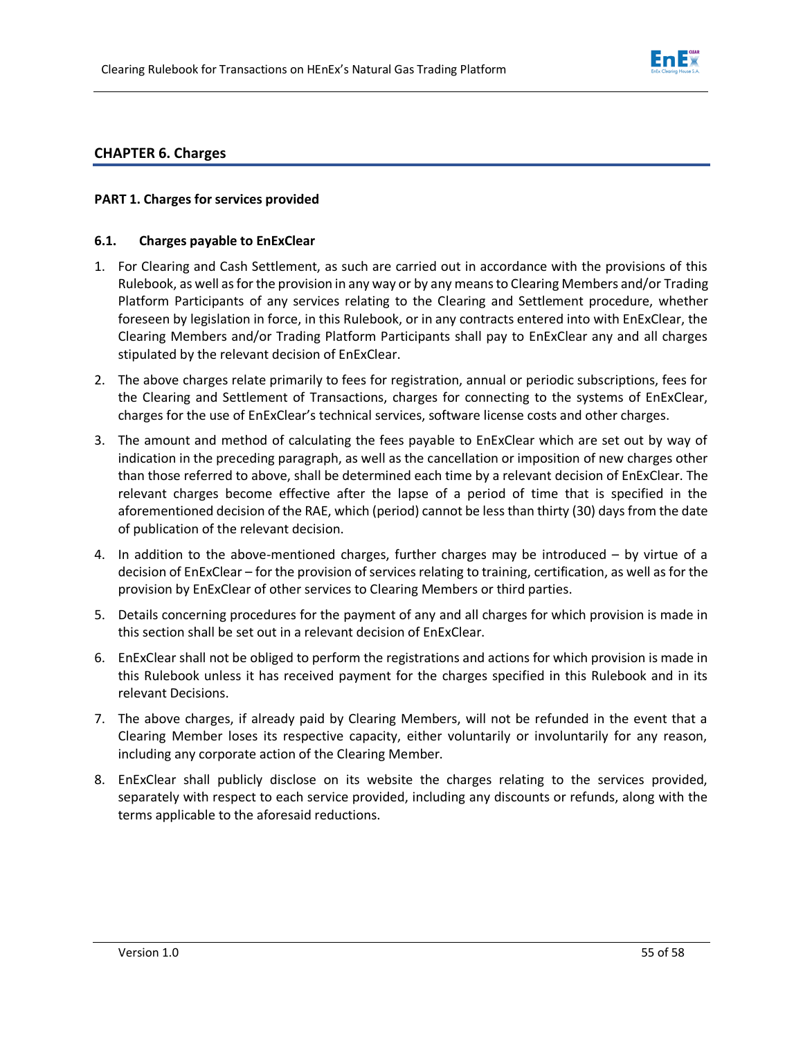## CHAPTER 6. Charges

### PART 1. Charges for services provided

#### 6.1. Charges payable to EnExClear

1. For Clearing and Cash Settlement, as such are carried out in accordance with the provisions of this Rulebook, as well as for the provision in any way or by any means to Clearing Members and/or Trading Platform Participants of any services relating to the Clearing and Settlement procedure, whether foreseen by legislation in force, in this Rulebook, or in any contracts entered into with EnExClear, the Clearing Members and/or Trading Platform Participants shall pay to EnExClear any and all charges stipulated by the relevant decision of EnExClear.
2. The above charges relate primarily to fees for registration, annual or periodic subscriptions, fees for the Clearing and Settlement of Transactions, charges for connecting to the systems of EnExClear, charges for the use of EnExClear's technical services, software license costs and other charges.
3. The amount and method of calculating the fees payable to EnExClear which are set out by way of indication in the preceding paragraph, as well as the cancellation or imposition of new charges other than those referred to above, shall be determined each time by a relevant decision of EnExClear. The relevant charges become effective after the lapse of a period of time that is specified in the aforementioned decision of the RAE, which (period) cannot be less than thirty (30) days from the date of publication of the relevant decision.
4. In addition to the above-mentioned charges, further charges may be introduced – by virtue of a decision of EnExClear – for the provision of services relating to training, certification, as well as for the provision by EnExClear of other services to Clearing Members or third parties.
5. Details concerning procedures for the payment of any and all charges for which provision is made in this section shall be set out in a relevant decision of EnExClear.
6. EnExClear shall not be obliged to perform the registrations and actions for which provision is made in this Rulebook unless it has received payment for the charges specified in this Rulebook and in its relevant Decisions.
7. The above charges, if already paid by Clearing Members, will not be refunded in the event that a Clearing Member loses its respective capacity, either voluntarily or involuntarily for any reason, including any corporate action of the Clearing Member.
8. EnExClear shall publicly disclose on its website the charges relating to the services provided, separately with respect to each service provided, including any discounts or refunds, along with the terms applicable to the aforesaid reductions.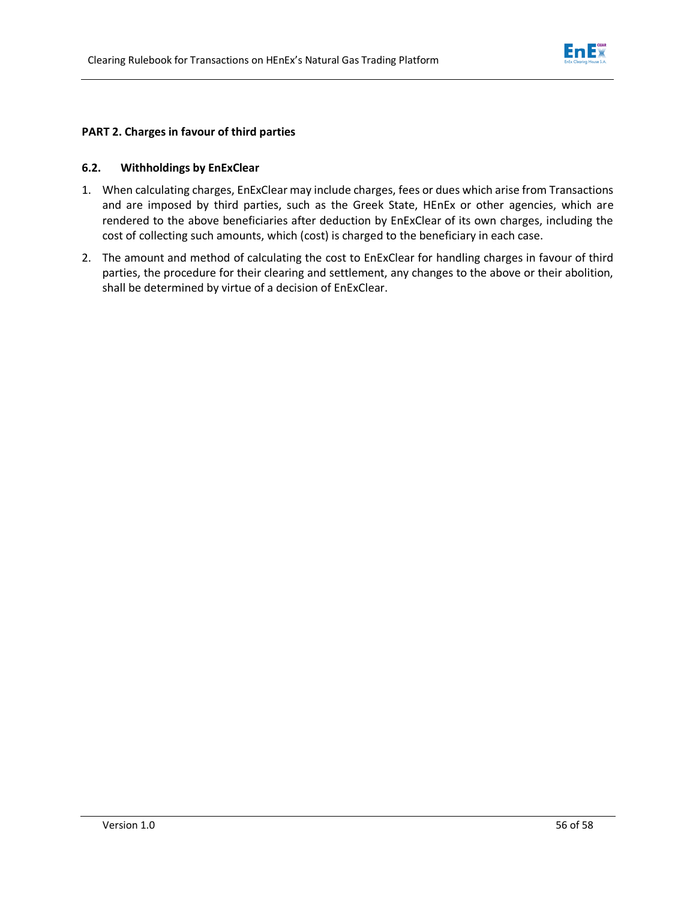**PART 2. Charges in favour of third parties**

### 6.2. Withholdings by EnExClear

1. When calculating charges, EnExClear may include charges, fees or dues which arise from Transactions and are imposed by third parties, such as the Greek State, HEnEx or other agencies, which are rendered to the above beneficiaries after deduction by EnExClear of its own charges, including the cost of collecting such amounts, which (cost) is charged to the beneficiary in each case.
2. The amount and method of calculating the cost to EnExClear for handling charges in favour of third parties, the procedure for their clearing and settlement, any changes to the above or their abolition, shall be determined by virtue of a decision of EnExClear.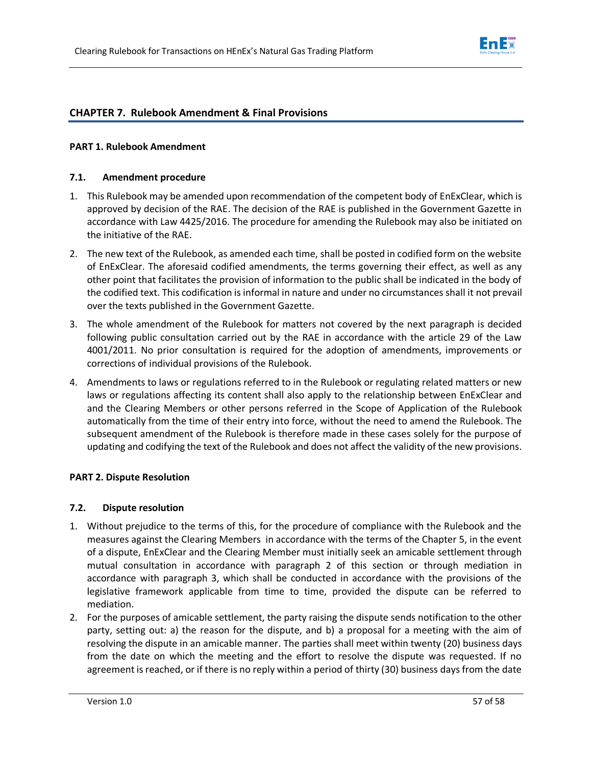## CHAPTER 7. Rulebook Amendment & Final Provisions

### PART 1. Rulebook Amendment

#### 7.1. Amendment procedure

1. This Rulebook may be amended upon recommendation of the competent body of EnExClear, which is approved by decision of the RAE. The decision of the RAE is published in the Government Gazette in accordance with Law 4425/2016. The procedure for amending the Rulebook may also be initiated on the initiative of the RAE.
2. The new text of the Rulebook, as amended each time, shall be posted in codified form on the website of EnExClear. The aforesaid codified amendments, the terms governing their effect, as well as any other point that facilitates the provision of information to the public shall be indicated in the body of the codified text. This codification is informal in nature and under no circumstances shall it not prevail over the texts published in the Government Gazette.
3. The whole amendment of the Rulebook for matters not covered by the next paragraph is decided following public consultation carried out by the RAE in accordance with the article 29 of the Law 4001/2011. No prior consultation is required for the adoption of amendments, improvements or corrections of individual provisions of the Rulebook.
4. Amendments to laws or regulations referred to in the Rulebook or regulating related matters or new laws or regulations affecting its content shall also apply to the relationship between EnExClear and and the Clearing Members or other persons referred in the Scope of Application of the Rulebook automatically from the time of their entry into force, without the need to amend the Rulebook. The subsequent amendment of the Rulebook is therefore made in these cases solely for the purpose of updating and codifying the text of the Rulebook and does not affect the validity of the new provisions.

### PART 2. Dispute Resolution

#### 7.2. Dispute resolution

1. Without prejudice to the terms of this, for the procedure of compliance with the Rulebook and the measures against the Clearing Members in accordance with the terms of the Chapter 5, in the event of a dispute, EnExClear and the Clearing Member must initially seek an amicable settlement through mutual consultation in accordance with paragraph 2 of this section or through mediation in accordance with paragraph 3, which shall be conducted in accordance with the provisions of the legislative framework applicable from time to time, provided the dispute can be referred to mediation.
2. For the purposes of amicable settlement, the party raising the dispute sends notification to the other party, setting out: a) the reason for the dispute, and b) a proposal for a meeting with the aim of resolving the dispute in an amicable manner. The parties shall meet within twenty (20) business days from the date on which the meeting and the effort to resolve the dispute was requested. If no agreement is reached, or if there is no reply within a period of thirty (30) business days from the date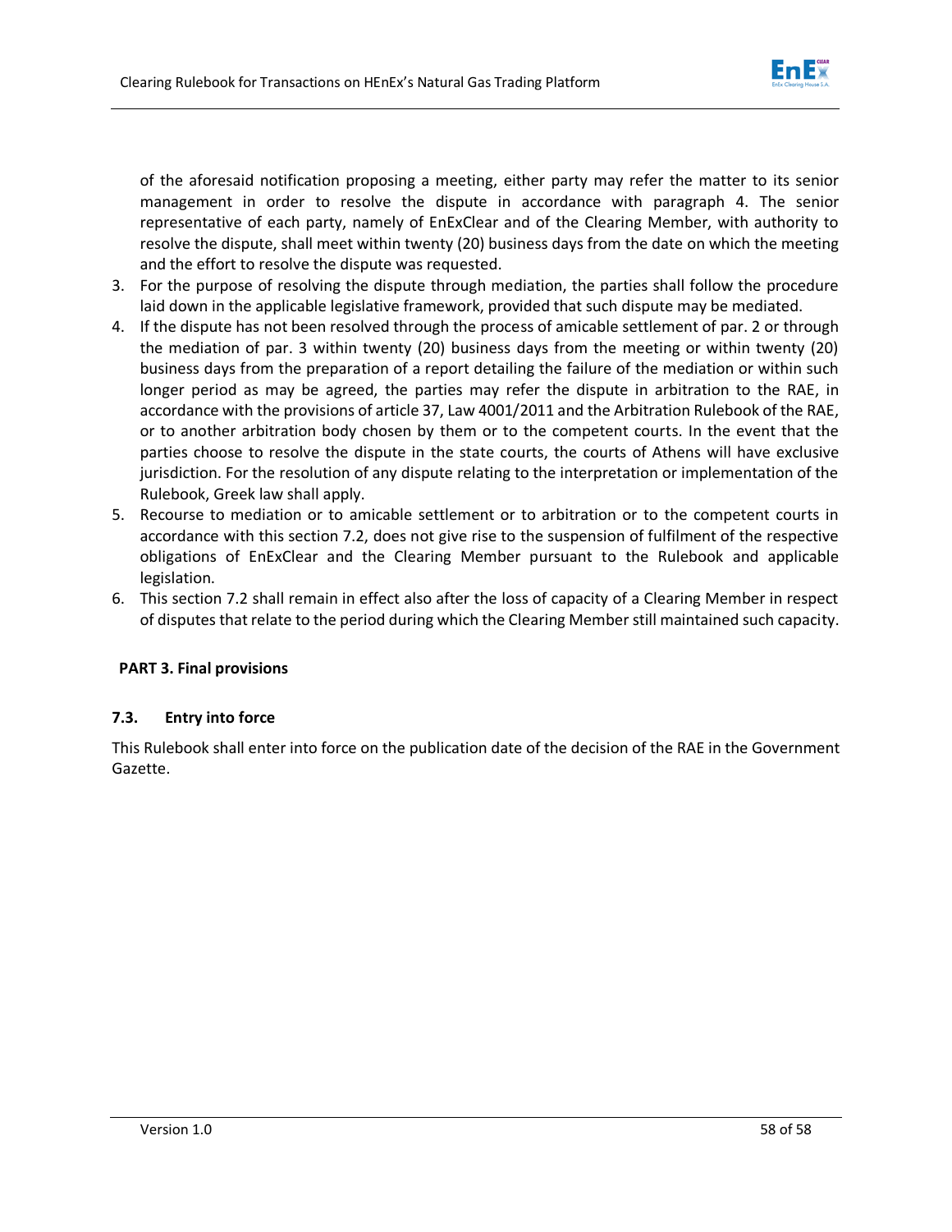of the aforesaid notification proposing a meeting, either party may refer the matter to its senior management in order to resolve the dispute in accordance with paragraph 4. The senior representative of each party, namely of EnExClear and of the Clearing Member, with authority to resolve the dispute, shall meet within twenty (20) business days from the date on which the meeting and the effort to resolve the dispute was requested.

3. For the purpose of resolving the dispute through mediation, the parties shall follow the procedure laid down in the applicable legislative framework, provided that such dispute may be mediated.
4. If the dispute has not been resolved through the process of amicable settlement of par. 2 or through the mediation of par. 3 within twenty (20) business days from the meeting or within twenty (20) business days from the preparation of a report detailing the failure of the mediation or within such longer period as may be agreed, the parties may refer the dispute in arbitration to the RAE, in accordance with the provisions of article 37, Law 4001/2011 and the Arbitration Rulebook of the RAE, or to another arbitration body chosen by them or to the competent courts. In the event that the parties choose to resolve the dispute in the state courts, the courts of Athens will have exclusive jurisdiction. For the resolution of any dispute relating to the interpretation or implementation of the Rulebook, Greek law shall apply.
5. Recourse to mediation or to amicable settlement or to arbitration or to the competent courts in accordance with this section 7.2, does not give rise to the suspension of fulfilment of the respective obligations of EnExClear and the Clearing Member pursuant to the Rulebook and applicable legislation.
6. This section 7.2 shall remain in effect also after the loss of capacity of a Clearing Member in respect of disputes that relate to the period during which the Clearing Member still maintained such capacity.

## PART 3. Final provisions

### 7.3. Entry into force

This Rulebook shall enter into force on the publication date of the decision of the RAE in the Government Gazette.